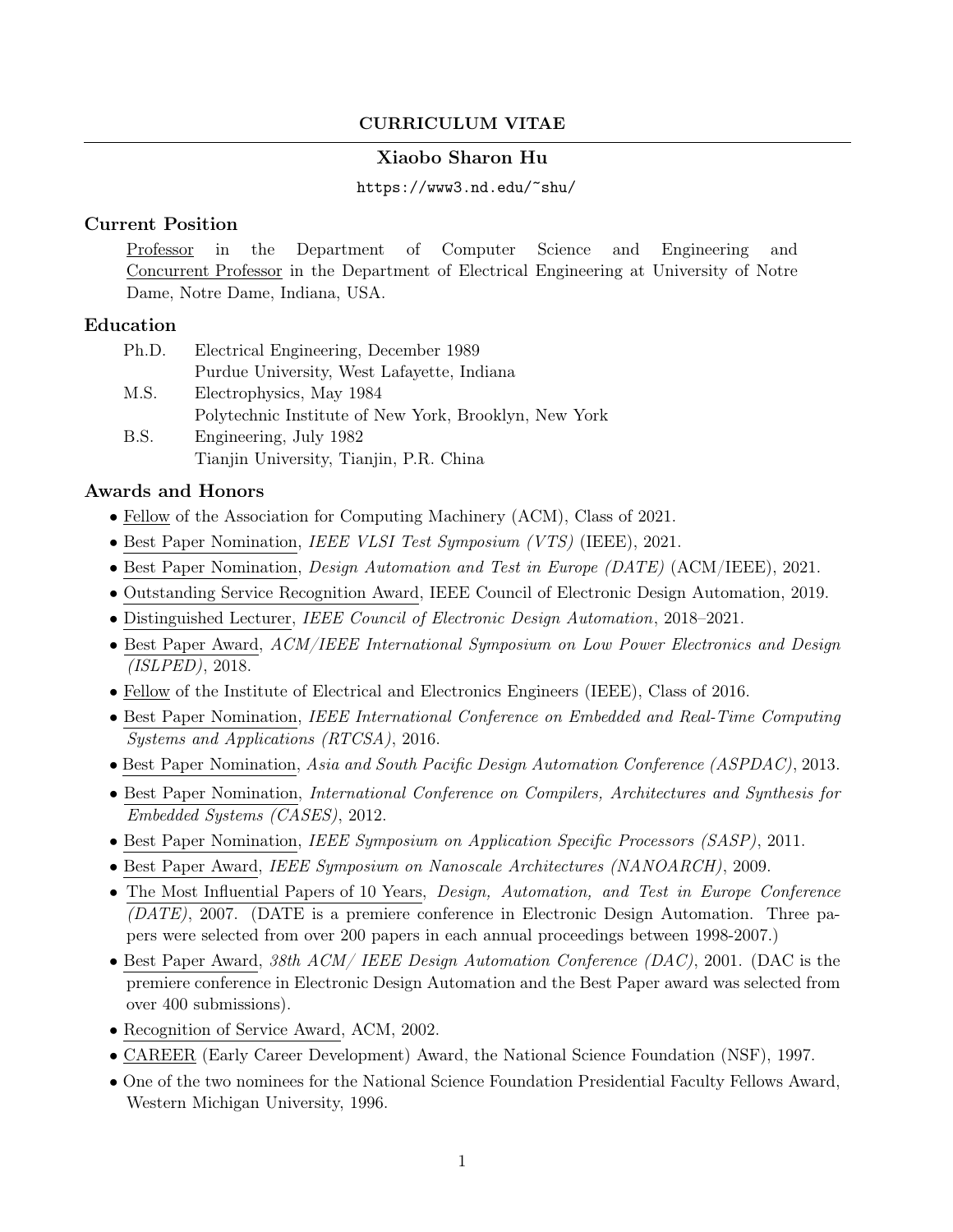# CURRICULUM VITAE

## Xiaobo Sharon Hu

https://www3.nd.edu/~shu/

### Current Position

Professor in the Department of Computer Science and Engineering and Concurrent Professor in the Department of Electrical Engineering at University of Notre Dame, Notre Dame, Indiana, USA.

### Education

- Ph.D. Electrical Engineering, December 1989
  Purdue University, West Lafayette, Indiana
- M.S. Electrophysics, May 1984
  Polytechnic Institute of New York, Brooklyn, New York
- B.S. Engineering, July 1982
  Tianjin University, Tianjin, P.R. China

### Awards and Honors

- Fellow of the Association for Computing Machinery (ACM), Class of 2021.
- Best Paper Nomination, *IEEE VLSI Test Symposium (VTS)* (IEEE), 2021.
- Best Paper Nomination, *Design Automation and Test in Europe (DATE)* (ACM/IEEE), 2021.
- Outstanding Service Recognition Award, IEEE Council of Electronic Design Automation, 2019.
- Distinguished Lecturer, *IEEE Council of Electronic Design Automation*, 2018–2021.
- Best Paper Award, *ACM/IEEE International Symposium on Low Power Electronics and Design (ISLPED)*, 2018.
- Fellow of the Institute of Electrical and Electronics Engineers (IEEE), Class of 2016.
- Best Paper Nomination, *IEEE International Conference on Embedded and Real-Time Computing Systems and Applications (RTCSA)*, 2016.
- Best Paper Nomination, *Asia and South Pacific Design Automation Conference (ASPDAC)*, 2013.
- Best Paper Nomination, *International Conference on Compilers, Architectures and Synthesis for Embedded Systems (CASES)*, 2012.
- Best Paper Nomination, *IEEE Symposium on Application Specific Processors (SASP)*, 2011.
- Best Paper Award, *IEEE Symposium on Nanoscale Architectures (NANOARCH)*, 2009.
- The Most Influential Papers of 10 Years, *Design, Automation, and Test in Europe Conference (DATE)*, 2007. (DATE is a premiere conference in Electronic Design Automation. Three papers were selected from over 200 papers in each annual proceedings between 1998-2007.)
- Best Paper Award, *38th ACM/ IEEE Design Automation Conference (DAC)*, 2001. (DAC is the premiere conference in Electronic Design Automation and the Best Paper award was selected from over 400 submissions).
- Recognition of Service Award, ACM, 2002.
- CAREER (Early Career Development) Award, the National Science Foundation (NSF), 1997.
- One of the two nominees for the National Science Foundation Presidential Faculty Fellows Award, Western Michigan University, 1996.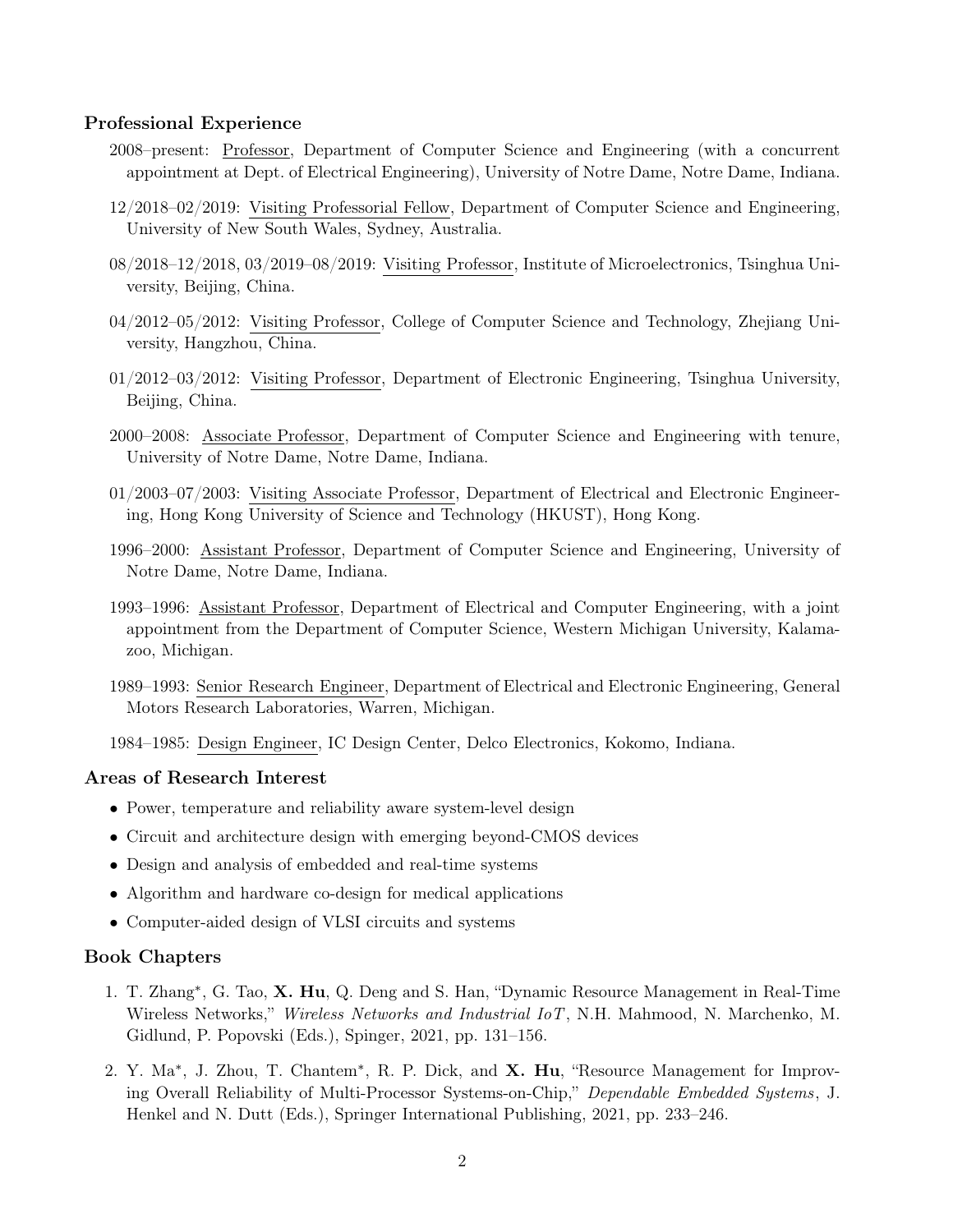## Professional Experience

2008–present: Professor, Department of Computer Science and Engineering (with a concurrent appointment at Dept. of Electrical Engineering), University of Notre Dame, Notre Dame, Indiana.

12/2018–02/2019: Visiting Professorial Fellow, Department of Computer Science and Engineering, University of New South Wales, Sydney, Australia.

08/2018–12/2018, 03/2019–08/2019: Visiting Professor, Institute of Microelectronics, Tsinghua University, Beijing, China.

04/2012–05/2012: Visiting Professor, College of Computer Science and Technology, Zhejiang University, Hangzhou, China.

01/2012–03/2012: Visiting Professor, Department of Electronic Engineering, Tsinghua University, Beijing, China.

2000–2008: Associate Professor, Department of Computer Science and Engineering with tenure, University of Notre Dame, Notre Dame, Indiana.

01/2003–07/2003: Visiting Associate Professor, Department of Electrical and Electronic Engineering, Hong Kong University of Science and Technology (HKUST), Hong Kong.

1996–2000: Assistant Professor, Department of Computer Science and Engineering, University of Notre Dame, Notre Dame, Indiana.

1993–1996: Assistant Professor, Department of Electrical and Computer Engineering, with a joint appointment from the Department of Computer Science, Western Michigan University, Kalamazoo, Michigan.

1989–1993: Senior Research Engineer, Department of Electrical and Electronic Engineering, General Motors Research Laboratories, Warren, Michigan.

1984–1985: Design Engineer, IC Design Center, Delco Electronics, Kokomo, Indiana.

## Areas of Research Interest

- Power, temperature and reliability aware system-level design
- Circuit and architecture design with emerging beyond-CMOS devices
- Design and analysis of embedded and real-time systems
- Algorithm and hardware co-design for medical applications
- Computer-aided design of VLSI circuits and systems

## Book Chapters

1. T. Zhang*, G. Tao, **X. Hu**, Q. Deng and S. Han, "Dynamic Resource Management in Real-Time Wireless Networks," *Wireless Networks and Industrial IoT*, N.H. Mahmood, N. Marchenko, M. Gidlund, P. Popovski (Eds.), Spinger, 2021, pp. 131–156.
2. Y. Ma*, J. Zhou, T. Chantem*, R. P. Dick, and **X. Hu**, "Resource Management for Improving Overall Reliability of Multi-Processor Systems-on-Chip," *Dependable Embedded Systems*, J. Henkel and N. Dutt (Eds.), Springer International Publishing, 2021, pp. 233–246.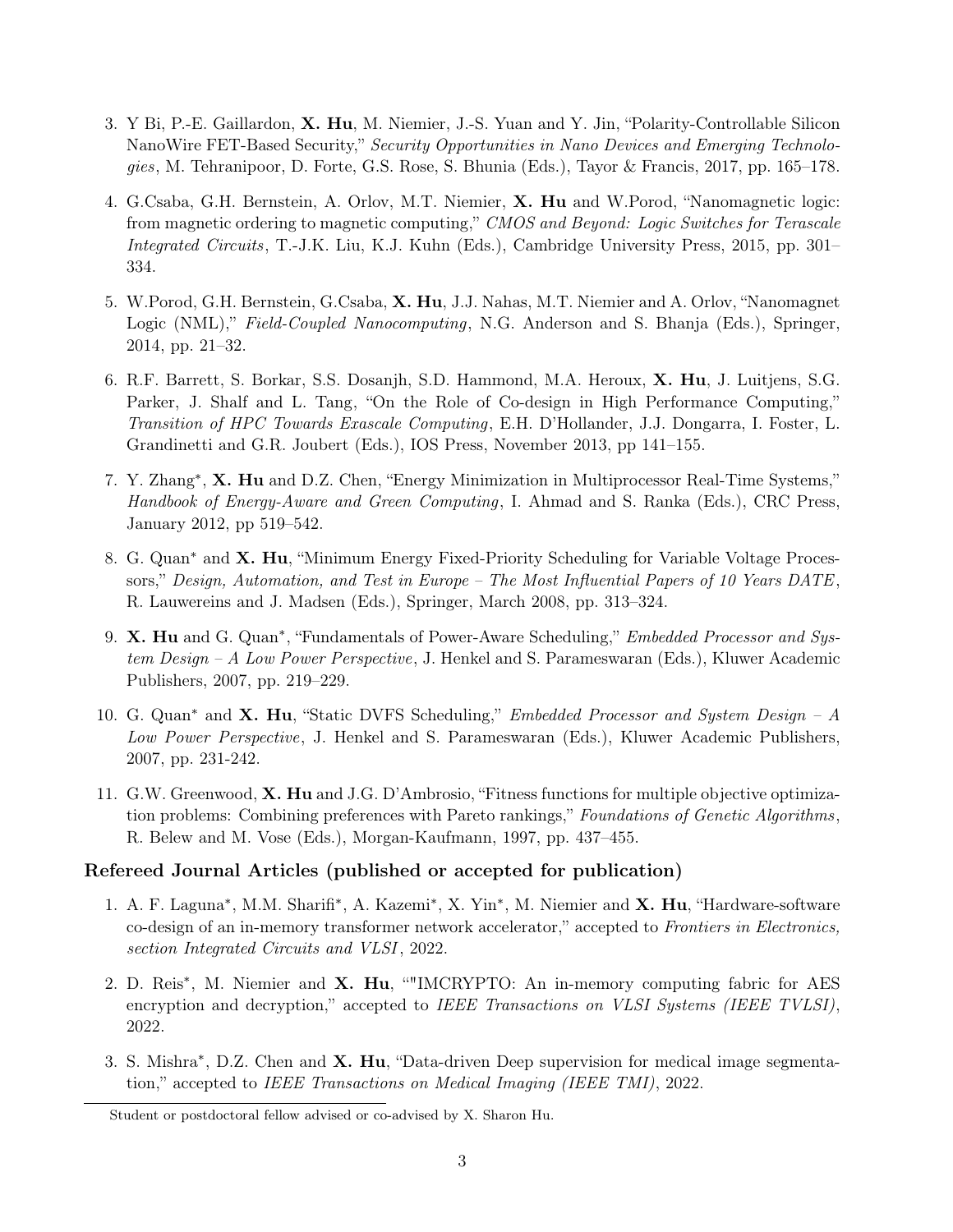3. Y Bi, P.-E. Gaillardon, **X. Hu**, M. Niemier, J.-S. Yuan and Y. Jin, "Polarity-Controllable Silicon NanoWire FET-Based Security," *Security Opportunities in Nano Devices and Emerging Technologies*, M. Tehranipoor, D. Forte, G.S. Rose, S. Bhunia (Eds.), Tayor & Francis, 2017, pp. 165–178.

4. G.Csaba, G.H. Bernstein, A. Orlov, M.T. Niemier, **X. Hu** and W.Porod, "Nanomagnetic logic: from magnetic ordering to magnetic computing," *CMOS and Beyond: Logic Switches for Terascale Integrated Circuits*, T.-J.K. Liu, K.J. Kuhn (Eds.), Cambridge University Press, 2015, pp. 301–334.

5. W.Porod, G.H. Bernstein, G.Csaba, **X. Hu**, J.J. Nahas, M.T. Niemier and A. Orlov, "Nanomagnet Logic (NML)," *Field-Coupled Nanocomputing*, N.G. Anderson and S. Bhanja (Eds.), Springer, 2014, pp. 21–32.

6. R.F. Barrett, S. Borkar, S.S. Dosanjh, S.D. Hammond, M.A. Heroux, **X. Hu**, J. Luitjens, S.G. Parker, J. Shalf and L. Tang, "On the Role of Co-design in High Performance Computing," *Transition of HPC Towards Exascale Computing*, E.H. D'Hollander, J.J. Dongarra, I. Foster, L. Grandinetti and G.R. Joubert (Eds.), IOS Press, November 2013, pp 141–155.

7. Y. Zhang*, **X. Hu** and D.Z. Chen, "Energy Minimization in Multiprocessor Real-Time Systems," *Handbook of Energy-Aware and Green Computing*, I. Ahmad and S. Ranka (Eds.), CRC Press, January 2012, pp 519–542.

8. G. Quan* and **X. Hu**, "Minimum Energy Fixed-Priority Scheduling for Variable Voltage Processors," *Design, Automation, and Test in Europe – The Most Influential Papers of 10 Years DATE*, R. Lauwereins and J. Madsen (Eds.), Springer, March 2008, pp. 313–324.

9. **X. Hu** and G. Quan*, "Fundamentals of Power-Aware Scheduling," *Embedded Processor and System Design – A Low Power Perspective*, J. Henkel and S. Parameswaran (Eds.), Kluwer Academic Publishers, 2007, pp. 219–229.

10. G. Quan* and **X. Hu**, "Static DVFS Scheduling," *Embedded Processor and System Design – A Low Power Perspective*, J. Henkel and S. Parameswaran (Eds.), Kluwer Academic Publishers, 2007, pp. 231-242.

11. G.W. Greenwood, **X. Hu** and J.G. D'Ambrosio, "Fitness functions for multiple objective optimization problems: Combining preferences with Pareto rankings," *Foundations of Genetic Algorithms*, R. Belew and M. Vose (Eds.), Morgan-Kaufmann, 1997, pp. 437–455.

### Refereed Journal Articles (published or accepted for publication)

1. A. F. Laguna*, M.M. Sharifi*, A. Kazemi*, X. Yin*, M. Niemier and **X. Hu**, "Hardware-software co-design of an in-memory transformer network accelerator," accepted to *Frontiers in Electronics, section Integrated Circuits and VLSI*, 2022.

2. D. Reis*, M. Niemier and **X. Hu**, ""IMCRYPTO: An in-memory computing fabric for AES encryption and decryption," accepted to *IEEE Transactions on VLSI Systems (IEEE TVLSI)*, 2022.

3. S. Mishra*, D.Z. Chen and **X. Hu**, "Data-driven Deep supervision for medical image segmentation," accepted to *IEEE Transactions on Medical Imaging (IEEE TMI)*, 2022.

* Student or postdoctoral fellow advised or co-advised by X. Sharon Hu.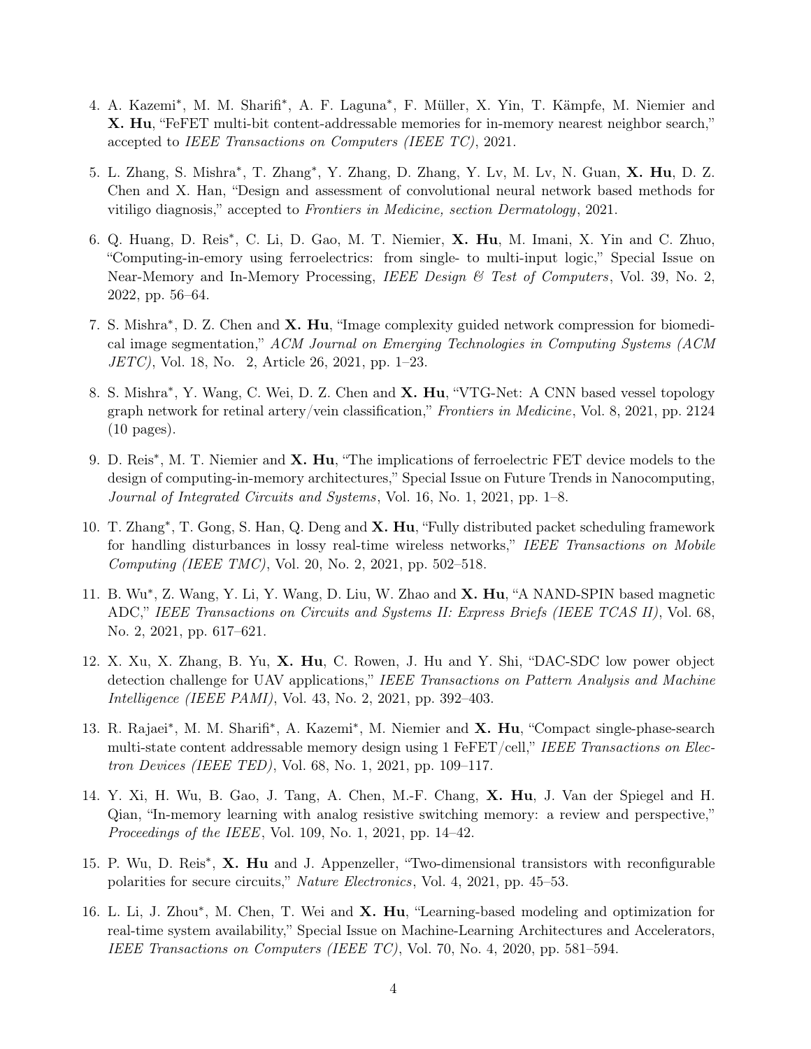4. A. Kazemi*, M. M. Sharifi*, A. F. Laguna*, F. Müller, X. Yin, T. Kämpfe, M. Niemier and **X. Hu**, "FeFET multi-bit content-addressable memories for in-memory nearest neighbor search," accepted to *IEEE Transactions on Computers (IEEE TC)*, 2021.

5. L. Zhang, S. Mishra*, T. Zhang*, Y. Zhang, D. Zhang, Y. Lv, M. Lv, N. Guan, **X. Hu**, D. Z. Chen and X. Han, "Design and assessment of convolutional neural network based methods for vitiligo diagnosis," accepted to *Frontiers in Medicine, section Dermatology*, 2021.

6. Q. Huang, D. Reis*, C. Li, D. Gao, M. T. Niemier, **X. Hu**, M. Imani, X. Yin and C. Zhuo, "Computing-in-emory using ferroelectrics: from single- to multi-input logic," Special Issue on Near-Memory and In-Memory Processing, *IEEE Design & Test of Computers*, Vol. 39, No. 2, 2022, pp. 56–64.

7. S. Mishra*, D. Z. Chen and **X. Hu**, "Image complexity guided network compression for biomedical image segmentation," *ACM Journal on Emerging Technologies in Computing Systems (ACM JETC)*, Vol. 18, No. 2, Article 26, 2021, pp. 1–23.

8. S. Mishra*, Y. Wang, C. Wei, D. Z. Chen and **X. Hu**, "VTG-Net: A CNN based vessel topology graph network for retinal artery/vein classification," *Frontiers in Medicine*, Vol. 8, 2021, pp. 2124 (10 pages).

9. D. Reis*, M. T. Niemier and **X. Hu**, "The implications of ferroelectric FET device models to the design of computing-in-memory architectures," Special Issue on Future Trends in Nanocomputing, *Journal of Integrated Circuits and Systems*, Vol. 16, No. 1, 2021, pp. 1–8.

10. T. Zhang*, T. Gong, S. Han, Q. Deng and **X. Hu**, "Fully distributed packet scheduling framework for handling disturbances in lossy real-time wireless networks," *IEEE Transactions on Mobile Computing (IEEE TMC)*, Vol. 20, No. 2, 2021, pp. 502–518.

11. B. Wu*, Z. Wang, Y. Li, Y. Wang, D. Liu, W. Zhao and **X. Hu**, "A NAND-SPIN based magnetic ADC," *IEEE Transactions on Circuits and Systems II: Express Briefs (IEEE TCAS II)*, Vol. 68, No. 2, 2021, pp. 617–621.

12. X. Xu, X. Zhang, B. Yu, **X. Hu**, C. Rowen, J. Hu and Y. Shi, "DAC-SDC low power object detection challenge for UAV applications," *IEEE Transactions on Pattern Analysis and Machine Intelligence (IEEE PAMI)*, Vol. 43, No. 2, 2021, pp. 392–403.

13. R. Rajaei*, M. M. Sharifi*, A. Kazemi*, M. Niemier and **X. Hu**, "Compact single-phase-search multi-state content addressable memory design using 1 FeFET/cell," *IEEE Transactions on Electron Devices (IEEE TED)*, Vol. 68, No. 1, 2021, pp. 109–117.

14. Y. Xi, H. Wu, B. Gao, J. Tang, A. Chen, M.-F. Chang, **X. Hu**, J. Van der Spiegel and H. Qian, "In-memory learning with analog resistive switching memory: a review and perspective," *Proceedings of the IEEE*, Vol. 109, No. 1, 2021, pp. 14–42.

15. P. Wu, D. Reis*, **X. Hu** and J. Appenzeller, "Two-dimensional transistors with reconfigurable polarities for secure circuits," *Nature Electronics*, Vol. 4, 2021, pp. 45–53.

16. L. Li, J. Zhou*, M. Chen, T. Wei and **X. Hu**, "Learning-based modeling and optimization for real-time system availability," Special Issue on Machine-Learning Architectures and Accelerators, *IEEE Transactions on Computers (IEEE TC)*, Vol. 70, No. 4, 2020, pp. 581–594.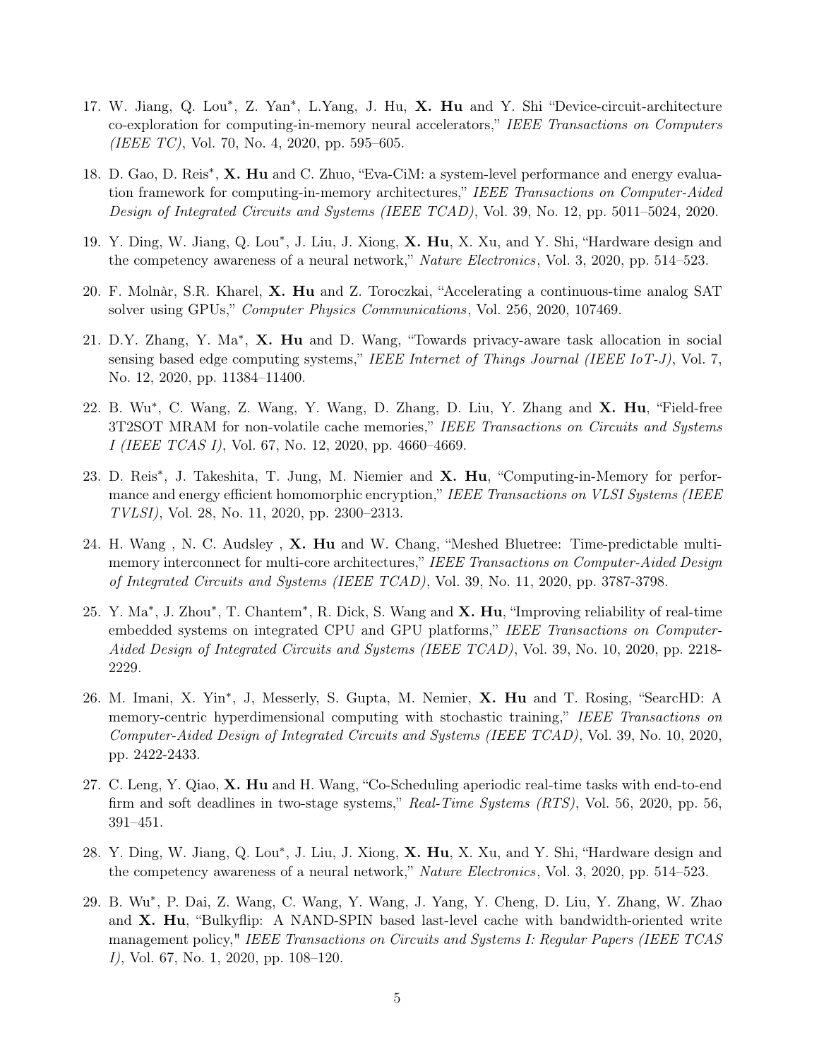17. W. Jiang, Q. Lou*, Z. Yan*, L.Yang, J. Hu, **X. Hu** and Y. Shi "Device-circuit-architecture co-exploration for computing-in-memory neural accelerators," *IEEE Transactions on Computers (IEEE TC)*, Vol. 70, No. 4, 2020, pp. 595–605.

18. D. Gao, D. Reis*, **X. Hu** and C. Zhuo, "Eva-CiM: a system-level performance and energy evaluation framework for computing-in-memory architectures," *IEEE Transactions on Computer-Aided Design of Integrated Circuits and Systems (IEEE TCAD)*, Vol. 39, No. 12, pp. 5011–5024, 2020.

19. Y. Ding, W. Jiang, Q. Lou*, J. Liu, J. Xiong, **X. Hu**, X. Xu, and Y. Shi, "Hardware design and the competency awareness of a neural network," *Nature Electronics*, Vol. 3, 2020, pp. 514–523.

20. F. Molnàr, S.R. Kharel, **X. Hu** and Z. Toroczkai, "Accelerating a continuous-time analog SAT solver using GPUs," *Computer Physics Communications*, Vol. 256, 2020, 107469.

21. D.Y. Zhang, Y. Ma*, **X. Hu** and D. Wang, "Towards privacy-aware task allocation in social sensing based edge computing systems," *IEEE Internet of Things Journal (IEEE IoT-J)*, Vol. 7, No. 12, 2020, pp. 11384–11400.

22. B. Wu*, C. Wang, Z. Wang, Y. Wang, D. Zhang, D. Liu, Y. Zhang and **X. Hu**, "Field-free 3T2SOT MRAM for non-volatile cache memories," *IEEE Transactions on Circuits and Systems I (IEEE TCAS I)*, Vol. 67, No. 12, 2020, pp. 4660–4669.

23. D. Reis*, J. Takeshita, T. Jung, M. Niemier and **X. Hu**, "Computing-in-Memory for performance and energy efficient homomorphic encryption," *IEEE Transactions on VLSI Systems (IEEE TVLSI)*, Vol. 28, No. 11, 2020, pp. 2300–2313.

24. H. Wang , N. C. Audsley , **X. Hu** and W. Chang, "Meshed Bluetree: Time-predictable multi-memory interconnect for multi-core architectures," *IEEE Transactions on Computer-Aided Design of Integrated Circuits and Systems (IEEE TCAD)*, Vol. 39, No. 11, 2020, pp. 3787-3798.

25. Y. Ma*, J. Zhou*, T. Chantem*, R. Dick, S. Wang and **X. Hu**, "Improving reliability of real-time embedded systems on integrated CPU and GPU platforms," *IEEE Transactions on Computer-Aided Design of Integrated Circuits and Systems (IEEE TCAD)*, Vol. 39, No. 10, 2020, pp. 2218-2229.

26. M. Imani, X. Yin*, J, Messerly, S. Gupta, M. Nemier, **X. Hu** and T. Rosing, "SearcHD: A memory-centric hyperdimensional computing with stochastic training," *IEEE Transactions on Computer-Aided Design of Integrated Circuits and Systems (IEEE TCAD)*, Vol. 39, No. 10, 2020, pp. 2422-2433.

27. C. Leng, Y. Qiao, **X. Hu** and H. Wang, "Co-Scheduling aperiodic real-time tasks with end-to-end firm and soft deadlines in two-stage systems," *Real-Time Systems (RTS)*, Vol. 56, 2020, pp. 56, 391–451.

28. Y. Ding, W. Jiang, Q. Lou*, J. Liu, J. Xiong, **X. Hu**, X. Xu, and Y. Shi, "Hardware design and the competency awareness of a neural network," *Nature Electronics*, Vol. 3, 2020, pp. 514–523.

29. B. Wu*, P. Dai, Z. Wang, C. Wang, Y. Wang, J. Yang, Y. Cheng, D. Liu, Y. Zhang, W. Zhao and **X. Hu**, "Bulkyflip: A NAND-SPIN based last-level cache with bandwidth-oriented write management policy," *IEEE Transactions on Circuits and Systems I: Regular Papers (IEEE TCAS I)*, Vol. 67, No. 1, 2020, pp. 108–120.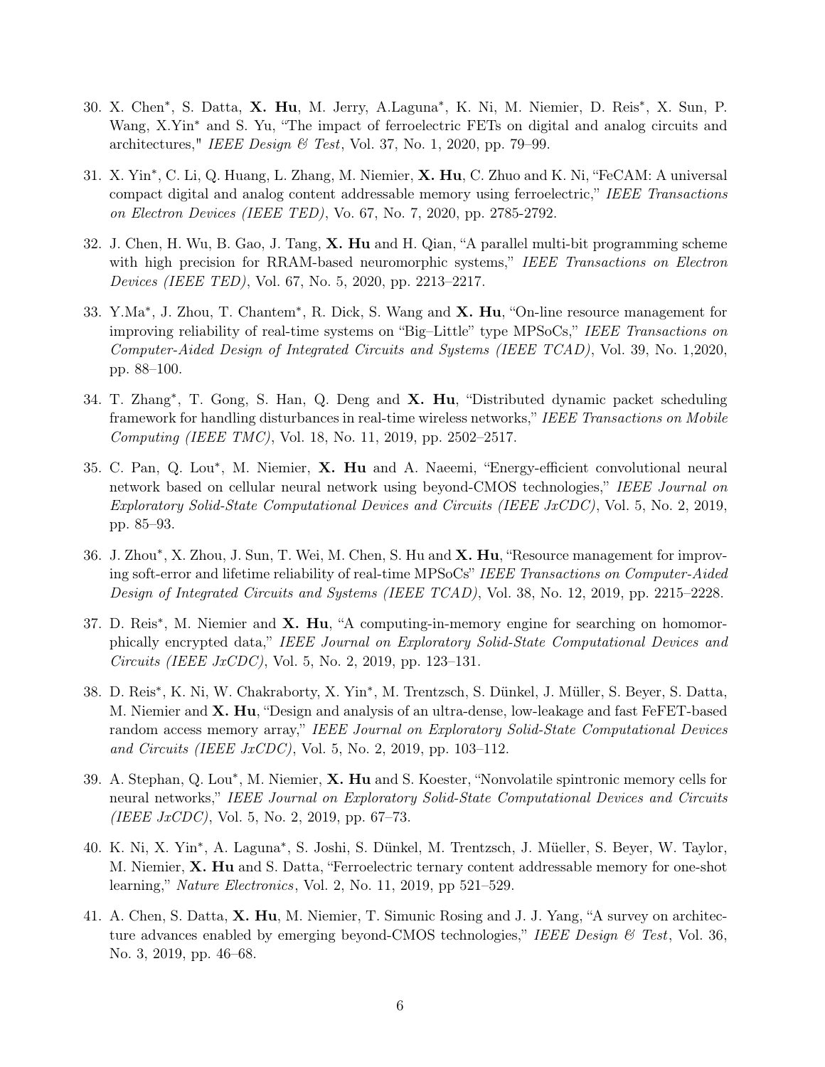30. X. Chen*, S. Datta, **X. Hu**, M. Jerry, A.Laguna*, K. Ni, M. Niemier, D. Reis*, X. Sun, P. Wang, X.Yin* and S. Yu, "The impact of ferroelectric FETs on digital and analog circuits and architectures," *IEEE Design & Test*, Vol. 37, No. 1, 2020, pp. 79–99.

31. X. Yin*, C. Li, Q. Huang, L. Zhang, M. Niemier, **X. Hu**, C. Zhuo and K. Ni, "FeCAM: A universal compact digital and analog content addressable memory using ferroelectric," *IEEE Transactions on Electron Devices (IEEE TED)*, Vo. 67, No. 7, 2020, pp. 2785-2792.

32. J. Chen, H. Wu, B. Gao, J. Tang, **X. Hu** and H. Qian, "A parallel multi-bit programming scheme with high precision for RRAM-based neuromorphic systems," *IEEE Transactions on Electron Devices (IEEE TED)*, Vol. 67, No. 5, 2020, pp. 2213–2217.

33. Y.Ma*, J. Zhou, T. Chantem*, R. Dick, S. Wang and **X. Hu**, "On-line resource management for improving reliability of real-time systems on "Big–Little" type MPSoCs," *IEEE Transactions on Computer-Aided Design of Integrated Circuits and Systems (IEEE TCAD)*, Vol. 39, No. 1,2020, pp. 88–100.

34. T. Zhang*, T. Gong, S. Han, Q. Deng and **X. Hu**, "Distributed dynamic packet scheduling framework for handling disturbances in real-time wireless networks," *IEEE Transactions on Mobile Computing (IEEE TMC)*, Vol. 18, No. 11, 2019, pp. 2502–2517.

35. C. Pan, Q. Lou*, M. Niemier, **X. Hu** and A. Naeemi, "Energy-efficient convolutional neural network based on cellular neural network using beyond-CMOS technologies," *IEEE Journal on Exploratory Solid-State Computational Devices and Circuits (IEEE JxCDC)*, Vol. 5, No. 2, 2019, pp. 85–93.

36. J. Zhou*, X. Zhou, J. Sun, T. Wei, M. Chen, S. Hu and **X. Hu**, "Resource management for improving soft-error and lifetime reliability of real-time MPSoCs" *IEEE Transactions on Computer-Aided Design of Integrated Circuits and Systems (IEEE TCAD)*, Vol. 38, No. 12, 2019, pp. 2215–2228.

37. D. Reis*, M. Niemier and **X. Hu**, "A computing-in-memory engine for searching on homomorphically encrypted data," *IEEE Journal on Exploratory Solid-State Computational Devices and Circuits (IEEE JxCDC)*, Vol. 5, No. 2, 2019, pp. 123–131.

38. D. Reis*, K. Ni, W. Chakraborty, X. Yin*, M. Trentzsch, S. Dünkel, J. Müller, S. Beyer, S. Datta, M. Niemier and **X. Hu**, "Design and analysis of an ultra-dense, low-leakage and fast FeFET-based random access memory array," *IEEE Journal on Exploratory Solid-State Computational Devices and Circuits (IEEE JxCDC)*, Vol. 5, No. 2, 2019, pp. 103–112.

39. A. Stephan, Q. Lou*, M. Niemier, **X. Hu** and S. Koester, "Nonvolatile spintronic memory cells for neural networks," *IEEE Journal on Exploratory Solid-State Computational Devices and Circuits (IEEE JxCDC)*, Vol. 5, No. 2, 2019, pp. 67–73.

40. K. Ni, X. Yin*, A. Laguna*, S. Joshi, S. Dünkel, M. Trentzsch, J. Müeller, S. Beyer, W. Taylor, M. Niemier, **X. Hu** and S. Datta, "Ferroelectric ternary content addressable memory for one-shot learning," *Nature Electronics*, Vol. 2, No. 11, 2019, pp 521–529.

41. A. Chen, S. Datta, **X. Hu**, M. Niemier, T. Simunic Rosing and J. J. Yang, "A survey on architecture advances enabled by emerging beyond-CMOS technologies," *IEEE Design & Test*, Vol. 36, No. 3, 2019, pp. 46–68.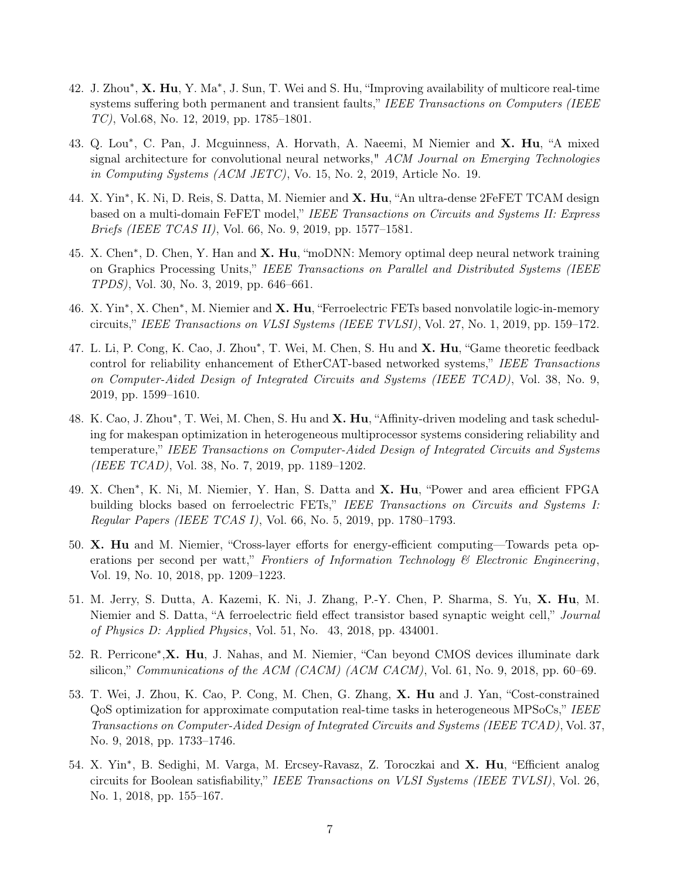42. J. Zhou*, **X. Hu**, Y. Ma*, J. Sun, T. Wei and S. Hu, "Improving availability of multicore real-time systems suffering both permanent and transient faults," *IEEE Transactions on Computers (IEEE TC)*, Vol.68, No. 12, 2019, pp. 1785–1801.

43. Q. Lou*, C. Pan, J. Mcguinness, A. Horvath, A. Naeemi, M Niemier and **X. Hu**, "A mixed signal architecture for convolutional neural networks," *ACM Journal on Emerging Technologies in Computing Systems (ACM JETC)*, Vo. 15, No. 2, 2019, Article No. 19.

44. X. Yin*, K. Ni, D. Reis, S. Datta, M. Niemier and **X. Hu**, "An ultra-dense 2FeFET TCAM design based on a multi-domain FeFET model," *IEEE Transactions on Circuits and Systems II: Express Briefs (IEEE TCAS II)*, Vol. 66, No. 9, 2019, pp. 1577–1581.

45. X. Chen*, D. Chen, Y. Han and **X. Hu**, "moDNN: Memory optimal deep neural network training on Graphics Processing Units," *IEEE Transactions on Parallel and Distributed Systems (IEEE TPDS)*, Vol. 30, No. 3, 2019, pp. 646–661.

46. X. Yin*, X. Chen*, M. Niemier and **X. Hu**, "Ferroelectric FETs based nonvolatile logic-in-memory circuits," *IEEE Transactions on VLSI Systems (IEEE TVLSI)*, Vol. 27, No. 1, 2019, pp. 159–172.

47. L. Li, P. Cong, K. Cao, J. Zhou*, T. Wei, M. Chen, S. Hu and **X. Hu**, "Game theoretic feedback control for reliability enhancement of EtherCAT-based networked systems," *IEEE Transactions on Computer-Aided Design of Integrated Circuits and Systems (IEEE TCAD)*, Vol. 38, No. 9, 2019, pp. 1599–1610.

48. K. Cao, J. Zhou*, T. Wei, M. Chen, S. Hu and **X. Hu**, "Affinity-driven modeling and task scheduling for makespan optimization in heterogeneous multiprocessor systems considering reliability and temperature," *IEEE Transactions on Computer-Aided Design of Integrated Circuits and Systems (IEEE TCAD)*, Vol. 38, No. 7, 2019, pp. 1189–1202.

49. X. Chen*, K. Ni, M. Niemier, Y. Han, S. Datta and **X. Hu**, "Power and area efficient FPGA building blocks based on ferroelectric FETs," *IEEE Transactions on Circuits and Systems I: Regular Papers (IEEE TCAS I)*, Vol. 66, No. 5, 2019, pp. 1780–1793.

50. **X. Hu** and M. Niemier, "Cross-layer efforts for energy-efficient computing—Towards peta operations per second per watt," *Frontiers of Information Technology & Electronic Engineering*, Vol. 19, No. 10, 2018, pp. 1209–1223.

51. M. Jerry, S. Dutta, A. Kazemi, K. Ni, J. Zhang, P.-Y. Chen, P. Sharma, S. Yu, **X. Hu**, M. Niemier and S. Datta, "A ferroelectric field effect transistor based synaptic weight cell," *Journal of Physics D: Applied Physics*, Vol. 51, No. 43, 2018, pp. 434001.

52. R. Perricone*,**X. Hu**, J. Nahas, and M. Niemier, "Can beyond CMOS devices illuminate dark silicon," *Communications of the ACM (CACM) (ACM CACM)*, Vol. 61, No. 9, 2018, pp. 60–69.

53. T. Wei, J. Zhou, K. Cao, P. Cong, M. Chen, G. Zhang, **X. Hu** and J. Yan, "Cost-constrained QoS optimization for approximate computation real-time tasks in heterogeneous MPSoCs," *IEEE Transactions on Computer-Aided Design of Integrated Circuits and Systems (IEEE TCAD)*, Vol. 37, No. 9, 2018, pp. 1733–1746.

54. X. Yin*, B. Sedighi, M. Varga, M. Ercsey-Ravasz, Z. Toroczkai and **X. Hu**, "Efficient analog circuits for Boolean satisfiability," *IEEE Transactions on VLSI Systems (IEEE TVLSI)*, Vol. 26, No. 1, 2018, pp. 155–167.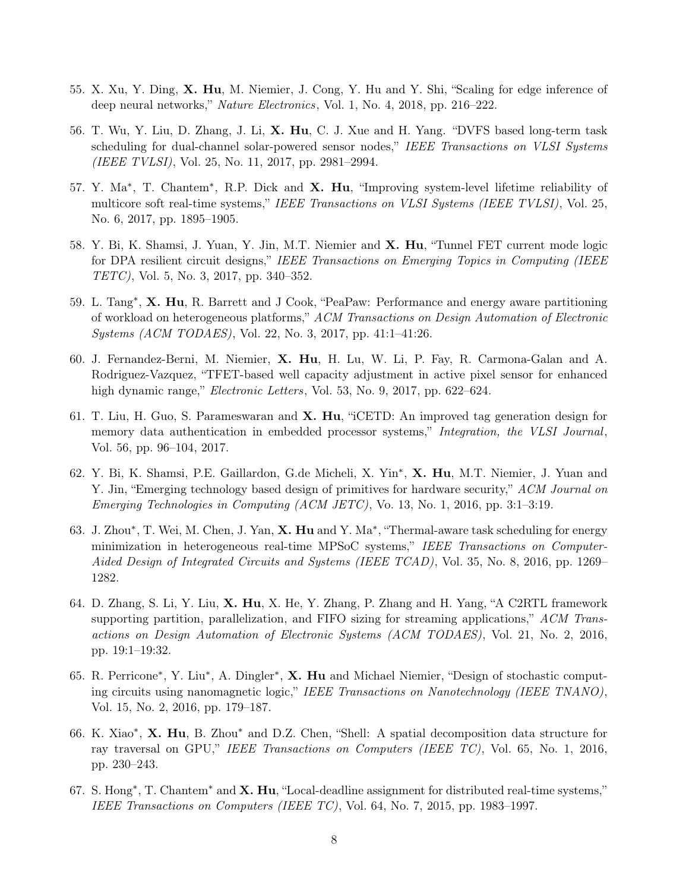55. X. Xu, Y. Ding, **X. Hu**, M. Niemier, J. Cong, Y. Hu and Y. Shi, "Scaling for edge inference of deep neural networks," *Nature Electronics*, Vol. 1, No. 4, 2018, pp. 216–222.

56. T. Wu, Y. Liu, D. Zhang, J. Li, **X. Hu**, C. J. Xue and H. Yang. "DVFS based long-term task scheduling for dual-channel solar-powered sensor nodes," *IEEE Transactions on VLSI Systems (IEEE TVLSI)*, Vol. 25, No. 11, 2017, pp. 2981–2994.

57. Y. Ma*, T. Chantem*, R.P. Dick and **X. Hu**, "Improving system-level lifetime reliability of multicore soft real-time systems," *IEEE Transactions on VLSI Systems (IEEE TVLSI)*, Vol. 25, No. 6, 2017, pp. 1895–1905.

58. Y. Bi, K. Shamsi, J. Yuan, Y. Jin, M.T. Niemier and **X. Hu**, "Tunnel FET current mode logic for DPA resilient circuit designs," *IEEE Transactions on Emerging Topics in Computing (IEEE TETC)*, Vol. 5, No. 3, 2017, pp. 340–352.

59. L. Tang*, **X. Hu**, R. Barrett and J Cook, "PeaPaw: Performance and energy aware partitioning of workload on heterogeneous platforms," *ACM Transactions on Design Automation of Electronic Systems (ACM TODAES)*, Vol. 22, No. 3, 2017, pp. 41:1–41:26.

60. J. Fernandez-Berni, M. Niemier, **X. Hu**, H. Lu, W. Li, P. Fay, R. Carmona-Galan and A. Rodriguez-Vazquez, "TFET-based well capacity adjustment in active pixel sensor for enhanced high dynamic range," *Electronic Letters*, Vol. 53, No. 9, 2017, pp. 622–624.

61. T. Liu, H. Guo, S. Parameswaran and **X. Hu**, "iCETD: An improved tag generation design for memory data authentication in embedded processor systems," *Integration, the VLSI Journal*, Vol. 56, pp. 96–104, 2017.

62. Y. Bi, K. Shamsi, P.E. Gaillardon, G.de Micheli, X. Yin*, **X. Hu**, M.T. Niemier, J. Yuan and Y. Jin, "Emerging technology based design of primitives for hardware security," *ACM Journal on Emerging Technologies in Computing (ACM JETC)*, Vo. 13, No. 1, 2016, pp. 3:1–3:19.

63. J. Zhou*, T. Wei, M. Chen, J. Yan, **X. Hu** and Y. Ma*, "Thermal-aware task scheduling for energy minimization in heterogeneous real-time MPSoC systems," *IEEE Transactions on Computer-Aided Design of Integrated Circuits and Systems (IEEE TCAD)*, Vol. 35, No. 8, 2016, pp. 1269–1282.

64. D. Zhang, S. Li, Y. Liu, **X. Hu**, X. He, Y. Zhang, P. Zhang and H. Yang, "A C2RTL framework supporting partition, parallelization, and FIFO sizing for streaming applications," *ACM Transactions on Design Automation of Electronic Systems (ACM TODAES)*, Vol. 21, No. 2, 2016, pp. 19:1–19:32.

65. R. Perricone*, Y. Liu*, A. Dingler*, **X. Hu** and Michael Niemier, "Design of stochastic computing circuits using nanomagnetic logic," *IEEE Transactions on Nanotechnology (IEEE TNANO)*, Vol. 15, No. 2, 2016, pp. 179–187.

66. K. Xiao*, **X. Hu**, B. Zhou* and D.Z. Chen, "Shell: A spatial decomposition data structure for ray traversal on GPU," *IEEE Transactions on Computers (IEEE TC)*, Vol. 65, No. 1, 2016, pp. 230–243.

67. S. Hong*, T. Chantem* and **X. Hu**, "Local-deadline assignment for distributed real-time systems," *IEEE Transactions on Computers (IEEE TC)*, Vol. 64, No. 7, 2015, pp. 1983–1997.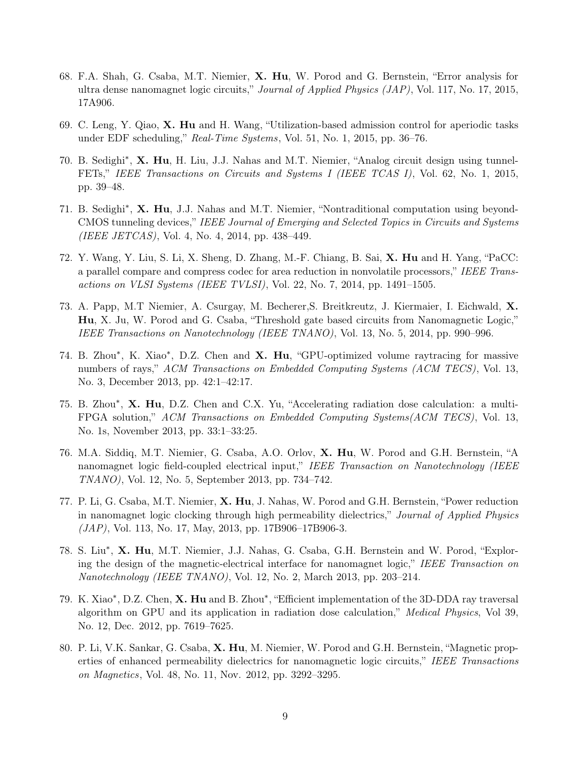68. F.A. Shah, G. Csaba, M.T. Niemier, **X. Hu**, W. Porod and G. Bernstein, "Error analysis for ultra dense nanomagnet logic circuits," *Journal of Applied Physics (JAP)*, Vol. 117, No. 17, 2015, 17A906.

69. C. Leng, Y. Qiao, **X. Hu** and H. Wang, "Utilization-based admission control for aperiodic tasks under EDF scheduling," *Real-Time Systems*, Vol. 51, No. 1, 2015, pp. 36–76.

70. B. Sedighi*, **X. Hu**, H. Liu, J.J. Nahas and M.T. Niemier, "Analog circuit design using tunnel-FETs," *IEEE Transactions on Circuits and Systems I (IEEE TCAS I)*, Vol. 62, No. 1, 2015, pp. 39–48.

71. B. Sedighi*, **X. Hu**, J.J. Nahas and M.T. Niemier, "Nontraditional computation using beyond-CMOS tunneling devices," *IEEE Journal of Emerging and Selected Topics in Circuits and Systems (IEEE JETCAS)*, Vol. 4, No. 4, 2014, pp. 438–449.

72. Y. Wang, Y. Liu, S. Li, X. Sheng, D. Zhang, M.-F. Chiang, B. Sai, **X. Hu** and H. Yang, "PaCC: a parallel compare and compress codec for area reduction in nonvolatile processors," *IEEE Transactions on VLSI Systems (IEEE TVLSI)*, Vol. 22, No. 7, 2014, pp. 1491–1505.

73. A. Papp, M.T Niemier, A. Csurgay, M. Becherer,S. Breitkreutz, J. Kiermaier, I. Eichwald, **X. Hu**, X. Ju, W. Porod and G. Csaba, "Threshold gate based circuits from Nanomagnetic Logic," *IEEE Transactions on Nanotechnology (IEEE TNANO)*, Vol. 13, No. 5, 2014, pp. 990–996.

74. B. Zhou*, K. Xiao*, D.Z. Chen and **X. Hu**, "GPU-optimized volume raytracing for massive numbers of rays," *ACM Transactions on Embedded Computing Systems (ACM TECS)*, Vol. 13, No. 3, December 2013, pp. 42:1–42:17.

75. B. Zhou*, **X. Hu**, D.Z. Chen and C.X. Yu, "Accelerating radiation dose calculation: a multi-FPGA solution," *ACM Transactions on Embedded Computing Systems(ACM TECS)*, Vol. 13, No. 1s, November 2013, pp. 33:1–33:25.

76. M.A. Siddiq, M.T. Niemier, G. Csaba, A.O. Orlov, **X. Hu**, W. Porod and G.H. Bernstein, "A nanomagnet logic field-coupled electrical input," *IEEE Transaction on Nanotechnology (IEEE TNANO)*, Vol. 12, No. 5, September 2013, pp. 734–742.

77. P. Li, G. Csaba, M.T. Niemier, **X. Hu**, J. Nahas, W. Porod and G.H. Bernstein, "Power reduction in nanomagnet logic clocking through high permeability dielectrics," *Journal of Applied Physics (JAP)*, Vol. 113, No. 17, May, 2013, pp. 17B906–17B906-3.

78. S. Liu*, **X. Hu**, M.T. Niemier, J.J. Nahas, G. Csaba, G.H. Bernstein and W. Porod, "Exploring the design of the magnetic-electrical interface for nanomagnet logic," *IEEE Transaction on Nanotechnology (IEEE TNANO)*, Vol. 12, No. 2, March 2013, pp. 203–214.

79. K. Xiao*, D.Z. Chen, **X. Hu** and B. Zhou*, "Efficient implementation of the 3D-DDA ray traversal algorithm on GPU and its application in radiation dose calculation," *Medical Physics*, Vol 39, No. 12, Dec. 2012, pp. 7619–7625.

80. P. Li, V.K. Sankar, G. Csaba, **X. Hu**, M. Niemier, W. Porod and G.H. Bernstein, "Magnetic properties of enhanced permeability dielectrics for nanomagnetic logic circuits," *IEEE Transactions on Magnetics*, Vol. 48, No. 11, Nov. 2012, pp. 3292–3295.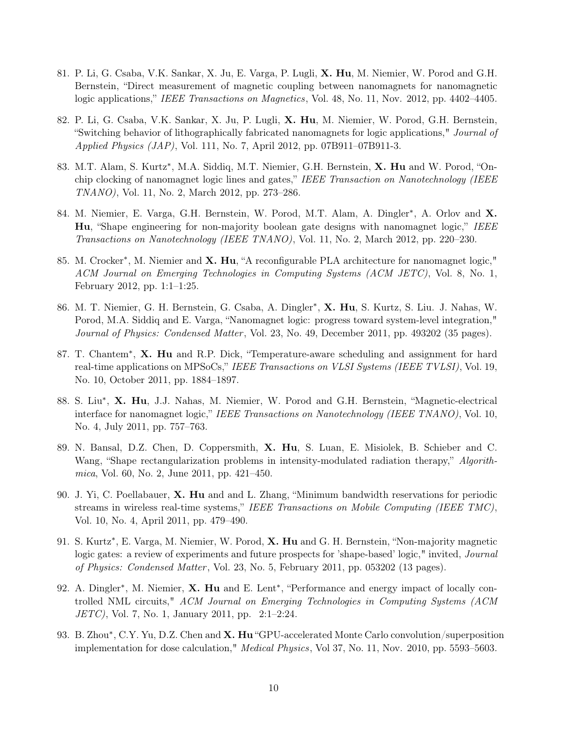81. P. Li, G. Csaba, V.K. Sankar, X. Ju, E. Varga, P. Lugli, **X. Hu**, M. Niemier, W. Porod and G.H. Bernstein, "Direct measurement of magnetic coupling between nanomagnets for nanomagnetic logic applications," *IEEE Transactions on Magnetics*, Vol. 48, No. 11, Nov. 2012, pp. 4402–4405.

82. P. Li, G. Csaba, V.K. Sankar, X. Ju, P. Lugli, **X. Hu**, M. Niemier, W. Porod, G.H. Bernstein, "Switching behavior of lithographically fabricated nanomagnets for logic applications," *Journal of Applied Physics (JAP)*, Vol. 111, No. 7, April 2012, pp. 07B911–07B911-3.

83. M.T. Alam, S. Kurtz*, M.A. Siddiq, M.T. Niemier, G.H. Bernstein, **X. Hu** and W. Porod, "On-chip clocking of nanomagnet logic lines and gates," *IEEE Transaction on Nanotechnology (IEEE TNANO)*, Vol. 11, No. 2, March 2012, pp. 273–286.

84. M. Niemier, E. Varga, G.H. Bernstein, W. Porod, M.T. Alam, A. Dingler*, A. Orlov and **X. Hu**, "Shape engineering for non-majority boolean gate designs with nanomagnet logic," *IEEE Transactions on Nanotechnology (IEEE TNANO)*, Vol. 11, No. 2, March 2012, pp. 220–230.

85. M. Crocker*, M. Niemier and **X. Hu**, "A reconfigurable PLA architecture for nanomagnet logic," *ACM Journal on Emerging Technologies in Computing Systems (ACM JETC)*, Vol. 8, No. 1, February 2012, pp. 1:1–1:25.

86. M. T. Niemier, G. H. Bernstein, G. Csaba, A. Dingler*, **X. Hu**, S. Kurtz, S. Liu. J. Nahas, W. Porod, M.A. Siddiq and E. Varga, "Nanomagnet logic: progress toward system-level integration," *Journal of Physics: Condensed Matter*, Vol. 23, No. 49, December 2011, pp. 493202 (35 pages).

87. T. Chantem*, **X. Hu** and R.P. Dick, "Temperature-aware scheduling and assignment for hard real-time applications on MPSoCs," *IEEE Transactions on VLSI Systems (IEEE TVLSI)*, Vol. 19, No. 10, October 2011, pp. 1884–1897.

88. S. Liu*, **X. Hu**, J.J. Nahas, M. Niemier, W. Porod and G.H. Bernstein, "Magnetic-electrical interface for nanomagnet logic," *IEEE Transactions on Nanotechnology (IEEE TNANO)*, Vol. 10, No. 4, July 2011, pp. 757–763.

89. N. Bansal, D.Z. Chen, D. Coppersmith, **X. Hu**, S. Luan, E. Misiolek, B. Schieber and C. Wang, "Shape rectangularization problems in intensity-modulated radiation therapy," *Algorithmica*, Vol. 60, No. 2, June 2011, pp. 421–450.

90. J. Yi, C. Poellabauer, **X. Hu** and and L. Zhang, "Minimum bandwidth reservations for periodic streams in wireless real-time systems," *IEEE Transactions on Mobile Computing (IEEE TMC)*, Vol. 10, No. 4, April 2011, pp. 479–490.

91. S. Kurtz*, E. Varga, M. Niemier, W. Porod, **X. Hu** and G. H. Bernstein, "Non-majority magnetic logic gates: a review of experiments and future prospects for 'shape-based' logic," invited, *Journal of Physics: Condensed Matter*, Vol. 23, No. 5, February 2011, pp. 053202 (13 pages).

92. A. Dingler*, M. Niemier, **X. Hu** and E. Lent*, "Performance and energy impact of locally controlled NML circuits," *ACM Journal on Emerging Technologies in Computing Systems (ACM JETC)*, Vol. 7, No. 1, January 2011, pp. 2:1–2:24.

93. B. Zhou*, C.Y. Yu, D.Z. Chen and **X. Hu** "GPU-accelerated Monte Carlo convolution/superposition implementation for dose calculation," *Medical Physics*, Vol 37, No. 11, Nov. 2010, pp. 5593–5603.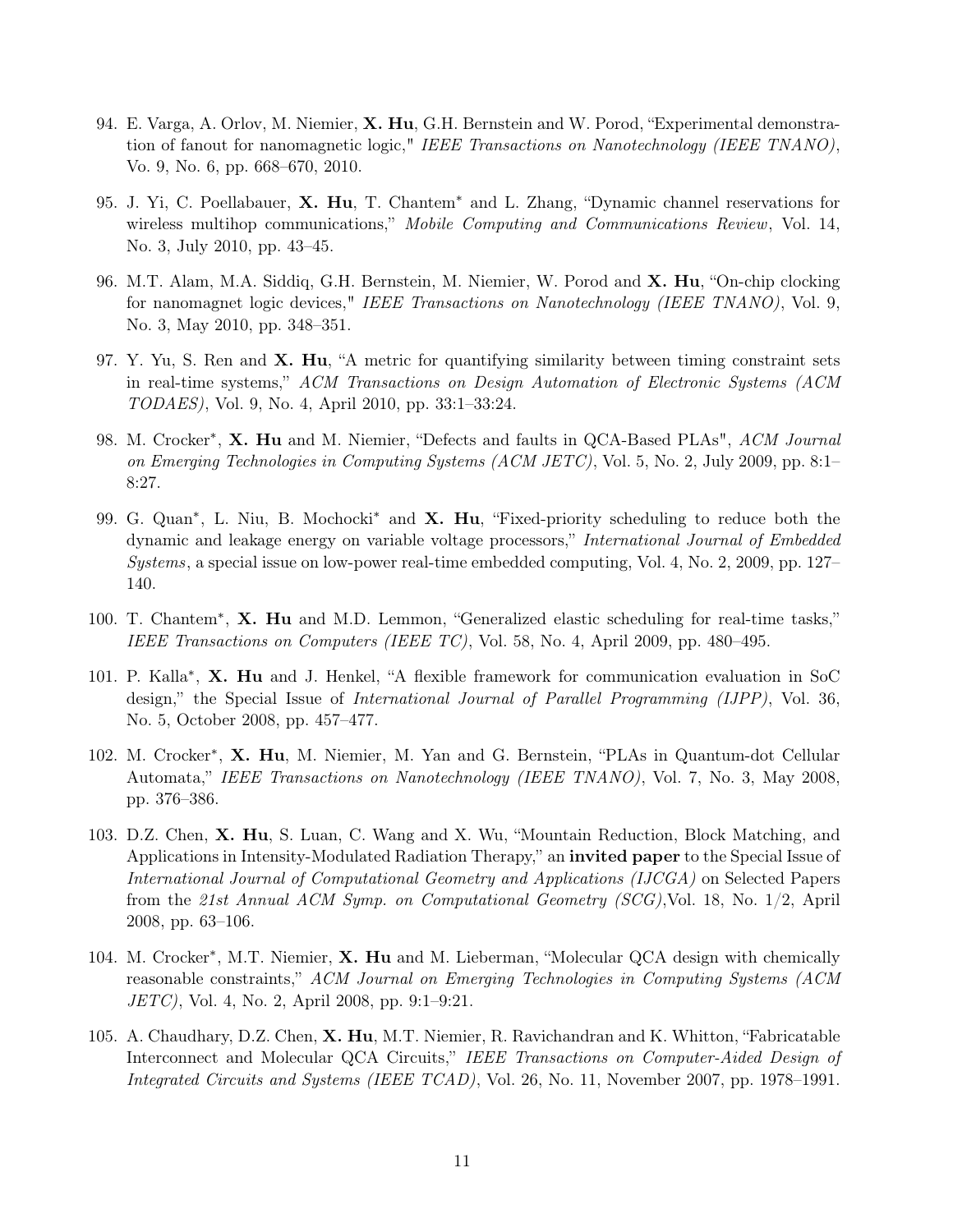94. E. Varga, A. Orlov, M. Niemier, **X. Hu**, G.H. Bernstein and W. Porod, "Experimental demonstration of fanout for nanomagnetic logic," *IEEE Transactions on Nanotechnology (IEEE TNANO)*, Vo. 9, No. 6, pp. 668–670, 2010.

95. J. Yi, C. Poellabauer, **X. Hu**, T. Chantem* and L. Zhang, "Dynamic channel reservations for wireless multihop communications," *Mobile Computing and Communications Review*, Vol. 14, No. 3, July 2010, pp. 43–45.

96. M.T. Alam, M.A. Siddiq, G.H. Bernstein, M. Niemier, W. Porod and **X. Hu**, "On-chip clocking for nanomagnet logic devices," *IEEE Transactions on Nanotechnology (IEEE TNANO)*, Vol. 9, No. 3, May 2010, pp. 348–351.

97. Y. Yu, S. Ren and **X. Hu**, "A metric for quantifying similarity between timing constraint sets in real-time systems," *ACM Transactions on Design Automation of Electronic Systems (ACM TODAES)*, Vol. 9, No. 4, April 2010, pp. 33:1–33:24.

98. M. Crocker*, **X. Hu** and M. Niemier, "Defects and faults in QCA-Based PLAs", *ACM Journal on Emerging Technologies in Computing Systems (ACM JETC)*, Vol. 5, No. 2, July 2009, pp. 8:1–8:27.

99. G. Quan*, L. Niu, B. Mochocki* and **X. Hu**, "Fixed-priority scheduling to reduce both the dynamic and leakage energy on variable voltage processors," *International Journal of Embedded Systems*, a special issue on low-power real-time embedded computing, Vol. 4, No. 2, 2009, pp. 127–140.

100. T. Chantem*, **X. Hu** and M.D. Lemmon, "Generalized elastic scheduling for real-time tasks," *IEEE Transactions on Computers (IEEE TC)*, Vol. 58, No. 4, April 2009, pp. 480–495.

101. P. Kalla*, **X. Hu** and J. Henkel, "A flexible framework for communication evaluation in SoC design," the Special Issue of *International Journal of Parallel Programming (IJPP)*, Vol. 36, No. 5, October 2008, pp. 457–477.

102. M. Crocker*, **X. Hu**, M. Niemier, M. Yan and G. Bernstein, "PLAs in Quantum-dot Cellular Automata," *IEEE Transactions on Nanotechnology (IEEE TNANO)*, Vol. 7, No. 3, May 2008, pp. 376–386.

103. D.Z. Chen, **X. Hu**, S. Luan, C. Wang and X. Wu, "Mountain Reduction, Block Matching, and Applications in Intensity-Modulated Radiation Therapy," an **invited paper** to the Special Issue of *International Journal of Computational Geometry and Applications (IJCGA)* on Selected Papers from the *21st Annual ACM Symp. on Computational Geometry (SCG)*,Vol. 18, No. 1/2, April 2008, pp. 63–106.

104. M. Crocker*, M.T. Niemier, **X. Hu** and M. Lieberman, "Molecular QCA design with chemically reasonable constraints," *ACM Journal on Emerging Technologies in Computing Systems (ACM JETC)*, Vol. 4, No. 2, April 2008, pp. 9:1–9:21.

105. A. Chaudhary, D.Z. Chen, **X. Hu**, M.T. Niemier, R. Ravichandran and K. Whitton, "Fabricatable Interconnect and Molecular QCA Circuits," *IEEE Transactions on Computer-Aided Design of Integrated Circuits and Systems (IEEE TCAD)*, Vol. 26, No. 11, November 2007, pp. 1978–1991.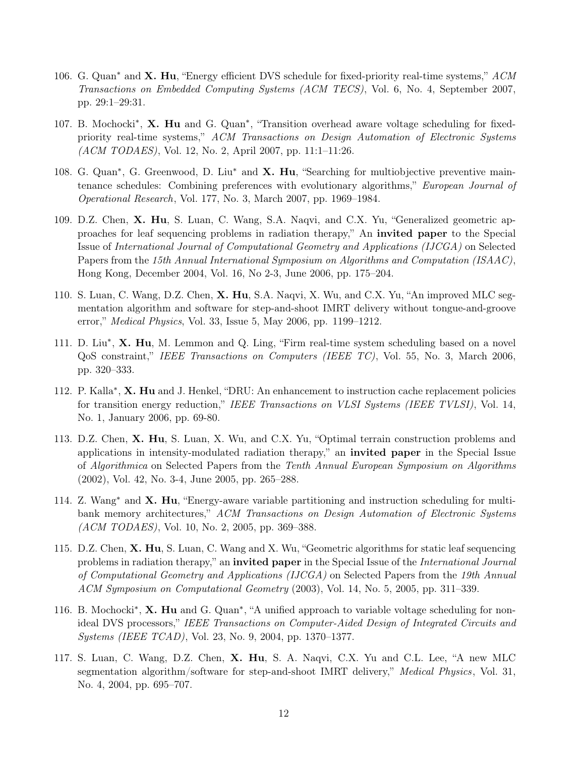106. G. Quan* and **X. Hu**, "Energy efficient DVS schedule for fixed-priority real-time systems," *ACM Transactions on Embedded Computing Systems (ACM TECS)*, Vol. 6, No. 4, September 2007, pp. 29:1–29:31.

107. B. Mochocki*, **X. Hu** and G. Quan*, "Transition overhead aware voltage scheduling for fixed-priority real-time systems," *ACM Transactions on Design Automation of Electronic Systems (ACM TODAES)*, Vol. 12, No. 2, April 2007, pp. 11:1–11:26.

108. G. Quan*, G. Greenwood, D. Liu* and **X. Hu**, "Searching for multiobjective preventive maintenance schedules: Combining preferences with evolutionary algorithms," *European Journal of Operational Research*, Vol. 177, No. 3, March 2007, pp. 1969–1984.

109. D.Z. Chen, **X. Hu**, S. Luan, C. Wang, S.A. Naqvi, and C.X. Yu, "Generalized geometric approaches for leaf sequencing problems in radiation therapy," An **invited paper** to the Special Issue of *International Journal of Computational Geometry and Applications (IJCGA)* on Selected Papers from the *15th Annual International Symposium on Algorithms and Computation (ISAAC)*, Hong Kong, December 2004, Vol. 16, No 2-3, June 2006, pp. 175–204.

110. S. Luan, C. Wang, D.Z. Chen, **X. Hu**, S.A. Naqvi, X. Wu, and C.X. Yu, "An improved MLC segmentation algorithm and software for step-and-shoot IMRT delivery without tongue-and-groove error," *Medical Physics*, Vol. 33, Issue 5, May 2006, pp. 1199–1212.

111. D. Liu*, **X. Hu**, M. Lemmon and Q. Ling, "Firm real-time system scheduling based on a novel QoS constraint," *IEEE Transactions on Computers (IEEE TC)*, Vol. 55, No. 3, March 2006, pp. 320–333.

112. P. Kalla*, **X. Hu** and J. Henkel, "DRU: An enhancement to instruction cache replacement policies for transition energy reduction," *IEEE Transactions on VLSI Systems (IEEE TVLSI)*, Vol. 14, No. 1, January 2006, pp. 69-80.

113. D.Z. Chen, **X. Hu**, S. Luan, X. Wu, and C.X. Yu, "Optimal terrain construction problems and applications in intensity-modulated radiation therapy," an **invited paper** in the Special Issue of *Algorithmica* on Selected Papers from the *Tenth Annual European Symposium on Algorithms* (2002), Vol. 42, No. 3-4, June 2005, pp. 265–288.

114. Z. Wang* and **X. Hu**, "Energy-aware variable partitioning and instruction scheduling for multibank memory architectures," *ACM Transactions on Design Automation of Electronic Systems (ACM TODAES)*, Vol. 10, No. 2, 2005, pp. 369–388.

115. D.Z. Chen, **X. Hu**, S. Luan, C. Wang and X. Wu, "Geometric algorithms for static leaf sequencing problems in radiation therapy," an **invited paper** in the Special Issue of the *International Journal of Computational Geometry and Applications (IJCGA)* on Selected Papers from the *19th Annual ACM Symposium on Computational Geometry* (2003), Vol. 14, No. 5, 2005, pp. 311–339.

116. B. Mochocki*, **X. Hu** and G. Quan*, "A unified approach to variable voltage scheduling for non-ideal DVS processors," *IEEE Transactions on Computer-Aided Design of Integrated Circuits and Systems (IEEE TCAD)*, Vol. 23, No. 9, 2004, pp. 1370–1377.

117. S. Luan, C. Wang, D.Z. Chen, **X. Hu**, S. A. Naqvi, C.X. Yu and C.L. Lee, "A new MLC segmentation algorithm/software for step-and-shoot IMRT delivery," *Medical Physics*, Vol. 31, No. 4, 2004, pp. 695–707.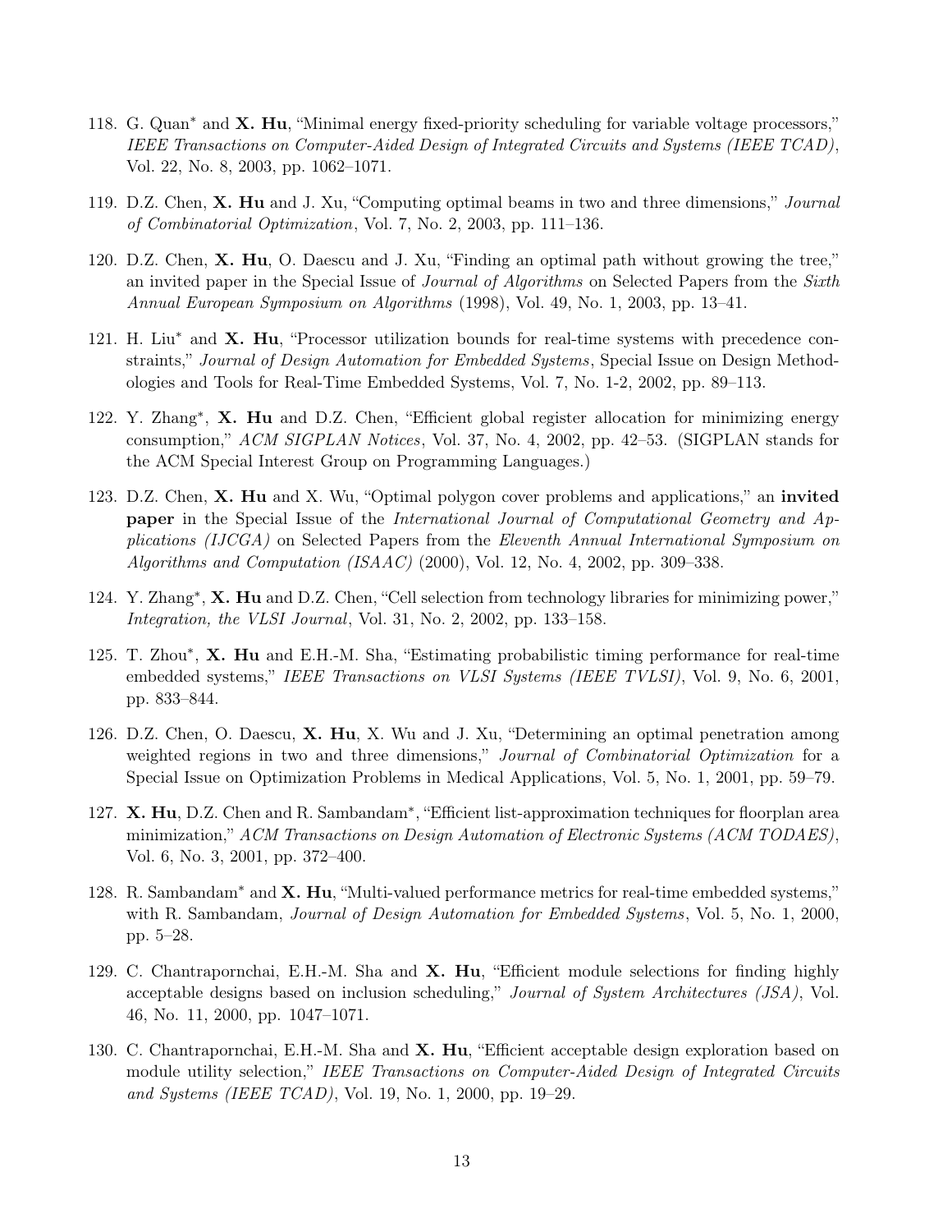118. G. Quan* and **X. Hu**, "Minimal energy fixed-priority scheduling for variable voltage processors," *IEEE Transactions on Computer-Aided Design of Integrated Circuits and Systems (IEEE TCAD)*, Vol. 22, No. 8, 2003, pp. 1062–1071.

119. D.Z. Chen, **X. Hu** and J. Xu, "Computing optimal beams in two and three dimensions," *Journal of Combinatorial Optimization*, Vol. 7, No. 2, 2003, pp. 111–136.

120. D.Z. Chen, **X. Hu**, O. Daescu and J. Xu, "Finding an optimal path without growing the tree," an invited paper in the Special Issue of *Journal of Algorithms* on Selected Papers from the *Sixth Annual European Symposium on Algorithms* (1998), Vol. 49, No. 1, 2003, pp. 13–41.

121. H. Liu* and **X. Hu**, "Processor utilization bounds for real-time systems with precedence constraints," *Journal of Design Automation for Embedded Systems*, Special Issue on Design Methodologies and Tools for Real-Time Embedded Systems, Vol. 7, No. 1-2, 2002, pp. 89–113.

122. Y. Zhang*, **X. Hu** and D.Z. Chen, "Efficient global register allocation for minimizing energy consumption," *ACM SIGPLAN Notices*, Vol. 37, No. 4, 2002, pp. 42–53. (SIGPLAN stands for the ACM Special Interest Group on Programming Languages.)

123. D.Z. Chen, **X. Hu** and X. Wu, "Optimal polygon cover problems and applications," an **invited paper** in the Special Issue of the *International Journal of Computational Geometry and Applications (IJCGA)* on Selected Papers from the *Eleventh Annual International Symposium on Algorithms and Computation (ISAAC)* (2000), Vol. 12, No. 4, 2002, pp. 309–338.

124. Y. Zhang*, **X. Hu** and D.Z. Chen, "Cell selection from technology libraries for minimizing power," *Integration, the VLSI Journal*, Vol. 31, No. 2, 2002, pp. 133–158.

125. T. Zhou*, **X. Hu** and E.H.-M. Sha, "Estimating probabilistic timing performance for real-time embedded systems," *IEEE Transactions on VLSI Systems (IEEE TVLSI)*, Vol. 9, No. 6, 2001, pp. 833–844.

126. D.Z. Chen, O. Daescu, **X. Hu**, X. Wu and J. Xu, "Determining an optimal penetration among weighted regions in two and three dimensions," *Journal of Combinatorial Optimization* for a Special Issue on Optimization Problems in Medical Applications, Vol. 5, No. 1, 2001, pp. 59–79.

127. **X. Hu**, D.Z. Chen and R. Sambandam*, "Efficient list-approximation techniques for floorplan area minimization," *ACM Transactions on Design Automation of Electronic Systems (ACM TODAES)*, Vol. 6, No. 3, 2001, pp. 372–400.

128. R. Sambandam* and **X. Hu**, "Multi-valued performance metrics for real-time embedded systems," with R. Sambandam, *Journal of Design Automation for Embedded Systems*, Vol. 5, No. 1, 2000, pp. 5–28.

129. C. Chantrapornchai, E.H.-M. Sha and **X. Hu**, "Efficient module selections for finding highly acceptable designs based on inclusion scheduling," *Journal of System Architectures (JSA)*, Vol. 46, No. 11, 2000, pp. 1047–1071.

130. C. Chantrapornchai, E.H.-M. Sha and **X. Hu**, "Efficient acceptable design exploration based on module utility selection," *IEEE Transactions on Computer-Aided Design of Integrated Circuits and Systems (IEEE TCAD)*, Vol. 19, No. 1, 2000, pp. 19–29.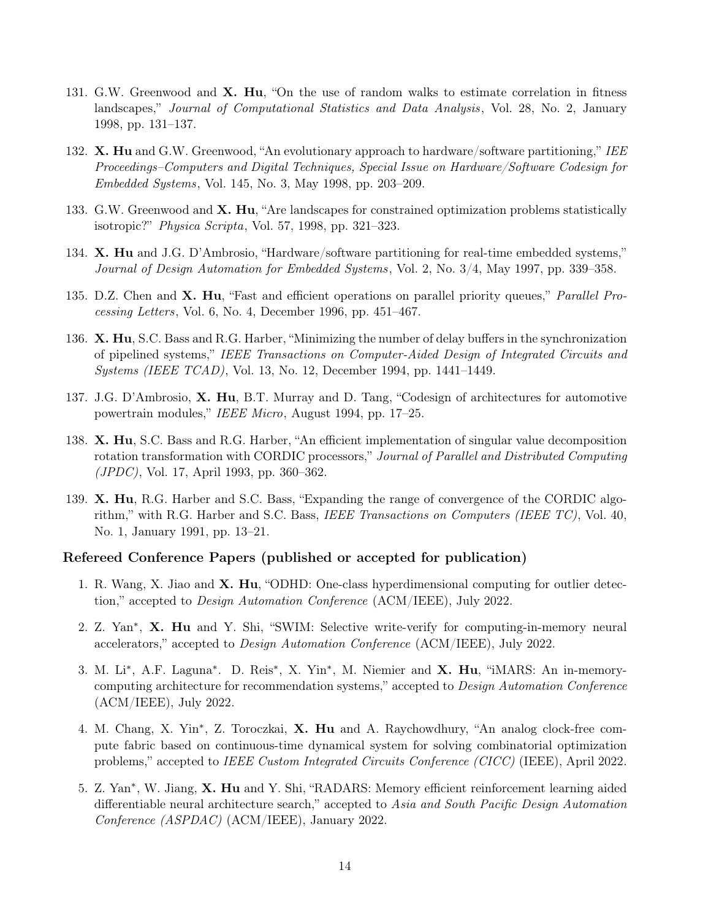131. G.W. Greenwood and **X. Hu**, "On the use of random walks to estimate correlation in fitness landscapes," *Journal of Computational Statistics and Data Analysis*, Vol. 28, No. 2, January 1998, pp. 131–137.

132. **X. Hu** and G.W. Greenwood, "An evolutionary approach to hardware/software partitioning," *IEE Proceedings–Computers and Digital Techniques, Special Issue on Hardware/Software Codesign for Embedded Systems*, Vol. 145, No. 3, May 1998, pp. 203–209.

133. G.W. Greenwood and **X. Hu**, "Are landscapes for constrained optimization problems statistically isotropic?" *Physica Scripta*, Vol. 57, 1998, pp. 321–323.

134. **X. Hu** and J.G. D'Ambrosio, "Hardware/software partitioning for real-time embedded systems," *Journal of Design Automation for Embedded Systems*, Vol. 2, No. 3/4, May 1997, pp. 339–358.

135. D.Z. Chen and **X. Hu**, "Fast and efficient operations on parallel priority queues," *Parallel Processing Letters*, Vol. 6, No. 4, December 1996, pp. 451–467.

136. **X. Hu**, S.C. Bass and R.G. Harber, "Minimizing the number of delay buffers in the synchronization of pipelined systems," *IEEE Transactions on Computer-Aided Design of Integrated Circuits and Systems (IEEE TCAD)*, Vol. 13, No. 12, December 1994, pp. 1441–1449.

137. J.G. D'Ambrosio, **X. Hu**, B.T. Murray and D. Tang, "Codesign of architectures for automotive powertrain modules," *IEEE Micro*, August 1994, pp. 17–25.

138. **X. Hu**, S.C. Bass and R.G. Harber, "An efficient implementation of singular value decomposition rotation transformation with CORDIC processors," *Journal of Parallel and Distributed Computing (JPDC)*, Vol. 17, April 1993, pp. 360–362.

139. **X. Hu**, R.G. Harber and S.C. Bass, "Expanding the range of convergence of the CORDIC algorithm," with R.G. Harber and S.C. Bass, *IEEE Transactions on Computers (IEEE TC)*, Vol. 40, No. 1, January 1991, pp. 13–21.

### Refereed Conference Papers (published or accepted for publication)

1. R. Wang, X. Jiao and **X. Hu**, "ODHD: One-class hyperdimensional computing for outlier detection," accepted to *Design Automation Conference* (ACM/IEEE), July 2022.

2. Z. Yan*, **X. Hu** and Y. Shi, "SWIM: Selective write-verify for computing-in-memory neural accelerators," accepted to *Design Automation Conference* (ACM/IEEE), July 2022.

3. M. Li*, A.F. Laguna*. D. Reis*, X. Yin*, M. Niemier and **X. Hu**, "iMARS: An in-memory-computing architecture for recommendation systems," accepted to *Design Automation Conference* (ACM/IEEE), July 2022.

4. M. Chang, X. Yin*, Z. Toroczkai, **X. Hu** and A. Raychowdhury, "An analog clock-free compute fabric based on continuous-time dynamical system for solving combinatorial optimization problems," accepted to *IEEE Custom Integrated Circuits Conference (CICC)* (IEEE), April 2022.

5. Z. Yan*, W. Jiang, **X. Hu** and Y. Shi, "RADARS: Memory efficient reinforcement learning aided differentiable neural architecture search," accepted to *Asia and South Pacific Design Automation Conference (ASPDAC)* (ACM/IEEE), January 2022.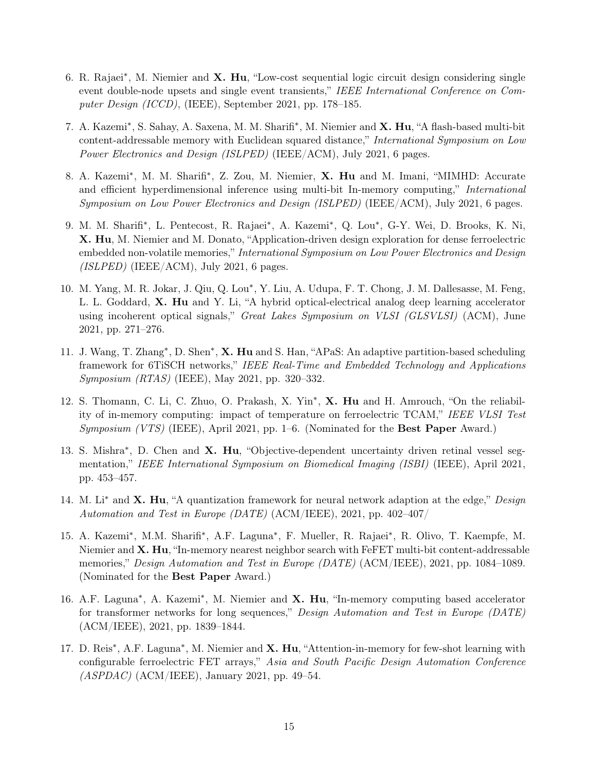6. R. Rajaei*, M. Niemier and **X. Hu**, "Low-cost sequential logic circuit design considering single event double-node upsets and single event transients," *IEEE International Conference on Computer Design (ICCD)*, (IEEE), September 2021, pp. 178–185.

7. A. Kazemi*, S. Sahay, A. Saxena, M. M. Sharifi*, M. Niemier and **X. Hu**, "A flash-based multi-bit content-addressable memory with Euclidean squared distance," *International Symposium on Low Power Electronics and Design (ISLPED)* (IEEE/ACM), July 2021, 6 pages.

8. A. Kazemi*, M. M. Sharifi*, Z. Zou, M. Niemier, **X. Hu** and M. Imani, "MIMHD: Accurate and efficient hyperdimensional inference using multi-bit In-memory computing," *International Symposium on Low Power Electronics and Design (ISLPED)* (IEEE/ACM), July 2021, 6 pages.

9. M. M. Sharifi*, L. Pentecost, R. Rajaei*, A. Kazemi*, Q. Lou*, G-Y. Wei, D. Brooks, K. Ni, **X. Hu**, M. Niemier and M. Donato, "Application-driven design exploration for dense ferroelectric embedded non-volatile memories," *International Symposium on Low Power Electronics and Design (ISLPED)* (IEEE/ACM), July 2021, 6 pages.

10. M. Yang, M. R. Jokar, J. Qiu, Q. Lou*, Y. Liu, A. Udupa, F. T. Chong, J. M. Dallesasse, M. Feng, L. L. Goddard, **X. Hu** and Y. Li, "A hybrid optical-electrical analog deep learning accelerator using incoherent optical signals," *Great Lakes Symposium on VLSI (GLSVLSI)* (ACM), June 2021, pp. 271–276.

11. J. Wang, T. Zhang*, D. Shen*, **X. Hu** and S. Han, "APaS: An adaptive partition-based scheduling framework for 6TiSCH networks," *IEEE Real-Time and Embedded Technology and Applications Symposium (RTAS)* (IEEE), May 2021, pp. 320–332.

12. S. Thomann, C. Li, C. Zhuo, O. Prakash, X. Yin*, **X. Hu** and H. Amrouch, "On the reliability of in-memory computing: impact of temperature on ferroelectric TCAM," *IEEE VLSI Test Symposium (VTS)* (IEEE), April 2021, pp. 1–6. (Nominated for the **Best Paper** Award.)

13. S. Mishra*, D. Chen and **X. Hu**, "Objective-dependent uncertainty driven retinal vessel segmentation," *IEEE International Symposium on Biomedical Imaging (ISBI)* (IEEE), April 2021, pp. 453–457.

14. M. Li* and **X. Hu**, "A quantization framework for neural network adaption at the edge," *Design Automation and Test in Europe (DATE)* (ACM/IEEE), 2021, pp. 402–407/

15. A. Kazemi*, M.M. Sharifi*, A.F. Laguna*, F. Mueller, R. Rajaei*, R. Olivo, T. Kaempfe, M. Niemier and **X. Hu**, "In-memory nearest neighbor search with FeFET multi-bit content-addressable memories," *Design Automation and Test in Europe (DATE)* (ACM/IEEE), 2021, pp. 1084–1089. (Nominated for the **Best Paper** Award.)

16. A.F. Laguna*, A. Kazemi*, M. Niemier and **X. Hu**, "In-memory computing based accelerator for transformer networks for long sequences," *Design Automation and Test in Europe (DATE)* (ACM/IEEE), 2021, pp. 1839–1844.

17. D. Reis*, A.F. Laguna*, M. Niemier and **X. Hu**, "Attention-in-memory for few-shot learning with configurable ferroelectric FET arrays," *Asia and South Pacific Design Automation Conference (ASPDAC)* (ACM/IEEE), January 2021, pp. 49–54.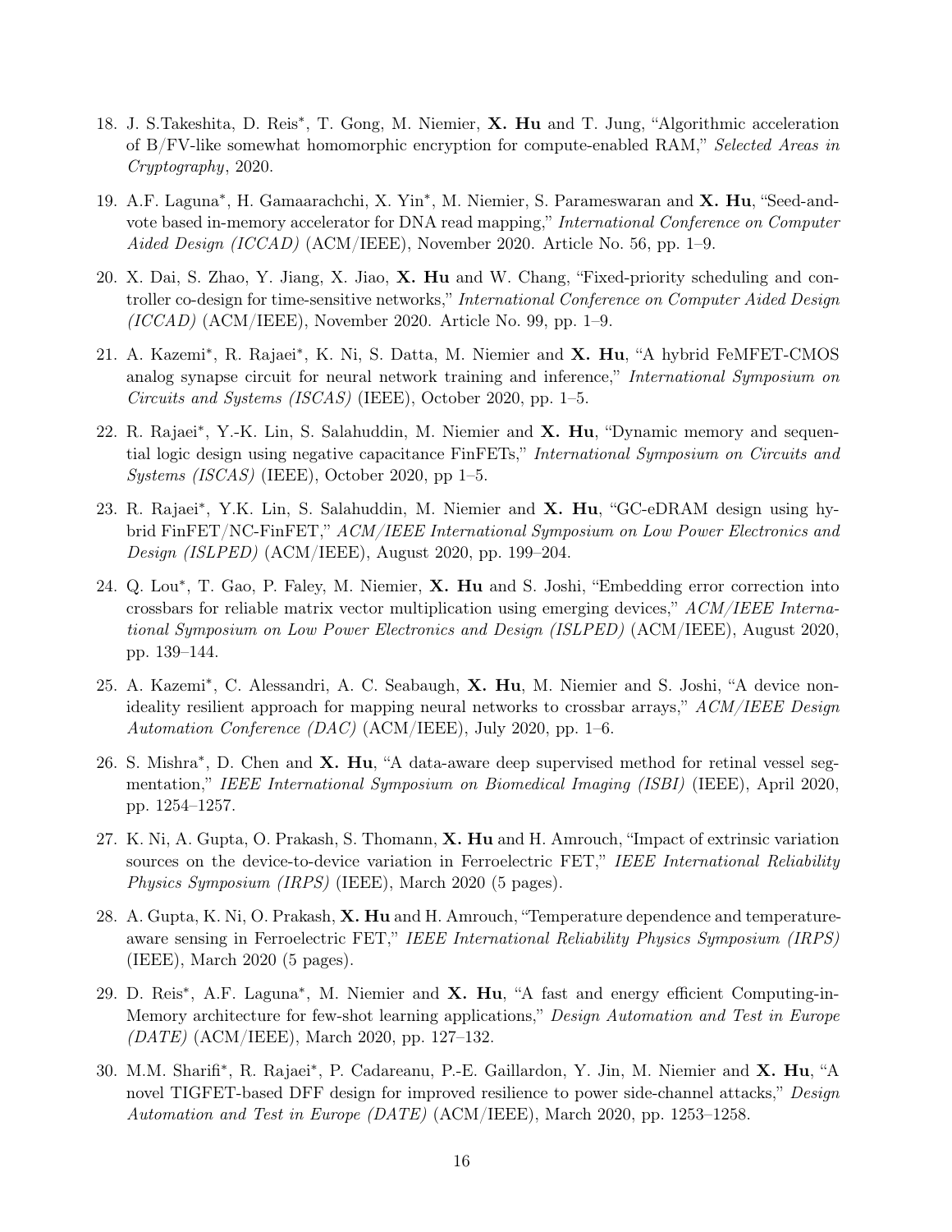18. J. S.Takeshita, D. Reis*, T. Gong, M. Niemier, **X. Hu** and T. Jung, "Algorithmic acceleration of B/FV-like somewhat homomorphic encryption for compute-enabled RAM," *Selected Areas in Cryptography*, 2020.

19. A.F. Laguna*, H. Gamaarachchi, X. Yin*, M. Niemier, S. Parameswaran and **X. Hu**, "Seed-and-vote based in-memory accelerator for DNA read mapping," *International Conference on Computer Aided Design (ICCAD)* (ACM/IEEE), November 2020. Article No. 56, pp. 1–9.

20. X. Dai, S. Zhao, Y. Jiang, X. Jiao, **X. Hu** and W. Chang, "Fixed-priority scheduling and controller co-design for time-sensitive networks," *International Conference on Computer Aided Design (ICCAD)* (ACM/IEEE), November 2020. Article No. 99, pp. 1–9.

21. A. Kazemi*, R. Rajaei*, K. Ni, S. Datta, M. Niemier and **X. Hu**, "A hybrid FeMFET-CMOS analog synapse circuit for neural network training and inference," *International Symposium on Circuits and Systems (ISCAS)* (IEEE), October 2020, pp. 1–5.

22. R. Rajaei*, Y.-K. Lin, S. Salahuddin, M. Niemier and **X. Hu**, "Dynamic memory and sequential logic design using negative capacitance FinFETs," *International Symposium on Circuits and Systems (ISCAS)* (IEEE), October 2020, pp 1–5.

23. R. Rajaei*, Y.K. Lin, S. Salahuddin, M. Niemier and **X. Hu**, "GC-eDRAM design using hybrid FinFET/NC-FinFET," *ACM/IEEE International Symposium on Low Power Electronics and Design (ISLPED)* (ACM/IEEE), August 2020, pp. 199–204.

24. Q. Lou*, T. Gao, P. Faley, M. Niemier, **X. Hu** and S. Joshi, "Embedding error correction into crossbars for reliable matrix vector multiplication using emerging devices," *ACM/IEEE International Symposium on Low Power Electronics and Design (ISLPED)* (ACM/IEEE), August 2020, pp. 139–144.

25. A. Kazemi*, C. Alessandri, A. C. Seabaugh, **X. Hu**, M. Niemier and S. Joshi, "A device non-ideality resilient approach for mapping neural networks to crossbar arrays," *ACM/IEEE Design Automation Conference (DAC)* (ACM/IEEE), July 2020, pp. 1–6.

26. S. Mishra*, D. Chen and **X. Hu**, "A data-aware deep supervised method for retinal vessel segmentation," *IEEE International Symposium on Biomedical Imaging (ISBI)* (IEEE), April 2020, pp. 1254–1257.

27. K. Ni, A. Gupta, O. Prakash, S. Thomann, **X. Hu** and H. Amrouch, "Impact of extrinsic variation sources on the device-to-device variation in Ferroelectric FET," *IEEE International Reliability Physics Symposium (IRPS)* (IEEE), March 2020 (5 pages).

28. A. Gupta, K. Ni, O. Prakash, **X. Hu** and H. Amrouch, "Temperature dependence and temperature-aware sensing in Ferroelectric FET," *IEEE International Reliability Physics Symposium (IRPS)* (IEEE), March 2020 (5 pages).

29. D. Reis*, A.F. Laguna*, M. Niemier and **X. Hu**, "A fast and energy efficient Computing-in-Memory architecture for few-shot learning applications," *Design Automation and Test in Europe (DATE)* (ACM/IEEE), March 2020, pp. 127–132.

30. M.M. Sharifi*, R. Rajaei*, P. Cadareanu, P.-E. Gaillardon, Y. Jin, M. Niemier and **X. Hu**, "A novel TIGFET-based DFF design for improved resilience to power side-channel attacks," *Design Automation and Test in Europe (DATE)* (ACM/IEEE), March 2020, pp. 1253–1258.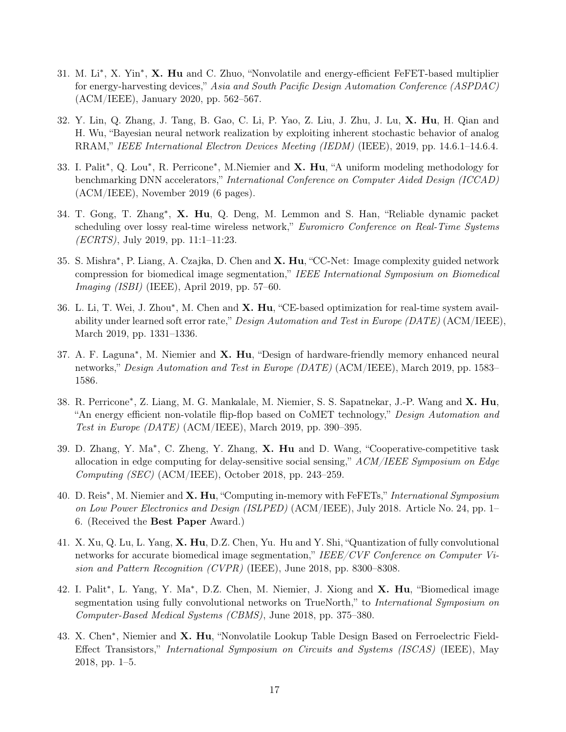31. M. Li*, X. Yin*, **X. Hu** and C. Zhuo, "Nonvolatile and energy-efficient FeFET-based multiplier for energy-harvesting devices," *Asia and South Pacific Design Automation Conference (ASPDAC)* (ACM/IEEE), January 2020, pp. 562–567.

32. Y. Lin, Q. Zhang, J. Tang, B. Gao, C. Li, P. Yao, Z. Liu, J. Zhu, J. Lu, **X. Hu**, H. Qian and H. Wu, "Bayesian neural network realization by exploiting inherent stochastic behavior of analog RRAM," *IEEE International Electron Devices Meeting (IEDM)* (IEEE), 2019, pp. 14.6.1–14.6.4.

33. I. Palit*, Q. Lou*, R. Perricone*, M.Niemier and **X. Hu**, "A uniform modeling methodology for benchmarking DNN accelerators," *International Conference on Computer Aided Design (ICCAD)* (ACM/IEEE), November 2019 (6 pages).

34. T. Gong, T. Zhang*, **X. Hu**, Q. Deng, M. Lemmon and S. Han, "Reliable dynamic packet scheduling over lossy real-time wireless network," *Euromicro Conference on Real-Time Systems (ECRTS)*, July 2019, pp. 11:1–11:23.

35. S. Mishra*, P. Liang, A. Czajka, D. Chen and **X. Hu**, "CC-Net: Image complexity guided network compression for biomedical image segmentation," *IEEE International Symposium on Biomedical Imaging (ISBI)* (IEEE), April 2019, pp. 57–60.

36. L. Li, T. Wei, J. Zhou*, M. Chen and **X. Hu**, "CE-based optimization for real-time system availability under learned soft error rate," *Design Automation and Test in Europe (DATE)* (ACM/IEEE), March 2019, pp. 1331–1336.

37. A. F. Laguna*, M. Niemier and **X. Hu**, "Design of hardware-friendly memory enhanced neural networks," *Design Automation and Test in Europe (DATE)* (ACM/IEEE), March 2019, pp. 1583–1586.

38. R. Perricone*, Z. Liang, M. G. Mankalale, M. Niemier, S. S. Sapatnekar, J.-P. Wang and **X. Hu**, "An energy efficient non-volatile flip-flop based on CoMET technology," *Design Automation and Test in Europe (DATE)* (ACM/IEEE), March 2019, pp. 390–395.

39. D. Zhang, Y. Ma*, C. Zheng, Y. Zhang, **X. Hu** and D. Wang, "Cooperative-competitive task allocation in edge computing for delay-sensitive social sensing," *ACM/IEEE Symposium on Edge Computing (SEC)* (ACM/IEEE), October 2018, pp. 243–259.

40. D. Reis*, M. Niemier and **X. Hu**, "Computing in-memory with FeFETs," *International Symposium on Low Power Electronics and Design (ISLPED)* (ACM/IEEE), July 2018. Article No. 24, pp. 1–6. (Received the **Best Paper** Award.)

41. X. Xu, Q. Lu, L. Yang, **X. Hu**, D.Z. Chen, Yu. Hu and Y. Shi, "Quantization of fully convolutional networks for accurate biomedical image segmentation," *IEEE/CVF Conference on Computer Vision and Pattern Recognition (CVPR)* (IEEE), June 2018, pp. 8300–8308.

42. I. Palit*, L. Yang, Y. Ma*, D.Z. Chen, M. Niemier, J. Xiong and **X. Hu**, "Biomedical image segmentation using fully convolutional networks on TrueNorth," to *International Symposium on Computer-Based Medical Systems (CBMS)*, June 2018, pp. 375–380.

43. X. Chen*, Niemier and **X. Hu**, "Nonvolatile Lookup Table Design Based on Ferroelectric Field-Effect Transistors," *International Symposium on Circuits and Systems (ISCAS)* (IEEE), May 2018, pp. 1–5.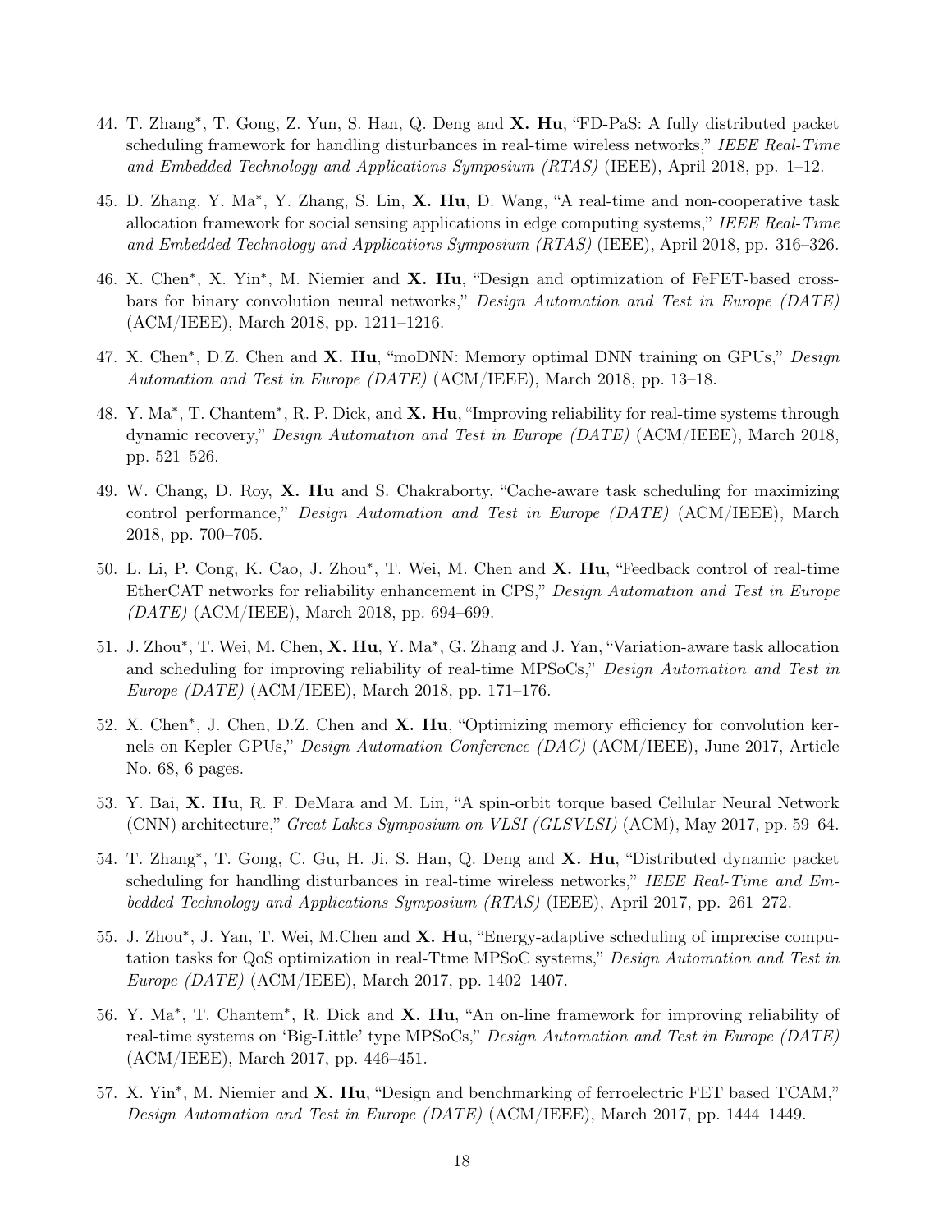44. T. Zhang*, T. Gong, Z. Yun, S. Han, Q. Deng and **X. Hu**, "FD-PaS: A fully distributed packet scheduling framework for handling disturbances in real-time wireless networks," *IEEE Real-Time and Embedded Technology and Applications Symposium (RTAS)* (IEEE), April 2018, pp. 1–12.

45. D. Zhang, Y. Ma*, Y. Zhang, S. Lin, **X. Hu**, D. Wang, "A real-time and non-cooperative task allocation framework for social sensing applications in edge computing systems," *IEEE Real-Time and Embedded Technology and Applications Symposium (RTAS)* (IEEE), April 2018, pp. 316–326.

46. X. Chen*, X. Yin*, M. Niemier and **X. Hu**, "Design and optimization of FeFET-based crossbars for binary convolution neural networks," *Design Automation and Test in Europe (DATE)* (ACM/IEEE), March 2018, pp. 1211–1216.

47. X. Chen*, D.Z. Chen and **X. Hu**, "moDNN: Memory optimal DNN training on GPUs," *Design Automation and Test in Europe (DATE)* (ACM/IEEE), March 2018, pp. 13–18.

48. Y. Ma*, T. Chantem*, R. P. Dick, and **X. Hu**, "Improving reliability for real-time systems through dynamic recovery," *Design Automation and Test in Europe (DATE)* (ACM/IEEE), March 2018, pp. 521–526.

49. W. Chang, D. Roy, **X. Hu** and S. Chakraborty, "Cache-aware task scheduling for maximizing control performance," *Design Automation and Test in Europe (DATE)* (ACM/IEEE), March 2018, pp. 700–705.

50. L. Li, P. Cong, K. Cao, J. Zhou*, T. Wei, M. Chen and **X. Hu**, "Feedback control of real-time EtherCAT networks for reliability enhancement in CPS," *Design Automation and Test in Europe (DATE)* (ACM/IEEE), March 2018, pp. 694–699.

51. J. Zhou*, T. Wei, M. Chen, **X. Hu**, Y. Ma*, G. Zhang and J. Yan, "Variation-aware task allocation and scheduling for improving reliability of real-time MPSoCs," *Design Automation and Test in Europe (DATE)* (ACM/IEEE), March 2018, pp. 171–176.

52. X. Chen*, J. Chen, D.Z. Chen and **X. Hu**, "Optimizing memory efficiency for convolution kernels on Kepler GPUs," *Design Automation Conference (DAC)* (ACM/IEEE), June 2017, Article No. 68, 6 pages.

53. Y. Bai, **X. Hu**, R. F. DeMara and M. Lin, "A spin-orbit torque based Cellular Neural Network (CNN) architecture," *Great Lakes Symposium on VLSI (GLSVLSI)* (ACM), May 2017, pp. 59–64.

54. T. Zhang*, T. Gong, C. Gu, H. Ji, S. Han, Q. Deng and **X. Hu**, "Distributed dynamic packet scheduling for handling disturbances in real-time wireless networks," *IEEE Real-Time and Embedded Technology and Applications Symposium (RTAS)* (IEEE), April 2017, pp. 261–272.

55. J. Zhou*, J. Yan, T. Wei, M.Chen and **X. Hu**, "Energy-adaptive scheduling of imprecise computation tasks for QoS optimization in real-Ttme MPSoC systems," *Design Automation and Test in Europe (DATE)* (ACM/IEEE), March 2017, pp. 1402–1407.

56. Y. Ma*, T. Chantem*, R. Dick and **X. Hu**, "An on-line framework for improving reliability of real-time systems on 'Big-Little' type MPSoCs," *Design Automation and Test in Europe (DATE)* (ACM/IEEE), March 2017, pp. 446–451.

57. X. Yin*, M. Niemier and **X. Hu**, "Design and benchmarking of ferroelectric FET based TCAM," *Design Automation and Test in Europe (DATE)* (ACM/IEEE), March 2017, pp. 1444–1449.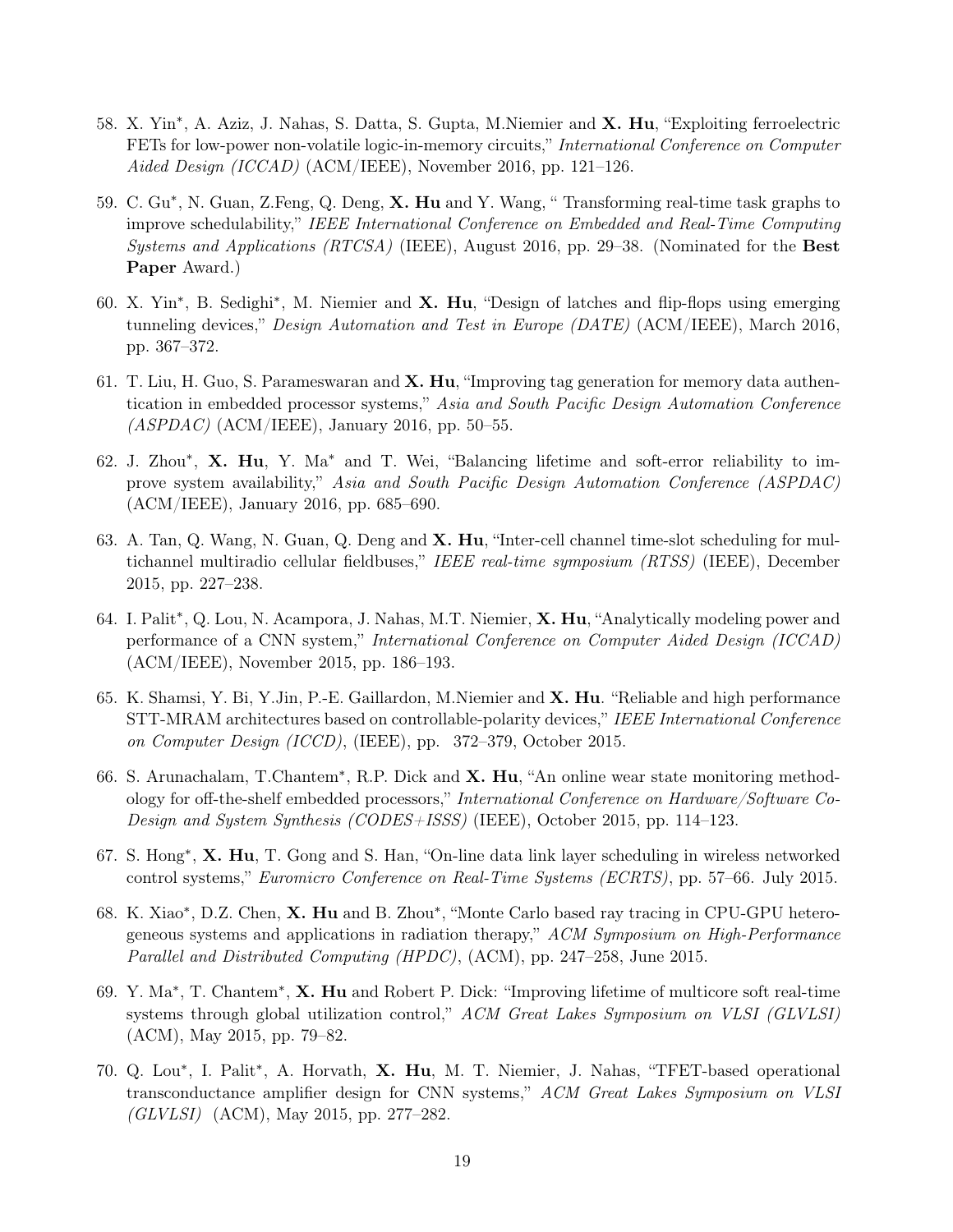58. X. Yin*, A. Aziz, J. Nahas, S. Datta, S. Gupta, M.Niemier and **X. Hu**, "Exploiting ferroelectric FETs for low-power non-volatile logic-in-memory circuits," *International Conference on Computer Aided Design (ICCAD)* (ACM/IEEE), November 2016, pp. 121–126.

59. C. Gu*, N. Guan, Z.Feng, Q. Deng, **X. Hu** and Y. Wang, " Transforming real-time task graphs to improve schedulability," *IEEE International Conference on Embedded and Real-Time Computing Systems and Applications (RTCSA)* (IEEE), August 2016, pp. 29–38. (Nominated for the **Best Paper** Award.)

60. X. Yin*, B. Sedighi*, M. Niemier and **X. Hu**, "Design of latches and flip-flops using emerging tunneling devices," *Design Automation and Test in Europe (DATE)* (ACM/IEEE), March 2016, pp. 367–372.

61. T. Liu, H. Guo, S. Parameswaran and **X. Hu**, "Improving tag generation for memory data authentication in embedded processor systems," *Asia and South Pacific Design Automation Conference (ASPDAC)* (ACM/IEEE), January 2016, pp. 50–55.

62. J. Zhou*, **X. Hu**, Y. Ma* and T. Wei, "Balancing lifetime and soft-error reliability to improve system availability," *Asia and South Pacific Design Automation Conference (ASPDAC)* (ACM/IEEE), January 2016, pp. 685–690.

63. A. Tan, Q. Wang, N. Guan, Q. Deng and **X. Hu**, "Inter-cell channel time-slot scheduling for multichannel multiradio cellular fieldbuses," *IEEE real-time symposium (RTSS)* (IEEE), December 2015, pp. 227–238.

64. I. Palit*, Q. Lou, N. Acampora, J. Nahas, M.T. Niemier, **X. Hu**, "Analytically modeling power and performance of a CNN system," *International Conference on Computer Aided Design (ICCAD)* (ACM/IEEE), November 2015, pp. 186–193.

65. K. Shamsi, Y. Bi, Y.Jin, P.-E. Gaillardon, M.Niemier and **X. Hu**. "Reliable and high performance STT-MRAM architectures based on controllable-polarity devices," *IEEE International Conference on Computer Design (ICCD)*, (IEEE), pp. 372–379, October 2015.

66. S. Arunachalam, T.Chantem*, R.P. Dick and **X. Hu**, "An online wear state monitoring methodology for off-the-shelf embedded processors," *International Conference on Hardware/Software Co-Design and System Synthesis (CODES+ISSS)* (IEEE), October 2015, pp. 114–123.

67. S. Hong*, **X. Hu**, T. Gong and S. Han, "On-line data link layer scheduling in wireless networked control systems," *Euromicro Conference on Real-Time Systems (ECRTS)*, pp. 57–66. July 2015.

68. K. Xiao*, D.Z. Chen, **X. Hu** and B. Zhou*, "Monte Carlo based ray tracing in CPU-GPU heterogeneous systems and applications in radiation therapy," *ACM Symposium on High-Performance Parallel and Distributed Computing (HPDC)*, (ACM), pp. 247–258, June 2015.

69. Y. Ma*, T. Chantem*, **X. Hu** and Robert P. Dick: "Improving lifetime of multicore soft real-time systems through global utilization control," *ACM Great Lakes Symposium on VLSI (GLVLSI)* (ACM), May 2015, pp. 79–82.

70. Q. Lou*, I. Palit*, A. Horvath, **X. Hu**, M. T. Niemier, J. Nahas, "TFET-based operational transconductance amplifier design for CNN systems," *ACM Great Lakes Symposium on VLSI (GLVLSI)* (ACM), May 2015, pp. 277–282.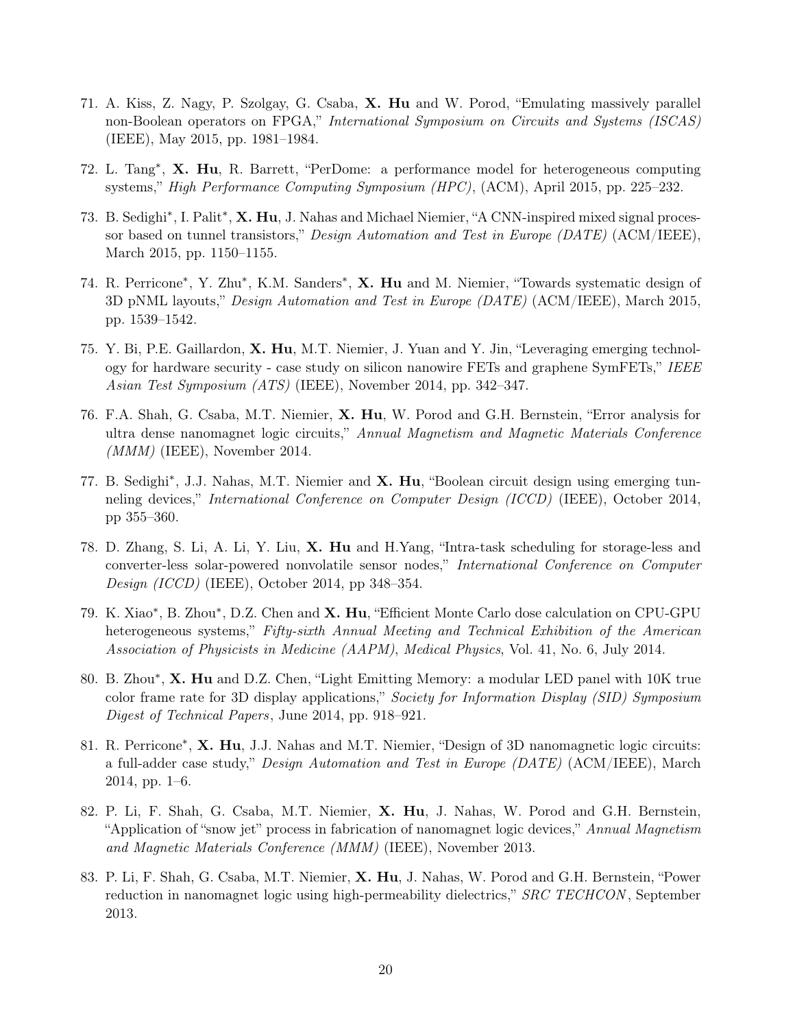71. A. Kiss, Z. Nagy, P. Szolgay, G. Csaba, **X. Hu** and W. Porod, "Emulating massively parallel non-Boolean operators on FPGA," *International Symposium on Circuits and Systems (ISCAS)* (IEEE), May 2015, pp. 1981–1984.

72. L. Tang*, **X. Hu**, R. Barrett, "PerDome: a performance model for heterogeneous computing systems," *High Performance Computing Symposium (HPC)*, (ACM), April 2015, pp. 225–232.

73. B. Sedighi*, I. Palit*, **X. Hu**, J. Nahas and Michael Niemier, "A CNN-inspired mixed signal processor based on tunnel transistors," *Design Automation and Test in Europe (DATE)* (ACM/IEEE), March 2015, pp. 1150–1155.

74. R. Perricone*, Y. Zhu*, K.M. Sanders*, **X. Hu** and M. Niemier, "Towards systematic design of 3D pNML layouts," *Design Automation and Test in Europe (DATE)* (ACM/IEEE), March 2015, pp. 1539–1542.

75. Y. Bi, P.E. Gaillardon, **X. Hu**, M.T. Niemier, J. Yuan and Y. Jin, "Leveraging emerging technology for hardware security - case study on silicon nanowire FETs and graphene SymFETs," *IEEE Asian Test Symposium (ATS)* (IEEE), November 2014, pp. 342–347.

76. F.A. Shah, G. Csaba, M.T. Niemier, **X. Hu**, W. Porod and G.H. Bernstein, "Error analysis for ultra dense nanomagnet logic circuits," *Annual Magnetism and Magnetic Materials Conference (MMM)* (IEEE), November 2014.

77. B. Sedighi*, J.J. Nahas, M.T. Niemier and **X. Hu**, "Boolean circuit design using emerging tunneling devices," *International Conference on Computer Design (ICCD)* (IEEE), October 2014, pp 355–360.

78. D. Zhang, S. Li, A. Li, Y. Liu, **X. Hu** and H.Yang, "Intra-task scheduling for storage-less and converter-less solar-powered nonvolatile sensor nodes," *International Conference on Computer Design (ICCD)* (IEEE), October 2014, pp 348–354.

79. K. Xiao*, B. Zhou*, D.Z. Chen and **X. Hu**, "Efficient Monte Carlo dose calculation on CPU-GPU heterogeneous systems," *Fifty-sixth Annual Meeting and Technical Exhibition of the American Association of Physicists in Medicine (AAPM)*, *Medical Physics*, Vol. 41, No. 6, July 2014.

80. B. Zhou*, **X. Hu** and D.Z. Chen, "Light Emitting Memory: a modular LED panel with 10K true color frame rate for 3D display applications," *Society for Information Display (SID) Symposium Digest of Technical Papers*, June 2014, pp. 918–921.

81. R. Perricone*, **X. Hu**, J.J. Nahas and M.T. Niemier, "Design of 3D nanomagnetic logic circuits: a full-adder case study," *Design Automation and Test in Europe (DATE)* (ACM/IEEE), March 2014, pp. 1–6.

82. P. Li, F. Shah, G. Csaba, M.T. Niemier, **X. Hu**, J. Nahas, W. Porod and G.H. Bernstein, "Application of "snow jet" process in fabrication of nanomagnet logic devices," *Annual Magnetism and Magnetic Materials Conference (MMM)* (IEEE), November 2013.

83. P. Li, F. Shah, G. Csaba, M.T. Niemier, **X. Hu**, J. Nahas, W. Porod and G.H. Bernstein, "Power reduction in nanomagnet logic using high-permeability dielectrics," *SRC TECHCON*, September 2013.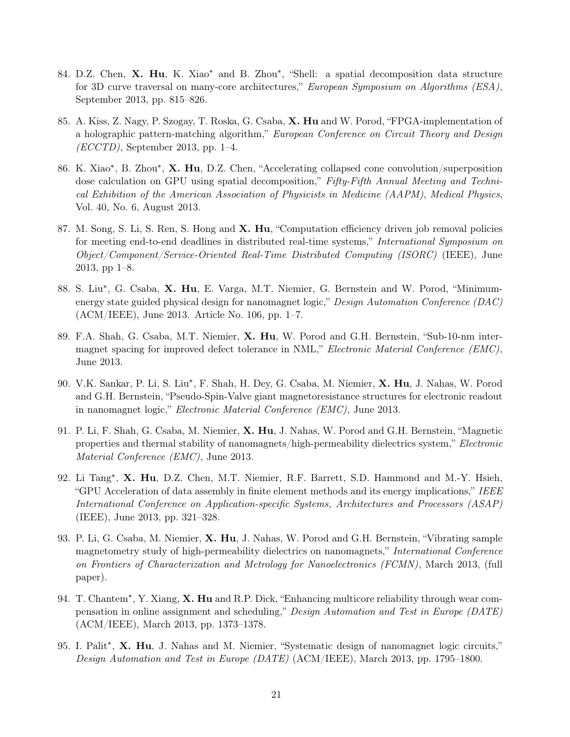84. D.Z. Chen, **X. Hu**, K. Xiao* and B. Zhou*, "Shell: a spatial decomposition data structure for 3D curve traversal on many-core architectures," *European Symposium on Algorithms (ESA)*, September 2013, pp. 815–826.

85. A. Kiss, Z. Nagy, P. Szogay, T. Roska, G. Csaba, **X. Hu** and W. Porod, "FPGA-implementation of a holographic pattern-matching algorithm," *European Conference on Circuit Theory and Design (ECCTD)*, September 2013, pp. 1–4.

86. K. Xiao*, B. Zhou*, **X. Hu**, D.Z. Chen, "Accelerating collapsed cone convolution/superposition dose calculation on GPU using spatial decomposition," *Fifty-Fifth Annual Meeting and Technical Exhibition of the American Association of Physicists in Medicine (AAPM)*, *Medical Physics*, Vol. 40, No. 6, August 2013.

87. M. Song, S. Li, S. Ren, S. Hong and **X. Hu**, "Computation efficiency driven job removal policies for meeting end-to-end deadlines in distributed real-time systems," *International Symposium on Object/Component/Service-Oriented Real-Time Distributed Computing (ISORC)* (IEEE), June 2013, pp 1–8.

88. S. Liu*, G. Csaba, **X. Hu**, E. Varga, M.T. Niemier, G. Bernstein and W. Porod, "Minimum-energy state guided physical design for nanomagnet logic," *Design Automation Conference (DAC)* (ACM/IEEE), June 2013. Article No. 106, pp. 1–7.

89. F.A. Shah, G. Csaba, M.T. Niemier, **X. Hu**, W. Porod and G.H. Bernstein, "Sub-10-nm intermagnet spacing for improved defect tolerance in NML," *Electronic Material Conference (EMC)*, June 2013.

90. V.K. Sankar, P. Li, S. Liu*, F. Shah, H. Dey, G. Csaba, M. Niemier, **X. Hu**, J. Nahas, W. Porod and G.H. Bernstein, "Pseudo-Spin-Valve giant magnetoresistance structures for electronic readout in nanomagnet logic," *Electronic Material Conference (EMC)*, June 2013.

91. P. Li, F. Shah, G. Csaba, M. Niemier, **X. Hu**, J. Nahas, W. Porod and G.H. Bernstein, "Magnetic properties and thermal stability of nanomagnets/high-permeability dielectrics system," *Electronic Material Conference (EMC)*, June 2013.

92. Li Tang*, **X. Hu**, D.Z. Chen, M.T. Niemier, R.F. Barrett, S.D. Hammond and M.-Y. Hsieh, "GPU Acceleration of data assembly in finite element methods and its energy implications," *IEEE International Conference on Application-specific Systems, Architectures and Processors (ASAP)* (IEEE), June 2013, pp. 321–328.

93. P. Li, G. Csaba, M. Niemier, **X. Hu**, J. Nahas, W. Porod and G.H. Bernstein, "Vibrating sample magnetometry study of high-permeability dielectrics on nanomagnets," *International Conference on Frontiers of Characterization and Metrology for Nanoelectronics (FCMN)*, March 2013, (full paper).

94. T. Chantem*, Y. Xiang, **X. Hu** and R.P. Dick, "Enhancing multicore reliability through wear compensation in online assignment and scheduling," *Design Automation and Test in Europe (DATE)* (ACM/IEEE), March 2013, pp. 1373–1378.

95. I. Palit*, **X. Hu**, J. Nahas and M. Niemier, "Systematic design of nanomagnet logic circuits," *Design Automation and Test in Europe (DATE)* (ACM/IEEE), March 2013, pp. 1795–1800.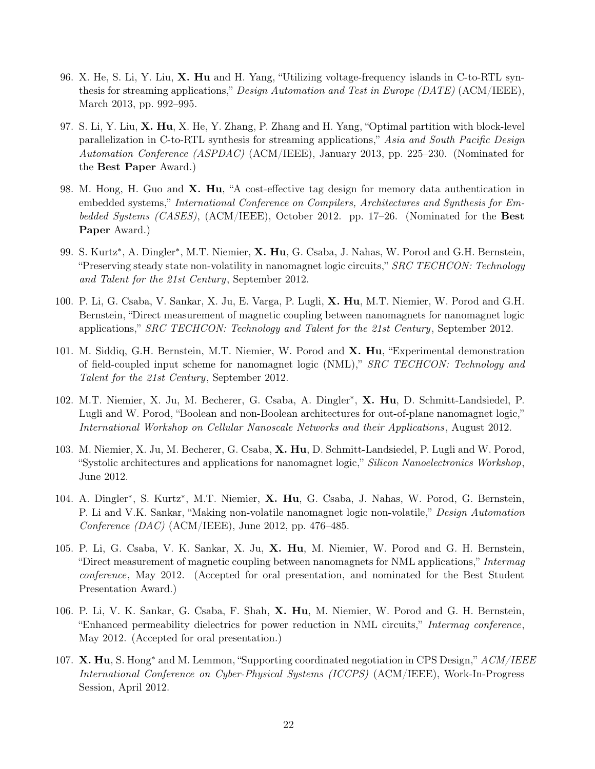96. X. He, S. Li, Y. Liu, **X. Hu** and H. Yang, "Utilizing voltage-frequency islands in C-to-RTL synthesis for streaming applications," *Design Automation and Test in Europe (DATE)* (ACM/IEEE), March 2013, pp. 992–995.

97. S. Li, Y. Liu, **X. Hu**, X. He, Y. Zhang, P. Zhang and H. Yang, "Optimal partition with block-level parallelization in C-to-RTL synthesis for streaming applications," *Asia and South Pacific Design Automation Conference (ASPDAC)* (ACM/IEEE), January 2013, pp. 225–230. (Nominated for the **Best Paper** Award.)

98. M. Hong, H. Guo and **X. Hu**, "A cost-effective tag design for memory data authentication in embedded systems," *International Conference on Compilers, Architectures and Synthesis for Embedded Systems (CASES)*, (ACM/IEEE), October 2012. pp. 17–26. (Nominated for the **Best Paper** Award.)

99. S. Kurtz*, A. Dingler*, M.T. Niemier, **X. Hu**, G. Csaba, J. Nahas, W. Porod and G.H. Bernstein, "Preserving steady state non-volatility in nanomagnet logic circuits," *SRC TECHCON: Technology and Talent for the 21st Century*, September 2012.

100. P. Li, G. Csaba, V. Sankar, X. Ju, E. Varga, P. Lugli, **X. Hu**, M.T. Niemier, W. Porod and G.H. Bernstein, "Direct measurement of magnetic coupling between nanomagnets for nanomagnet logic applications," *SRC TECHCON: Technology and Talent for the 21st Century*, September 2012.

101. M. Siddiq, G.H. Bernstein, M.T. Niemier, W. Porod and **X. Hu**, "Experimental demonstration of field-coupled input scheme for nanomagnet logic (NML)," *SRC TECHCON: Technology and Talent for the 21st Century*, September 2012.

102. M.T. Niemier, X. Ju, M. Becherer, G. Csaba, A. Dingler*, **X. Hu**, D. Schmitt-Landsiedel, P. Lugli and W. Porod, "Boolean and non-Boolean architectures for out-of-plane nanomagnet logic," *International Workshop on Cellular Nanoscale Networks and their Applications*, August 2012.

103. M. Niemier, X. Ju, M. Becherer, G. Csaba, **X. Hu**, D. Schmitt-Landsiedel, P. Lugli and W. Porod, "Systolic architectures and applications for nanomagnet logic," *Silicon Nanoelectronics Workshop*, June 2012.

104. A. Dingler*, S. Kurtz*, M.T. Niemier, **X. Hu**, G. Csaba, J. Nahas, W. Porod, G. Bernstein, P. Li and V.K. Sankar, "Making non-volatile nanomagnet logic non-volatile," *Design Automation Conference (DAC)* (ACM/IEEE), June 2012, pp. 476–485.

105. P. Li, G. Csaba, V. K. Sankar, X. Ju, **X. Hu**, M. Niemier, W. Porod and G. H. Bernstein, "Direct measurement of magnetic coupling between nanomagnets for NML applications," *Intermag conference*, May 2012. (Accepted for oral presentation, and nominated for the Best Student Presentation Award.)

106. P. Li, V. K. Sankar, G. Csaba, F. Shah, **X. Hu**, M. Niemier, W. Porod and G. H. Bernstein, "Enhanced permeability dielectrics for power reduction in NML circuits," *Intermag conference*, May 2012. (Accepted for oral presentation.)

107. **X. Hu**, S. Hong* and M. Lemmon, "Supporting coordinated negotiation in CPS Design," *ACM/IEEE International Conference on Cyber-Physical Systems (ICCPS)* (ACM/IEEE), Work-In-Progress Session, April 2012.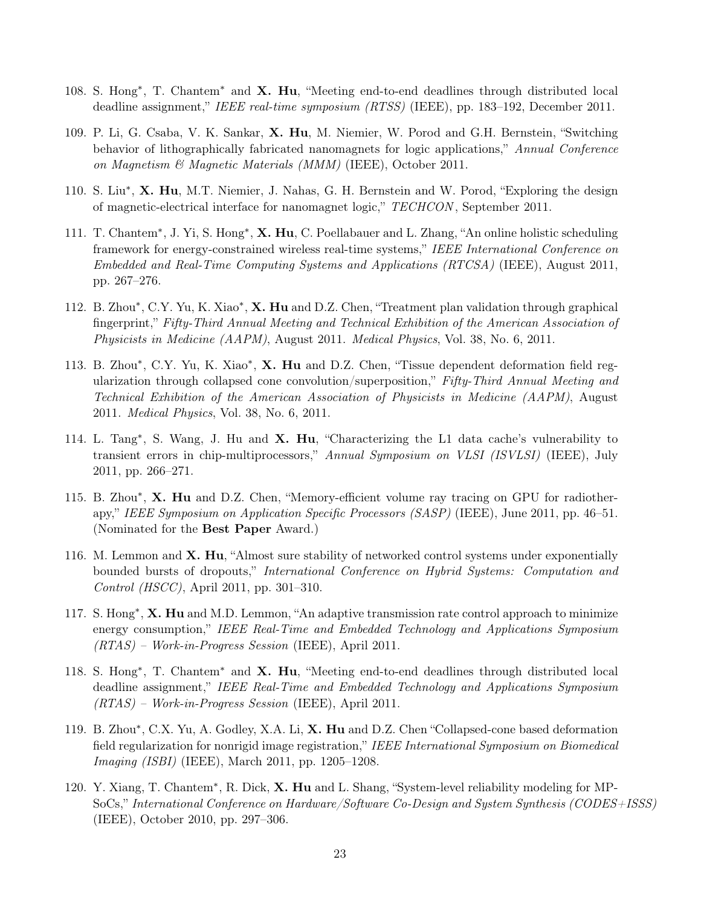108. S. Hong*, T. Chantem* and **X. Hu**, "Meeting end-to-end deadlines through distributed local deadline assignment," *IEEE real-time symposium (RTSS)* (IEEE), pp. 183–192, December 2011.

109. P. Li, G. Csaba, V. K. Sankar, **X. Hu**, M. Niemier, W. Porod and G.H. Bernstein, "Switching behavior of lithographically fabricated nanomagnets for logic applications," *Annual Conference on Magnetism & Magnetic Materials (MMM)* (IEEE), October 2011.

110. S. Liu*, **X. Hu**, M.T. Niemier, J. Nahas, G. H. Bernstein and W. Porod, "Exploring the design of magnetic-electrical interface for nanomagnet logic," *TECHCON*, September 2011.

111. T. Chantem*, J. Yi, S. Hong*, **X. Hu**, C. Poellabauer and L. Zhang, "An online holistic scheduling framework for energy-constrained wireless real-time systems," *IEEE International Conference on Embedded and Real-Time Computing Systems and Applications (RTCSA)* (IEEE), August 2011, pp. 267–276.

112. B. Zhou*, C.Y. Yu, K. Xiao*, **X. Hu** and D.Z. Chen, "Treatment plan validation through graphical fingerprint," *Fifty-Third Annual Meeting and Technical Exhibition of the American Association of Physicists in Medicine (AAPM)*, August 2011. *Medical Physics*, Vol. 38, No. 6, 2011.

113. B. Zhou*, C.Y. Yu, K. Xiao*, **X. Hu** and D.Z. Chen, "Tissue dependent deformation field regularization through collapsed cone convolution/superposition," *Fifty-Third Annual Meeting and Technical Exhibition of the American Association of Physicists in Medicine (AAPM)*, August 2011. *Medical Physics*, Vol. 38, No. 6, 2011.

114. L. Tang*, S. Wang, J. Hu and **X. Hu**, "Characterizing the L1 data cache's vulnerability to transient errors in chip-multiprocessors," *Annual Symposium on VLSI (ISVLSI)* (IEEE), July 2011, pp. 266–271.

115. B. Zhou*, **X. Hu** and D.Z. Chen, "Memory-efficient volume ray tracing on GPU for radiotherapy," *IEEE Symposium on Application Specific Processors (SASP)* (IEEE), June 2011, pp. 46–51. (Nominated for the **Best Paper** Award.)

116. M. Lemmon and **X. Hu**, "Almost sure stability of networked control systems under exponentially bounded bursts of dropouts," *International Conference on Hybrid Systems: Computation and Control (HSCC)*, April 2011, pp. 301–310.

117. S. Hong*, **X. Hu** and M.D. Lemmon, "An adaptive transmission rate control approach to minimize energy consumption," *IEEE Real-Time and Embedded Technology and Applications Symposium (RTAS) – Work-in-Progress Session* (IEEE), April 2011.

118. S. Hong*, T. Chantem* and **X. Hu**, "Meeting end-to-end deadlines through distributed local deadline assignment," *IEEE Real-Time and Embedded Technology and Applications Symposium (RTAS) – Work-in-Progress Session* (IEEE), April 2011.

119. B. Zhou*, C.X. Yu, A. Godley, X.A. Li, **X. Hu** and D.Z. Chen "Collapsed-cone based deformation field regularization for nonrigid image registration," *IEEE International Symposium on Biomedical Imaging (ISBI)* (IEEE), March 2011, pp. 1205–1208.

120. Y. Xiang, T. Chantem*, R. Dick, **X. Hu** and L. Shang, "System-level reliability modeling for MPSoCs," *International Conference on Hardware/Software Co-Design and System Synthesis (CODES+ISSS)* (IEEE), October 2010, pp. 297–306.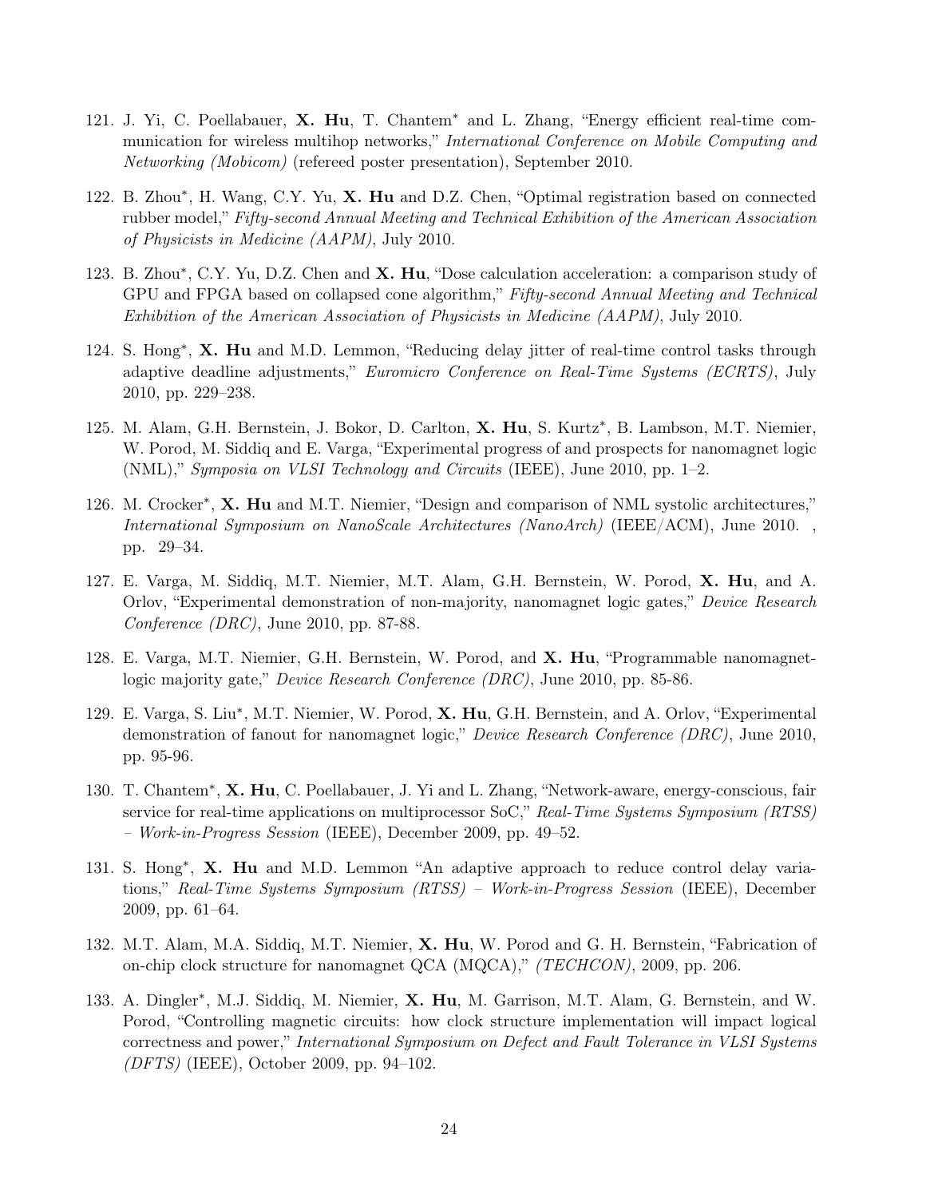121. J. Yi, C. Poellabauer, **X. Hu**, T. Chantem* and L. Zhang, "Energy efficient real-time communication for wireless multihop networks," *International Conference on Mobile Computing and Networking (Mobicom)* (refereed poster presentation), September 2010.

122. B. Zhou*, H. Wang, C.Y. Yu, **X. Hu** and D.Z. Chen, "Optimal registration based on connected rubber model," *Fifty-second Annual Meeting and Technical Exhibition of the American Association of Physicists in Medicine (AAPM)*, July 2010.

123. B. Zhou*, C.Y. Yu, D.Z. Chen and **X. Hu**, "Dose calculation acceleration: a comparison study of GPU and FPGA based on collapsed cone algorithm," *Fifty-second Annual Meeting and Technical Exhibition of the American Association of Physicists in Medicine (AAPM)*, July 2010.

124. S. Hong*, **X. Hu** and M.D. Lemmon, "Reducing delay jitter of real-time control tasks through adaptive deadline adjustments," *Euromicro Conference on Real-Time Systems (ECRTS)*, July 2010, pp. 229–238.

125. M. Alam, G.H. Bernstein, J. Bokor, D. Carlton, **X. Hu**, S. Kurtz*, B. Lambson, M.T. Niemier, W. Porod, M. Siddiq and E. Varga, "Experimental progress of and prospects for nanomagnet logic (NML)," *Symposia on VLSI Technology and Circuits* (IEEE), June 2010, pp. 1–2.

126. M. Crocker*, **X. Hu** and M.T. Niemier, "Design and comparison of NML systolic architectures," *International Symposium on NanoScale Architectures (NanoArch)* (IEEE/ACM), June 2010. , pp. 29–34.

127. E. Varga, M. Siddiq, M.T. Niemier, M.T. Alam, G.H. Bernstein, W. Porod, **X. Hu**, and A. Orlov, "Experimental demonstration of non-majority, nanomagnet logic gates," *Device Research Conference (DRC)*, June 2010, pp. 87-88.

128. E. Varga, M.T. Niemier, G.H. Bernstein, W. Porod, and **X. Hu**, "Programmable nanomagnet-logic majority gate," *Device Research Conference (DRC)*, June 2010, pp. 85-86.

129. E. Varga, S. Liu*, M.T. Niemier, W. Porod, **X. Hu**, G.H. Bernstein, and A. Orlov, "Experimental demonstration of fanout for nanomagnet logic," *Device Research Conference (DRC)*, June 2010, pp. 95-96.

130. T. Chantem*, **X. Hu**, C. Poellabauer, J. Yi and L. Zhang, "Network-aware, energy-conscious, fair service for real-time applications on multiprocessor SoC," *Real-Time Systems Symposium (RTSS) – Work-in-Progress Session* (IEEE), December 2009, pp. 49–52.

131. S. Hong*, **X. Hu** and M.D. Lemmon "An adaptive approach to reduce control delay variations," *Real-Time Systems Symposium (RTSS) – Work-in-Progress Session* (IEEE), December 2009, pp. 61–64.

132. M.T. Alam, M.A. Siddiq, M.T. Niemier, **X. Hu**, W. Porod and G. H. Bernstein, "Fabrication of on-chip clock structure for nanomagnet QCA (MQCA)," *(TECHCON)*, 2009, pp. 206.

133. A. Dingler*, M.J. Siddiq, M. Niemier, **X. Hu**, M. Garrison, M.T. Alam, G. Bernstein, and W. Porod, "Controlling magnetic circuits: how clock structure implementation will impact logical correctness and power," *International Symposium on Defect and Fault Tolerance in VLSI Systems (DFTS)* (IEEE), October 2009, pp. 94–102.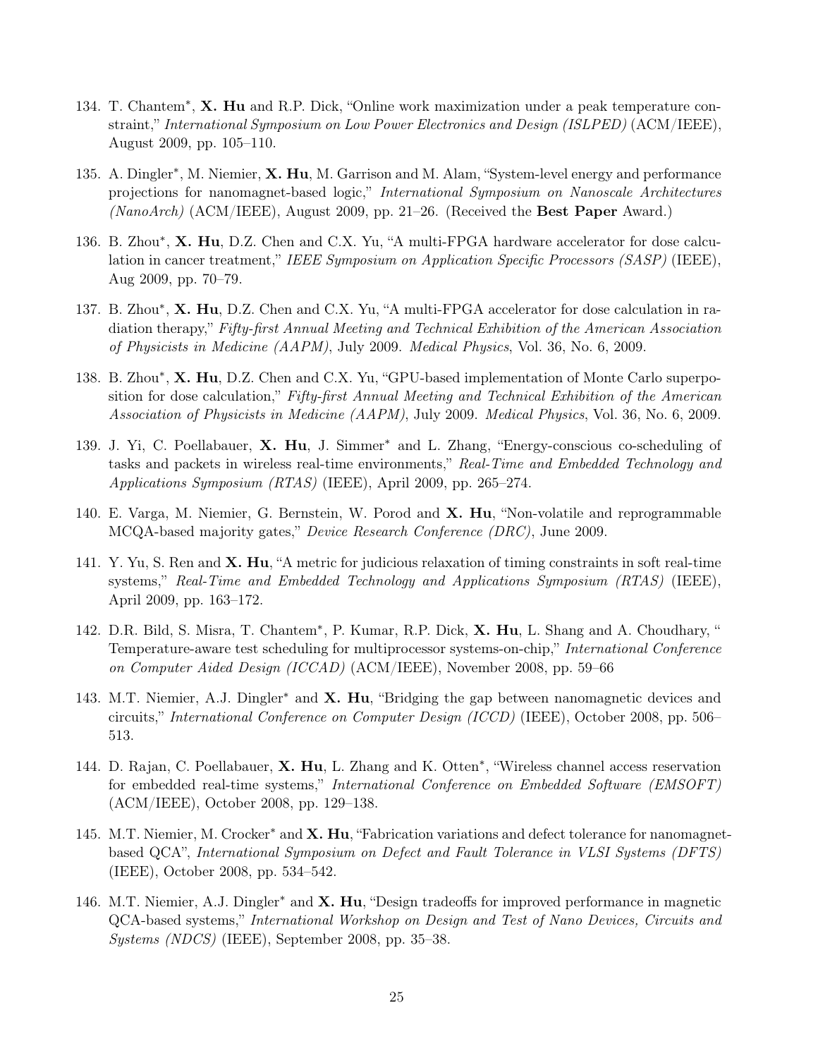134. T. Chantem*, **X. Hu** and R.P. Dick, "Online work maximization under a peak temperature constraint," *International Symposium on Low Power Electronics and Design (ISLPED)* (ACM/IEEE), August 2009, pp. 105–110.

135. A. Dingler*, M. Niemier, **X. Hu**, M. Garrison and M. Alam, "System-level energy and performance projections for nanomagnet-based logic," *International Symposium on Nanoscale Architectures (NanoArch)* (ACM/IEEE), August 2009, pp. 21–26. (Received the **Best Paper** Award.)

136. B. Zhou*, **X. Hu**, D.Z. Chen and C.X. Yu, "A multi-FPGA hardware accelerator for dose calculation in cancer treatment," *IEEE Symposium on Application Specific Processors (SASP)* (IEEE), Aug 2009, pp. 70–79.

137. B. Zhou*, **X. Hu**, D.Z. Chen and C.X. Yu, "A multi-FPGA accelerator for dose calculation in radiation therapy," *Fifty-first Annual Meeting and Technical Exhibition of the American Association of Physicists in Medicine (AAPM)*, July 2009. *Medical Physics*, Vol. 36, No. 6, 2009.

138. B. Zhou*, **X. Hu**, D.Z. Chen and C.X. Yu, "GPU-based implementation of Monte Carlo superposition for dose calculation," *Fifty-first Annual Meeting and Technical Exhibition of the American Association of Physicists in Medicine (AAPM)*, July 2009. *Medical Physics*, Vol. 36, No. 6, 2009.

139. J. Yi, C. Poellabauer, **X. Hu**, J. Simmer* and L. Zhang, "Energy-conscious co-scheduling of tasks and packets in wireless real-time environments," *Real-Time and Embedded Technology and Applications Symposium (RTAS)* (IEEE), April 2009, pp. 265–274.

140. E. Varga, M. Niemier, G. Bernstein, W. Porod and **X. Hu**, "Non-volatile and reprogrammable MCQA-based majority gates," *Device Research Conference (DRC)*, June 2009.

141. Y. Yu, S. Ren and **X. Hu**, "A metric for judicious relaxation of timing constraints in soft real-time systems," *Real-Time and Embedded Technology and Applications Symposium (RTAS)* (IEEE), April 2009, pp. 163–172.

142. D.R. Bild, S. Misra, T. Chantem*, P. Kumar, R.P. Dick, **X. Hu**, L. Shang and A. Choudhary, " Temperature-aware test scheduling for multiprocessor systems-on-chip," *International Conference on Computer Aided Design (ICCAD)* (ACM/IEEE), November 2008, pp. 59–66

143. M.T. Niemier, A.J. Dingler* and **X. Hu**, "Bridging the gap between nanomagnetic devices and circuits," *International Conference on Computer Design (ICCD)* (IEEE), October 2008, pp. 506–513.

144. D. Rajan, C. Poellabauer, **X. Hu**, L. Zhang and K. Otten*, "Wireless channel access reservation for embedded real-time systems," *International Conference on Embedded Software (EMSOFT)* (ACM/IEEE), October 2008, pp. 129–138.

145. M.T. Niemier, M. Crocker* and **X. Hu**, "Fabrication variations and defect tolerance for nanomagnet-based QCA", *International Symposium on Defect and Fault Tolerance in VLSI Systems (DFTS)* (IEEE), October 2008, pp. 534–542.

146. M.T. Niemier, A.J. Dingler* and **X. Hu**, "Design tradeoffs for improved performance in magnetic QCA-based systems," *International Workshop on Design and Test of Nano Devices, Circuits and Systems (NDCS)* (IEEE), September 2008, pp. 35–38.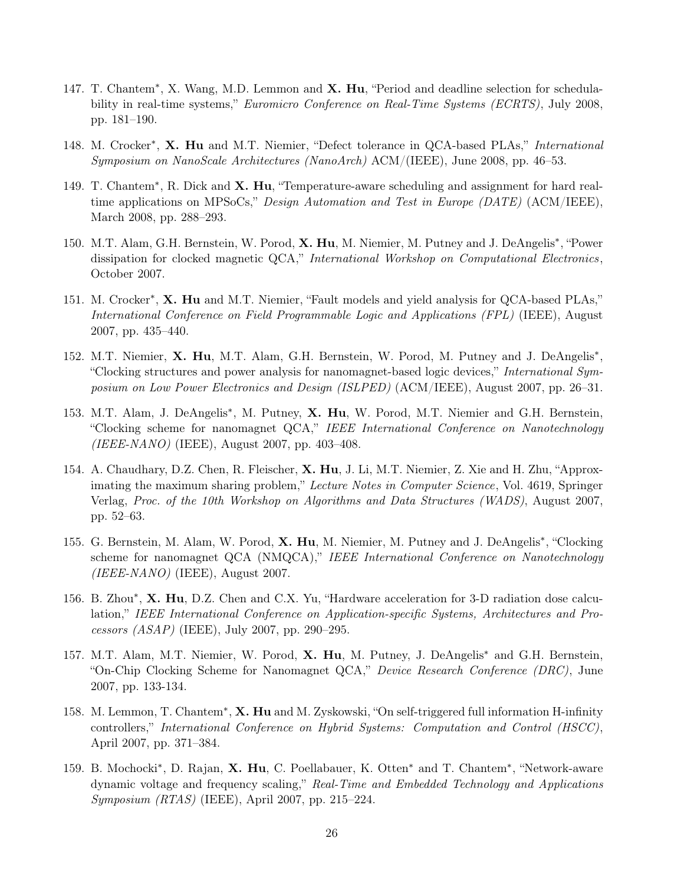147. T. Chantem*, X. Wang, M.D. Lemmon and **X. Hu**, "Period and deadline selection for schedulability in real-time systems," *Euromicro Conference on Real-Time Systems (ECRTS)*, July 2008, pp. 181–190.

148. M. Crocker*, **X. Hu** and M.T. Niemier, "Defect tolerance in QCA-based PLAs," *International Symposium on NanoScale Architectures (NanoArch)* ACM/(IEEE), June 2008, pp. 46–53.

149. T. Chantem*, R. Dick and **X. Hu**, "Temperature-aware scheduling and assignment for hard real-time applications on MPSoCs," *Design Automation and Test in Europe (DATE)* (ACM/IEEE), March 2008, pp. 288–293.

150. M.T. Alam, G.H. Bernstein, W. Porod, **X. Hu**, M. Niemier, M. Putney and J. DeAngelis*, "Power dissipation for clocked magnetic QCA," *International Workshop on Computational Electronics*, October 2007.

151. M. Crocker*, **X. Hu** and M.T. Niemier, "Fault models and yield analysis for QCA-based PLAs," *International Conference on Field Programmable Logic and Applications (FPL)* (IEEE), August 2007, pp. 435–440.

152. M.T. Niemier, **X. Hu**, M.T. Alam, G.H. Bernstein, W. Porod, M. Putney and J. DeAngelis*, "Clocking structures and power analysis for nanomagnet-based logic devices," *International Symposium on Low Power Electronics and Design (ISLPED)* (ACM/IEEE), August 2007, pp. 26–31.

153. M.T. Alam, J. DeAngelis*, M. Putney, **X. Hu**, W. Porod, M.T. Niemier and G.H. Bernstein, "Clocking scheme for nanomagnet QCA," *IEEE International Conference on Nanotechnology (IEEE-NANO)* (IEEE), August 2007, pp. 403–408.

154. A. Chaudhary, D.Z. Chen, R. Fleischer, **X. Hu**, J. Li, M.T. Niemier, Z. Xie and H. Zhu, "Approximating the maximum sharing problem," *Lecture Notes in Computer Science*, Vol. 4619, Springer Verlag, *Proc. of the 10th Workshop on Algorithms and Data Structures (WADS)*, August 2007, pp. 52–63.

155. G. Bernstein, M. Alam, W. Porod, **X. Hu**, M. Niemier, M. Putney and J. DeAngelis*, "Clocking scheme for nanomagnet QCA (NMQCA)," *IEEE International Conference on Nanotechnology (IEEE-NANO)* (IEEE), August 2007.

156. B. Zhou*, **X. Hu**, D.Z. Chen and C.X. Yu, "Hardware acceleration for 3-D radiation dose calculation," *IEEE International Conference on Application-specific Systems, Architectures and Processors (ASAP)* (IEEE), July 2007, pp. 290–295.

157. M.T. Alam, M.T. Niemier, W. Porod, **X. Hu**, M. Putney, J. DeAngelis* and G.H. Bernstein, "On-Chip Clocking Scheme for Nanomagnet QCA," *Device Research Conference (DRC)*, June 2007, pp. 133-134.

158. M. Lemmon, T. Chantem*, **X. Hu** and M. Zyskowski, "On self-triggered full information H-infinity controllers," *International Conference on Hybrid Systems: Computation and Control (HSCC)*, April 2007, pp. 371–384.

159. B. Mochocki*, D. Rajan, **X. Hu**, C. Poellabauer, K. Otten* and T. Chantem*, "Network-aware dynamic voltage and frequency scaling," *Real-Time and Embedded Technology and Applications Symposium (RTAS)* (IEEE), April 2007, pp. 215–224.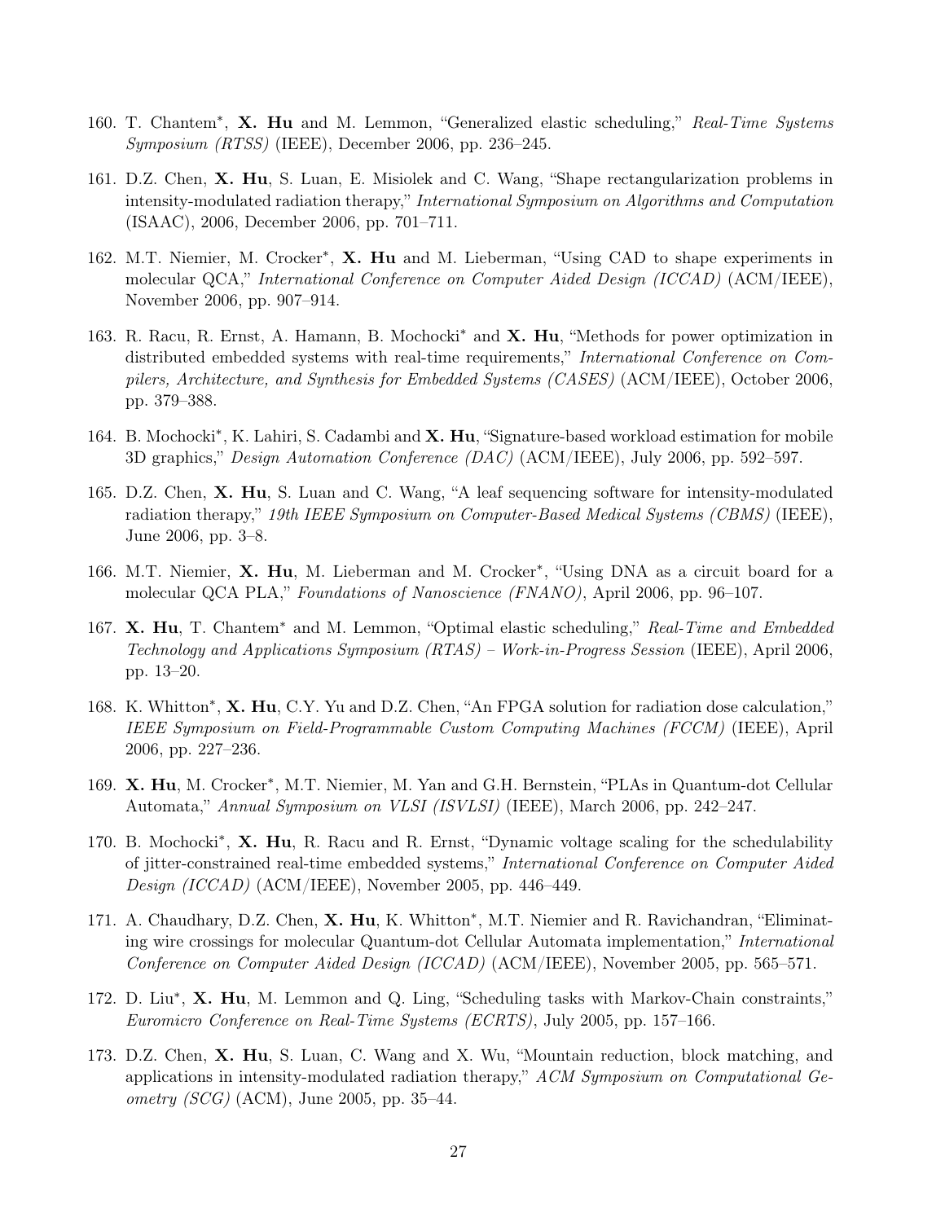160. T. Chantem*, **X. Hu** and M. Lemmon, "Generalized elastic scheduling," *Real-Time Systems Symposium (RTSS)* (IEEE), December 2006, pp. 236–245.

161. D.Z. Chen, **X. Hu**, S. Luan, E. Misiolek and C. Wang, "Shape rectangularization problems in intensity-modulated radiation therapy," *International Symposium on Algorithms and Computation* (ISAAC), 2006, December 2006, pp. 701–711.

162. M.T. Niemier, M. Crocker*, **X. Hu** and M. Lieberman, "Using CAD to shape experiments in molecular QCA," *International Conference on Computer Aided Design (ICCAD)* (ACM/IEEE), November 2006, pp. 907–914.

163. R. Racu, R. Ernst, A. Hamann, B. Mochocki* and **X. Hu**, "Methods for power optimization in distributed embedded systems with real-time requirements," *International Conference on Compilers, Architecture, and Synthesis for Embedded Systems (CASES)* (ACM/IEEE), October 2006, pp. 379–388.

164. B. Mochocki*, K. Lahiri, S. Cadambi and **X. Hu**, "Signature-based workload estimation for mobile 3D graphics," *Design Automation Conference (DAC)* (ACM/IEEE), July 2006, pp. 592–597.

165. D.Z. Chen, **X. Hu**, S. Luan and C. Wang, "A leaf sequencing software for intensity-modulated radiation therapy," *19th IEEE Symposium on Computer-Based Medical Systems (CBMS)* (IEEE), June 2006, pp. 3–8.

166. M.T. Niemier, **X. Hu**, M. Lieberman and M. Crocker*, "Using DNA as a circuit board for a molecular QCA PLA," *Foundations of Nanoscience (FNANO)*, April 2006, pp. 96–107.

167. **X. Hu**, T. Chantem* and M. Lemmon, "Optimal elastic scheduling," *Real-Time and Embedded Technology and Applications Symposium (RTAS) – Work-in-Progress Session* (IEEE), April 2006, pp. 13–20.

168. K. Whitton*, **X. Hu**, C.Y. Yu and D.Z. Chen, "An FPGA solution for radiation dose calculation," *IEEE Symposium on Field-Programmable Custom Computing Machines (FCCM)* (IEEE), April 2006, pp. 227–236.

169. **X. Hu**, M. Crocker*, M.T. Niemier, M. Yan and G.H. Bernstein, "PLAs in Quantum-dot Cellular Automata," *Annual Symposium on VLSI (ISVLSI)* (IEEE), March 2006, pp. 242–247.

170. B. Mochocki*, **X. Hu**, R. Racu and R. Ernst, "Dynamic voltage scaling for the schedulability of jitter-constrained real-time embedded systems," *International Conference on Computer Aided Design (ICCAD)* (ACM/IEEE), November 2005, pp. 446–449.

171. A. Chaudhary, D.Z. Chen, **X. Hu**, K. Whitton*, M.T. Niemier and R. Ravichandran, "Eliminating wire crossings for molecular Quantum-dot Cellular Automata implementation," *International Conference on Computer Aided Design (ICCAD)* (ACM/IEEE), November 2005, pp. 565–571.

172. D. Liu*, **X. Hu**, M. Lemmon and Q. Ling, "Scheduling tasks with Markov-Chain constraints," *Euromicro Conference on Real-Time Systems (ECRTS)*, July 2005, pp. 157–166.

173. D.Z. Chen, **X. Hu**, S. Luan, C. Wang and X. Wu, "Mountain reduction, block matching, and applications in intensity-modulated radiation therapy," *ACM Symposium on Computational Geometry (SCG)* (ACM), June 2005, pp. 35–44.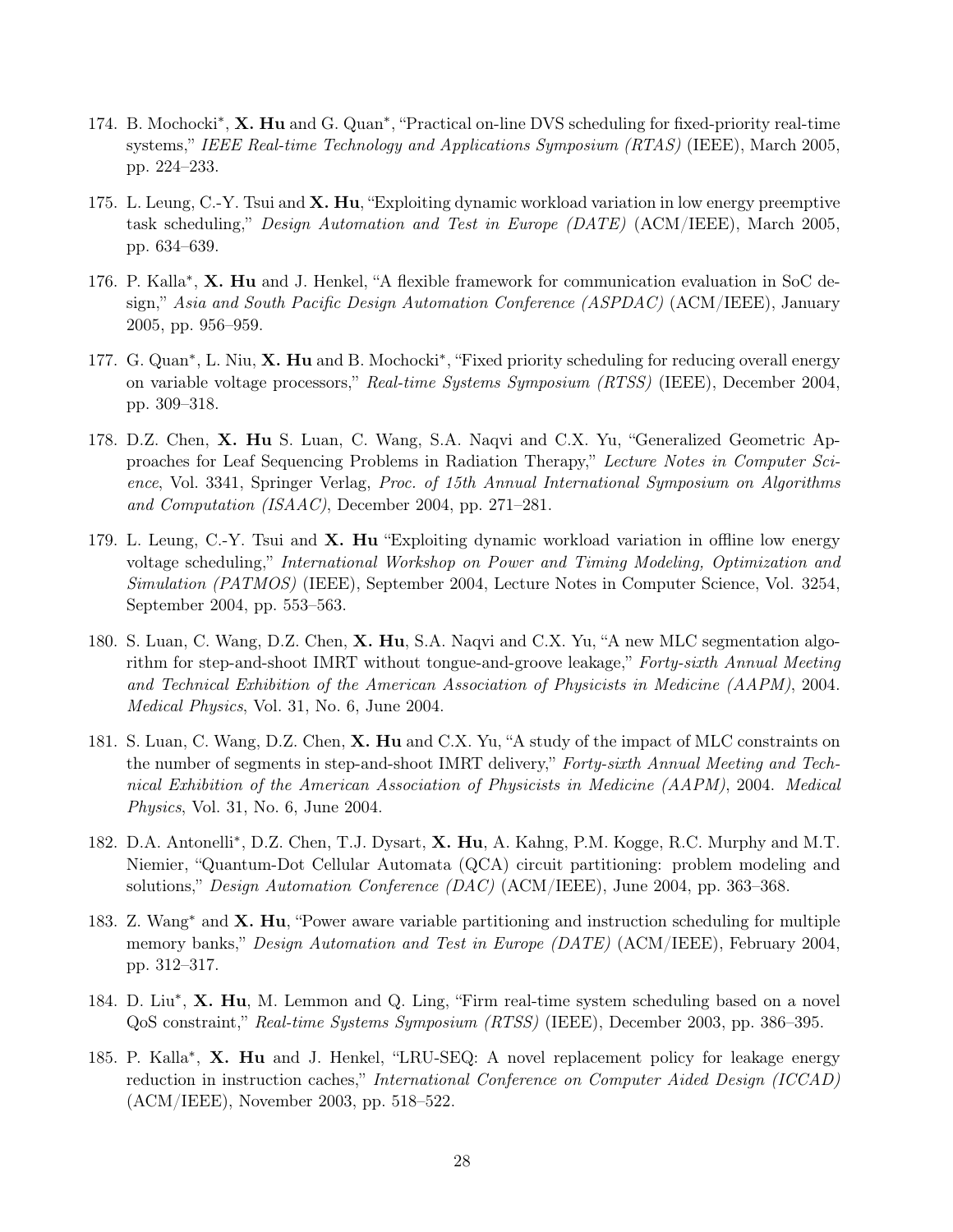174. B. Mochocki*, **X. Hu** and G. Quan*, "Practical on-line DVS scheduling for fixed-priority real-time systems," *IEEE Real-time Technology and Applications Symposium (RTAS)* (IEEE), March 2005, pp. 224–233.

175. L. Leung, C.-Y. Tsui and **X. Hu**, "Exploiting dynamic workload variation in low energy preemptive task scheduling," *Design Automation and Test in Europe (DATE)* (ACM/IEEE), March 2005, pp. 634–639.

176. P. Kalla*, **X. Hu** and J. Henkel, "A flexible framework for communication evaluation in SoC design," *Asia and South Pacific Design Automation Conference (ASPDAC)* (ACM/IEEE), January 2005, pp. 956–959.

177. G. Quan*, L. Niu, **X. Hu** and B. Mochocki*, "Fixed priority scheduling for reducing overall energy on variable voltage processors," *Real-time Systems Symposium (RTSS)* (IEEE), December 2004, pp. 309–318.

178. D.Z. Chen, **X. Hu** S. Luan, C. Wang, S.A. Naqvi and C.X. Yu, "Generalized Geometric Approaches for Leaf Sequencing Problems in Radiation Therapy," *Lecture Notes in Computer Science*, Vol. 3341, Springer Verlag, *Proc. of 15th Annual International Symposium on Algorithms and Computation (ISAAC)*, December 2004, pp. 271–281.

179. L. Leung, C.-Y. Tsui and **X. Hu** "Exploiting dynamic workload variation in offline low energy voltage scheduling," *International Workshop on Power and Timing Modeling, Optimization and Simulation (PATMOS)* (IEEE), September 2004, Lecture Notes in Computer Science, Vol. 3254, September 2004, pp. 553–563.

180. S. Luan, C. Wang, D.Z. Chen, **X. Hu**, S.A. Naqvi and C.X. Yu, "A new MLC segmentation algorithm for step-and-shoot IMRT without tongue-and-groove leakage," *Forty-sixth Annual Meeting and Technical Exhibition of the American Association of Physicists in Medicine (AAPM)*, 2004. *Medical Physics*, Vol. 31, No. 6, June 2004.

181. S. Luan, C. Wang, D.Z. Chen, **X. Hu** and C.X. Yu, "A study of the impact of MLC constraints on the number of segments in step-and-shoot IMRT delivery," *Forty-sixth Annual Meeting and Technical Exhibition of the American Association of Physicists in Medicine (AAPM)*, 2004. *Medical Physics*, Vol. 31, No. 6, June 2004.

182. D.A. Antonelli*, D.Z. Chen, T.J. Dysart, **X. Hu**, A. Kahng, P.M. Kogge, R.C. Murphy and M.T. Niemier, "Quantum-Dot Cellular Automata (QCA) circuit partitioning: problem modeling and solutions," *Design Automation Conference (DAC)* (ACM/IEEE), June 2004, pp. 363–368.

183. Z. Wang* and **X. Hu**, "Power aware variable partitioning and instruction scheduling for multiple memory banks," *Design Automation and Test in Europe (DATE)* (ACM/IEEE), February 2004, pp. 312–317.

184. D. Liu*, **X. Hu**, M. Lemmon and Q. Ling, "Firm real-time system scheduling based on a novel QoS constraint," *Real-time Systems Symposium (RTSS)* (IEEE), December 2003, pp. 386–395.

185. P. Kalla*, **X. Hu** and J. Henkel, "LRU-SEQ: A novel replacement policy for leakage energy reduction in instruction caches," *International Conference on Computer Aided Design (ICCAD)* (ACM/IEEE), November 2003, pp. 518–522.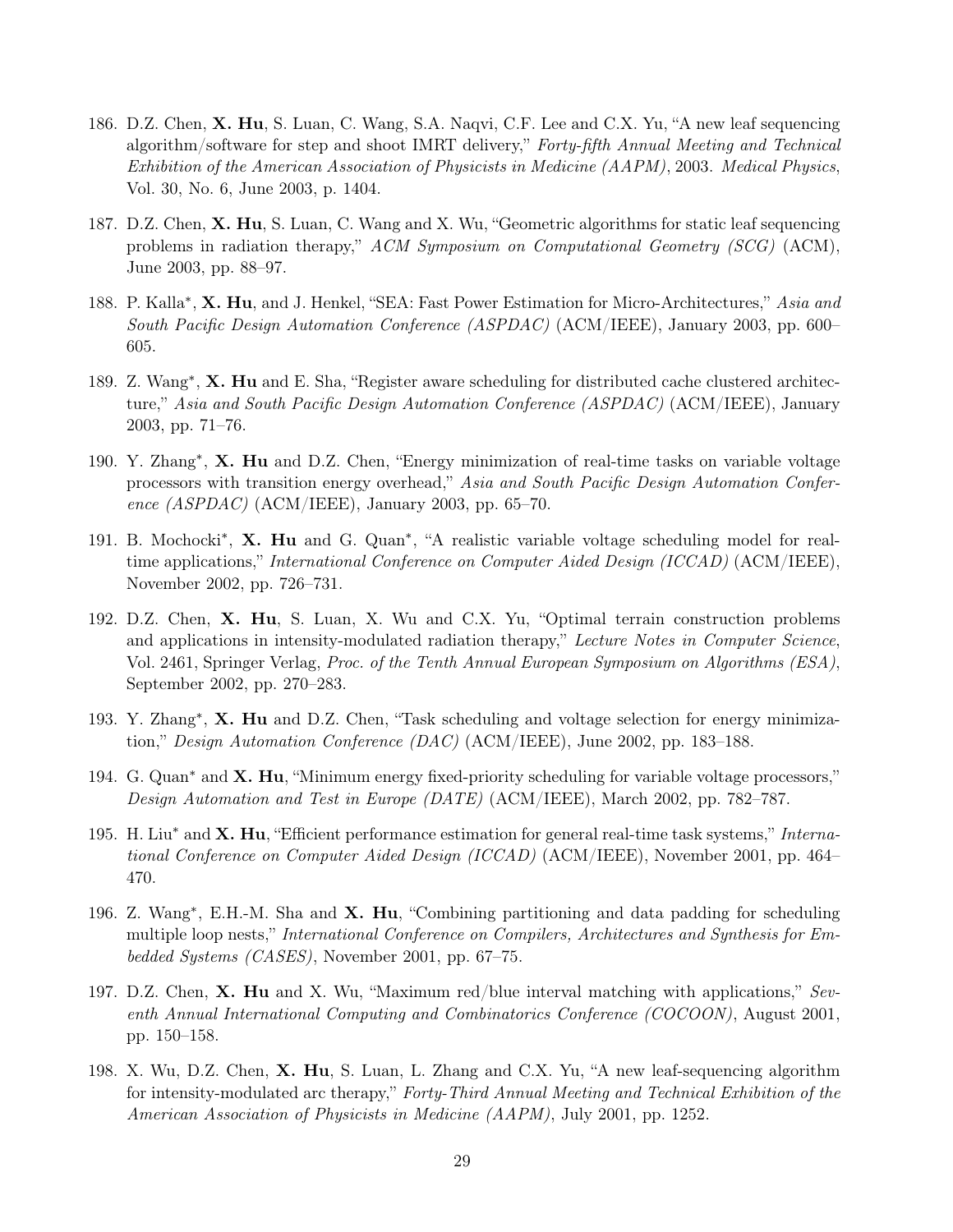186. D.Z. Chen, **X. Hu**, S. Luan, C. Wang, S.A. Naqvi, C.F. Lee and C.X. Yu, "A new leaf sequencing algorithm/software for step and shoot IMRT delivery," *Forty-fifth Annual Meeting and Technical Exhibition of the American Association of Physicists in Medicine (AAPM)*, 2003. *Medical Physics*, Vol. 30, No. 6, June 2003, p. 1404.

187. D.Z. Chen, **X. Hu**, S. Luan, C. Wang and X. Wu, "Geometric algorithms for static leaf sequencing problems in radiation therapy," *ACM Symposium on Computational Geometry (SCG)* (ACM), June 2003, pp. 88–97.

188. P. Kalla*, **X. Hu**, and J. Henkel, "SEA: Fast Power Estimation for Micro-Architectures," *Asia and South Pacific Design Automation Conference (ASPDAC)* (ACM/IEEE), January 2003, pp. 600–605.

189. Z. Wang*, **X. Hu** and E. Sha, "Register aware scheduling for distributed cache clustered architecture," *Asia and South Pacific Design Automation Conference (ASPDAC)* (ACM/IEEE), January 2003, pp. 71–76.

190. Y. Zhang*, **X. Hu** and D.Z. Chen, "Energy minimization of real-time tasks on variable voltage processors with transition energy overhead," *Asia and South Pacific Design Automation Conference (ASPDAC)* (ACM/IEEE), January 2003, pp. 65–70.

191. B. Mochocki*, **X. Hu** and G. Quan*, "A realistic variable voltage scheduling model for real-time applications," *International Conference on Computer Aided Design (ICCAD)* (ACM/IEEE), November 2002, pp. 726–731.

192. D.Z. Chen, **X. Hu**, S. Luan, X. Wu and C.X. Yu, "Optimal terrain construction problems and applications in intensity-modulated radiation therapy," *Lecture Notes in Computer Science*, Vol. 2461, Springer Verlag, *Proc. of the Tenth Annual European Symposium on Algorithms (ESA)*, September 2002, pp. 270–283.

193. Y. Zhang*, **X. Hu** and D.Z. Chen, "Task scheduling and voltage selection for energy minimization," *Design Automation Conference (DAC)* (ACM/IEEE), June 2002, pp. 183–188.

194. G. Quan* and **X. Hu**, "Minimum energy fixed-priority scheduling for variable voltage processors," *Design Automation and Test in Europe (DATE)* (ACM/IEEE), March 2002, pp. 782–787.

195. H. Liu* and **X. Hu**, "Efficient performance estimation for general real-time task systems," *International Conference on Computer Aided Design (ICCAD)* (ACM/IEEE), November 2001, pp. 464–470.

196. Z. Wang*, E.H.-M. Sha and **X. Hu**, "Combining partitioning and data padding for scheduling multiple loop nests," *International Conference on Compilers, Architectures and Synthesis for Embedded Systems (CASES)*, November 2001, pp. 67–75.

197. D.Z. Chen, **X. Hu** and X. Wu, "Maximum red/blue interval matching with applications," *Seventh Annual International Computing and Combinatorics Conference (COCOON)*, August 2001, pp. 150–158.

198. X. Wu, D.Z. Chen, **X. Hu**, S. Luan, L. Zhang and C.X. Yu, "A new leaf-sequencing algorithm for intensity-modulated arc therapy," *Forty-Third Annual Meeting and Technical Exhibition of the American Association of Physicists in Medicine (AAPM)*, July 2001, pp. 1252.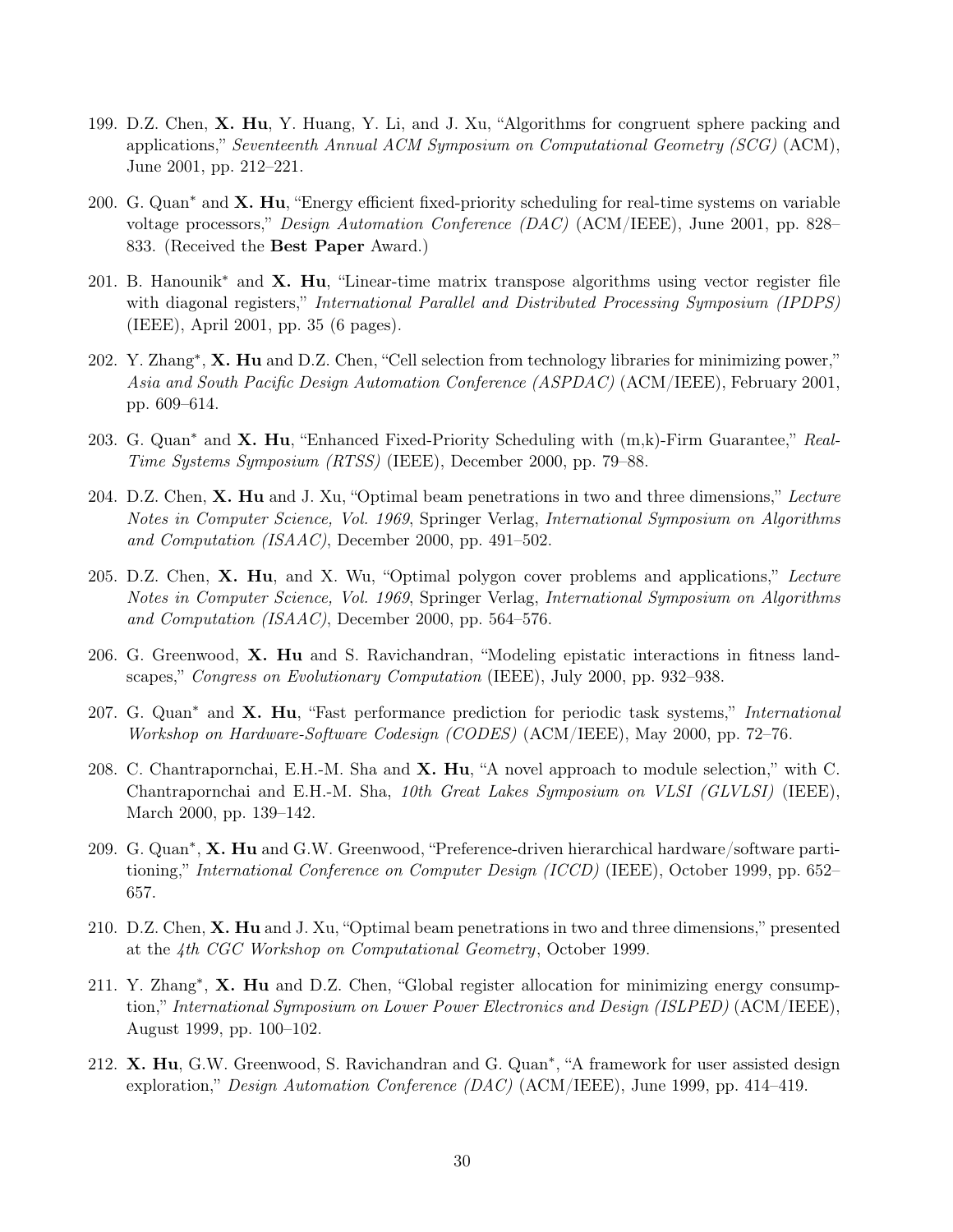199. D.Z. Chen, **X. Hu**, Y. Huang, Y. Li, and J. Xu, "Algorithms for congruent sphere packing and applications," *Seventeenth Annual ACM Symposium on Computational Geometry (SCG)* (ACM), June 2001, pp. 212–221.

200. G. Quan* and **X. Hu**, "Energy efficient fixed-priority scheduling for real-time systems on variable voltage processors," *Design Automation Conference (DAC)* (ACM/IEEE), June 2001, pp. 828–833. (Received the **Best Paper** Award.)

201. B. Hanounik* and **X. Hu**, "Linear-time matrix transpose algorithms using vector register file with diagonal registers," *International Parallel and Distributed Processing Symposium (IPDPS)* (IEEE), April 2001, pp. 35 (6 pages).

202. Y. Zhang*, **X. Hu** and D.Z. Chen, "Cell selection from technology libraries for minimizing power," *Asia and South Pacific Design Automation Conference (ASPDAC)* (ACM/IEEE), February 2001, pp. 609–614.

203. G. Quan* and **X. Hu**, "Enhanced Fixed-Priority Scheduling with (m,k)-Firm Guarantee," *Real-Time Systems Symposium (RTSS)* (IEEE), December 2000, pp. 79–88.

204. D.Z. Chen, **X. Hu** and J. Xu, "Optimal beam penetrations in two and three dimensions," *Lecture Notes in Computer Science, Vol. 1969*, Springer Verlag, *International Symposium on Algorithms and Computation (ISAAC)*, December 2000, pp. 491–502.

205. D.Z. Chen, **X. Hu**, and X. Wu, "Optimal polygon cover problems and applications," *Lecture Notes in Computer Science, Vol. 1969*, Springer Verlag, *International Symposium on Algorithms and Computation (ISAAC)*, December 2000, pp. 564–576.

206. G. Greenwood, **X. Hu** and S. Ravichandran, "Modeling epistatic interactions in fitness landscapes," *Congress on Evolutionary Computation* (IEEE), July 2000, pp. 932–938.

207. G. Quan* and **X. Hu**, "Fast performance prediction for periodic task systems," *International Workshop on Hardware-Software Codesign (CODES)* (ACM/IEEE), May 2000, pp. 72–76.

208. C. Chantrapornchai, E.H.-M. Sha and **X. Hu**, "A novel approach to module selection," with C. Chantrapornchai and E.H.-M. Sha, *10th Great Lakes Symposium on VLSI (GLVLSI)* (IEEE), March 2000, pp. 139–142.

209. G. Quan*, **X. Hu** and G.W. Greenwood, "Preference-driven hierarchical hardware/software partitioning," *International Conference on Computer Design (ICCD)* (IEEE), October 1999, pp. 652–657.

210. D.Z. Chen, **X. Hu** and J. Xu, "Optimal beam penetrations in two and three dimensions," presented at the *4th CGC Workshop on Computational Geometry*, October 1999.

211. Y. Zhang*, **X. Hu** and D.Z. Chen, "Global register allocation for minimizing energy consumption," *International Symposium on Lower Power Electronics and Design (ISLPED)* (ACM/IEEE), August 1999, pp. 100–102.

212. **X. Hu**, G.W. Greenwood, S. Ravichandran and G. Quan*, "A framework for user assisted design exploration," *Design Automation Conference (DAC)* (ACM/IEEE), June 1999, pp. 414–419.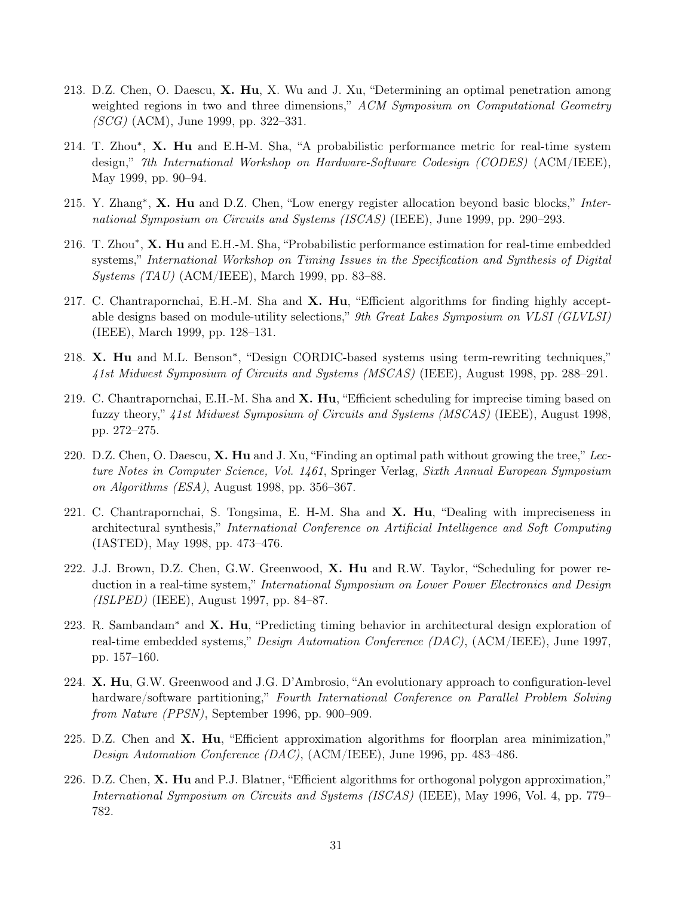213. D.Z. Chen, O. Daescu, **X. Hu**, X. Wu and J. Xu, "Determining an optimal penetration among weighted regions in two and three dimensions," *ACM Symposium on Computational Geometry (SCG)* (ACM), June 1999, pp. 322–331.

214. T. Zhou*, **X. Hu** and E.H-M. Sha, "A probabilistic performance metric for real-time system design," *7th International Workshop on Hardware-Software Codesign (CODES)* (ACM/IEEE), May 1999, pp. 90–94.

215. Y. Zhang*, **X. Hu** and D.Z. Chen, "Low energy register allocation beyond basic blocks," *International Symposium on Circuits and Systems (ISCAS)* (IEEE), June 1999, pp. 290–293.

216. T. Zhou*, **X. Hu** and E.H.-M. Sha, "Probabilistic performance estimation for real-time embedded systems," *International Workshop on Timing Issues in the Specification and Synthesis of Digital Systems (TAU)* (ACM/IEEE), March 1999, pp. 83–88.

217. C. Chantrapornchai, E.H.-M. Sha and **X. Hu**, "Efficient algorithms for finding highly acceptable designs based on module-utility selections," *9th Great Lakes Symposium on VLSI (GLVLSI)* (IEEE), March 1999, pp. 128–131.

218. **X. Hu** and M.L. Benson*, "Design CORDIC-based systems using term-rewriting techniques," *41st Midwest Symposium of Circuits and Systems (MSCAS)* (IEEE), August 1998, pp. 288–291.

219. C. Chantrapornchai, E.H.-M. Sha and **X. Hu**, "Efficient scheduling for imprecise timing based on fuzzy theory," *41st Midwest Symposium of Circuits and Systems (MSCAS)* (IEEE), August 1998, pp. 272–275.

220. D.Z. Chen, O. Daescu, **X. Hu** and J. Xu, "Finding an optimal path without growing the tree," *Lecture Notes in Computer Science, Vol. 1461*, Springer Verlag, *Sixth Annual European Symposium on Algorithms (ESA)*, August 1998, pp. 356–367.

221. C. Chantrapornchai, S. Tongsima, E. H-M. Sha and **X. Hu**, "Dealing with impreciseness in architectural synthesis," *International Conference on Artificial Intelligence and Soft Computing* (IASTED), May 1998, pp. 473–476.

222. J.J. Brown, D.Z. Chen, G.W. Greenwood, **X. Hu** and R.W. Taylor, "Scheduling for power reduction in a real-time system," *International Symposium on Lower Power Electronics and Design (ISLPED)* (IEEE), August 1997, pp. 84–87.

223. R. Sambandam* and **X. Hu**, "Predicting timing behavior in architectural design exploration of real-time embedded systems," *Design Automation Conference (DAC)*, (ACM/IEEE), June 1997, pp. 157–160.

224. **X. Hu**, G.W. Greenwood and J.G. D'Ambrosio, "An evolutionary approach to configuration-level hardware/software partitioning," *Fourth International Conference on Parallel Problem Solving from Nature (PPSN)*, September 1996, pp. 900–909.

225. D.Z. Chen and **X. Hu**, "Efficient approximation algorithms for floorplan area minimization," *Design Automation Conference (DAC)*, (ACM/IEEE), June 1996, pp. 483–486.

226. D.Z. Chen, **X. Hu** and P.J. Blatner, "Efficient algorithms for orthogonal polygon approximation," *International Symposium on Circuits and Systems (ISCAS)* (IEEE), May 1996, Vol. 4, pp. 779–782.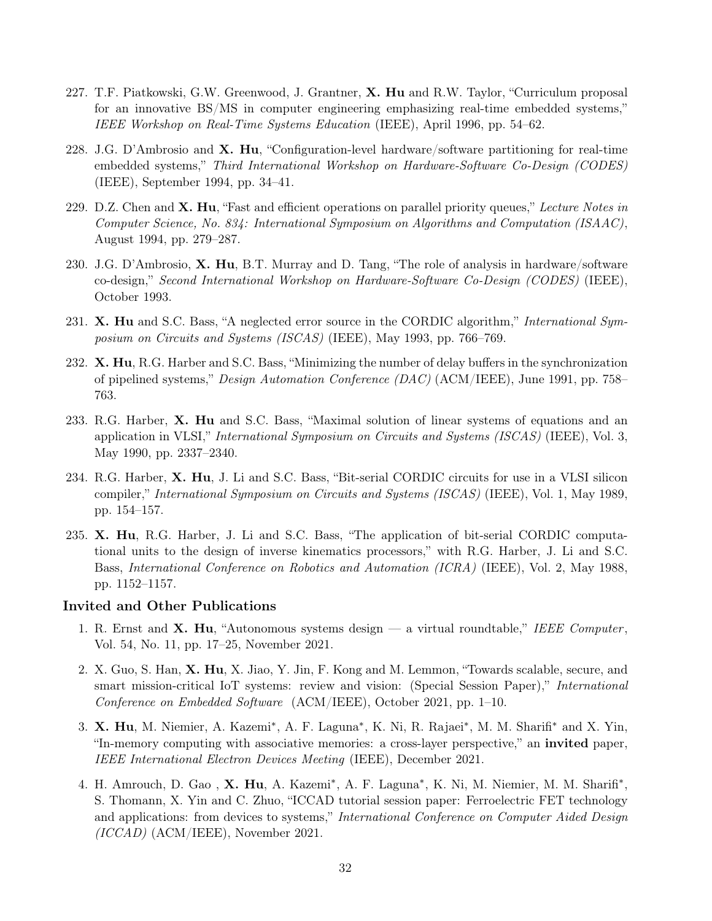227. T.F. Piatkowski, G.W. Greenwood, J. Grantner, **X. Hu** and R.W. Taylor, "Curriculum proposal for an innovative BS/MS in computer engineering emphasizing real-time embedded systems," *IEEE Workshop on Real-Time Systems Education* (IEEE), April 1996, pp. 54–62.

228. J.G. D'Ambrosio and **X. Hu**, "Configuration-level hardware/software partitioning for real-time embedded systems," *Third International Workshop on Hardware-Software Co-Design (CODES)* (IEEE), September 1994, pp. 34–41.

229. D.Z. Chen and **X. Hu**, "Fast and efficient operations on parallel priority queues," *Lecture Notes in Computer Science, No. 834: International Symposium on Algorithms and Computation (ISAAC)*, August 1994, pp. 279–287.

230. J.G. D'Ambrosio, **X. Hu**, B.T. Murray and D. Tang, "The role of analysis in hardware/software co-design," *Second International Workshop on Hardware-Software Co-Design (CODES)* (IEEE), October 1993.

231. **X. Hu** and S.C. Bass, "A neglected error source in the CORDIC algorithm," *International Symposium on Circuits and Systems (ISCAS)* (IEEE), May 1993, pp. 766–769.

232. **X. Hu**, R.G. Harber and S.C. Bass, "Minimizing the number of delay buffers in the synchronization of pipelined systems," *Design Automation Conference (DAC)* (ACM/IEEE), June 1991, pp. 758–763.

233. R.G. Harber, **X. Hu** and S.C. Bass, "Maximal solution of linear systems of equations and an application in VLSI," *International Symposium on Circuits and Systems (ISCAS)* (IEEE), Vol. 3, May 1990, pp. 2337–2340.

234. R.G. Harber, **X. Hu**, J. Li and S.C. Bass, "Bit-serial CORDIC circuits for use in a VLSI silicon compiler," *International Symposium on Circuits and Systems (ISCAS)* (IEEE), Vol. 1, May 1989, pp. 154–157.

235. **X. Hu**, R.G. Harber, J. Li and S.C. Bass, "The application of bit-serial CORDIC computational units to the design of inverse kinematics processors," with R.G. Harber, J. Li and S.C. Bass, *International Conference on Robotics and Automation (ICRA)* (IEEE), Vol. 2, May 1988, pp. 1152–1157.

### Invited and Other Publications

1. R. Ernst and **X. Hu**, "Autonomous systems design — a virtual roundtable," *IEEE Computer*, Vol. 54, No. 11, pp. 17–25, November 2021.

2. X. Guo, S. Han, **X. Hu**, X. Jiao, Y. Jin, F. Kong and M. Lemmon, "Towards scalable, secure, and smart mission-critical IoT systems: review and vision: (Special Session Paper)," *International Conference on Embedded Software* (ACM/IEEE), October 2021, pp. 1–10.

3. **X. Hu**, M. Niemier, A. Kazemi*, A. F. Laguna*, K. Ni, R. Rajaei*, M. M. Sharifi* and X. Yin, "In-memory computing with associative memories: a cross-layer perspective," an **invited** paper, *IEEE International Electron Devices Meeting* (IEEE), December 2021.

4. H. Amrouch, D. Gao , **X. Hu**, A. Kazemi*, A. F. Laguna*, K. Ni, M. Niemier, M. M. Sharifi*, S. Thomann, X. Yin and C. Zhuo, "ICCAD tutorial session paper: Ferroelectric FET technology and applications: from devices to systems," *International Conference on Computer Aided Design (ICCAD)* (ACM/IEEE), November 2021.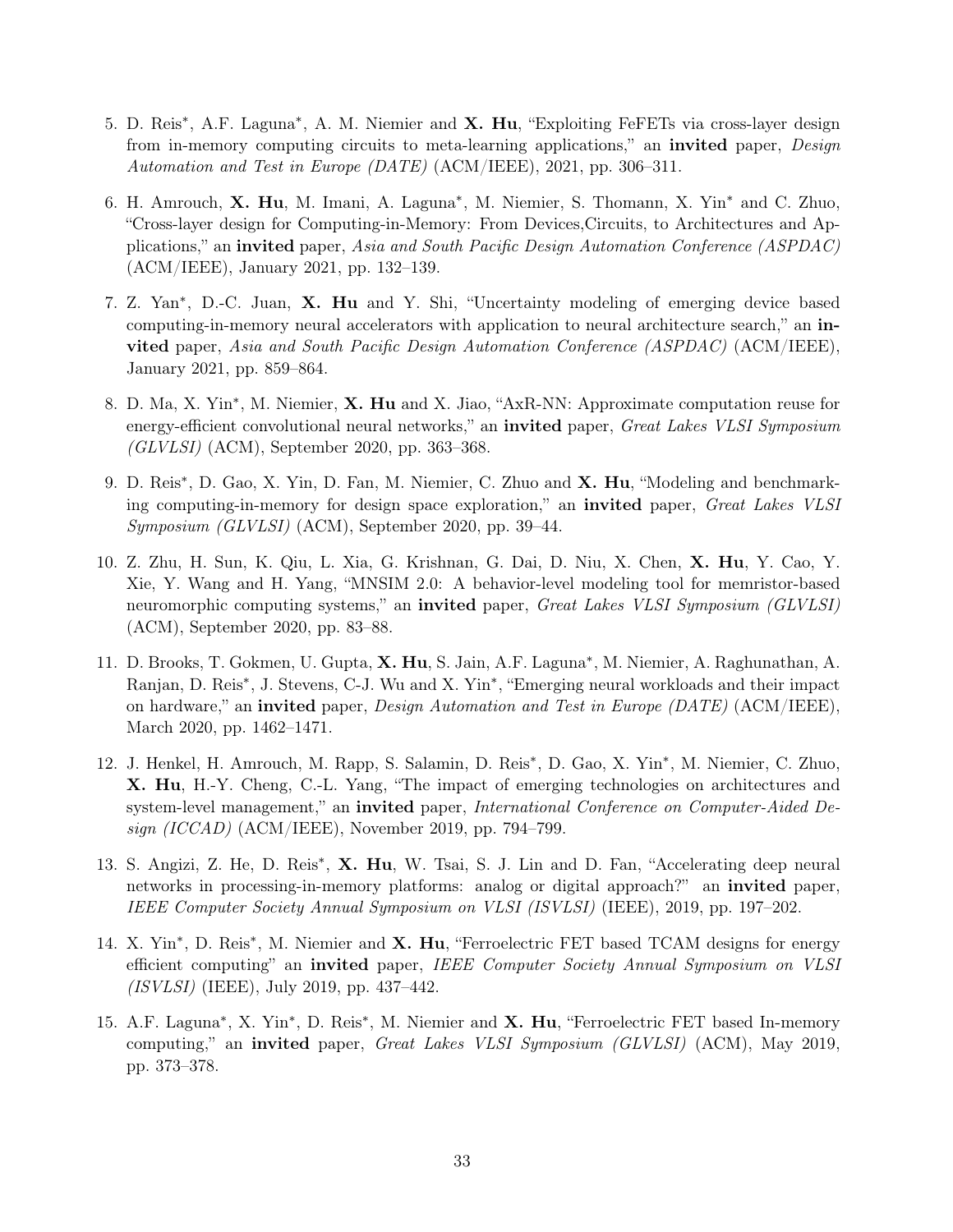5. D. Reis*, A.F. Laguna*, A. M. Niemier and **X. Hu**, "Exploiting FeFETs via cross-layer design from in-memory computing circuits to meta-learning applications," an **invited** paper, *Design Automation and Test in Europe (DATE)* (ACM/IEEE), 2021, pp. 306–311.

6. H. Amrouch, **X. Hu**, M. Imani, A. Laguna*, M. Niemier, S. Thomann, X. Yin* and C. Zhuo, "Cross-layer design for Computing-in-Memory: From Devices,Circuits, to Architectures and Applications," an **invited** paper, *Asia and South Pacific Design Automation Conference (ASPDAC)* (ACM/IEEE), January 2021, pp. 132–139.

7. Z. Yan*, D.-C. Juan, **X. Hu** and Y. Shi, "Uncertainty modeling of emerging device based computing-in-memory neural accelerators with application to neural architecture search," an **invited** paper, *Asia and South Pacific Design Automation Conference (ASPDAC)* (ACM/IEEE), January 2021, pp. 859–864.

8. D. Ma, X. Yin*, M. Niemier, **X. Hu** and X. Jiao, "AxR-NN: Approximate computation reuse for energy-efficient convolutional neural networks," an **invited** paper, *Great Lakes VLSI Symposium (GLVLSI)* (ACM), September 2020, pp. 363–368.

9. D. Reis*, D. Gao, X. Yin, D. Fan, M. Niemier, C. Zhuo and **X. Hu**, "Modeling and benchmarking computing-in-memory for design space exploration," an **invited** paper, *Great Lakes VLSI Symposium (GLVLSI)* (ACM), September 2020, pp. 39–44.

10. Z. Zhu, H. Sun, K. Qiu, L. Xia, G. Krishnan, G. Dai, D. Niu, X. Chen, **X. Hu**, Y. Cao, Y. Xie, Y. Wang and H. Yang, "MNSIM 2.0: A behavior-level modeling tool for memristor-based neuromorphic computing systems," an **invited** paper, *Great Lakes VLSI Symposium (GLVLSI)* (ACM), September 2020, pp. 83–88.

11. D. Brooks, T. Gokmen, U. Gupta, **X. Hu**, S. Jain, A.F. Laguna*, M. Niemier, A. Raghunathan, A. Ranjan, D. Reis*, J. Stevens, C-J. Wu and X. Yin*, "Emerging neural workloads and their impact on hardware," an **invited** paper, *Design Automation and Test in Europe (DATE)* (ACM/IEEE), March 2020, pp. 1462–1471.

12. J. Henkel, H. Amrouch, M. Rapp, S. Salamin, D. Reis*, D. Gao, X. Yin*, M. Niemier, C. Zhuo, **X. Hu**, H.-Y. Cheng, C.-L. Yang, "The impact of emerging technologies on architectures and system-level management," an **invited** paper, *International Conference on Computer-Aided Design (ICCAD)* (ACM/IEEE), November 2019, pp. 794–799.

13. S. Angizi, Z. He, D. Reis*, **X. Hu**, W. Tsai, S. J. Lin and D. Fan, "Accelerating deep neural networks in processing-in-memory platforms: analog or digital approach?" an **invited** paper, *IEEE Computer Society Annual Symposium on VLSI (ISVLSI)* (IEEE), 2019, pp. 197–202.

14. X. Yin*, D. Reis*, M. Niemier and **X. Hu**, "Ferroelectric FET based TCAM designs for energy efficient computing" an **invited** paper, *IEEE Computer Society Annual Symposium on VLSI (ISVLSI)* (IEEE), July 2019, pp. 437–442.

15. A.F. Laguna*, X. Yin*, D. Reis*, M. Niemier and **X. Hu**, "Ferroelectric FET based In-memory computing," an **invited** paper, *Great Lakes VLSI Symposium (GLVLSI)* (ACM), May 2019, pp. 373–378.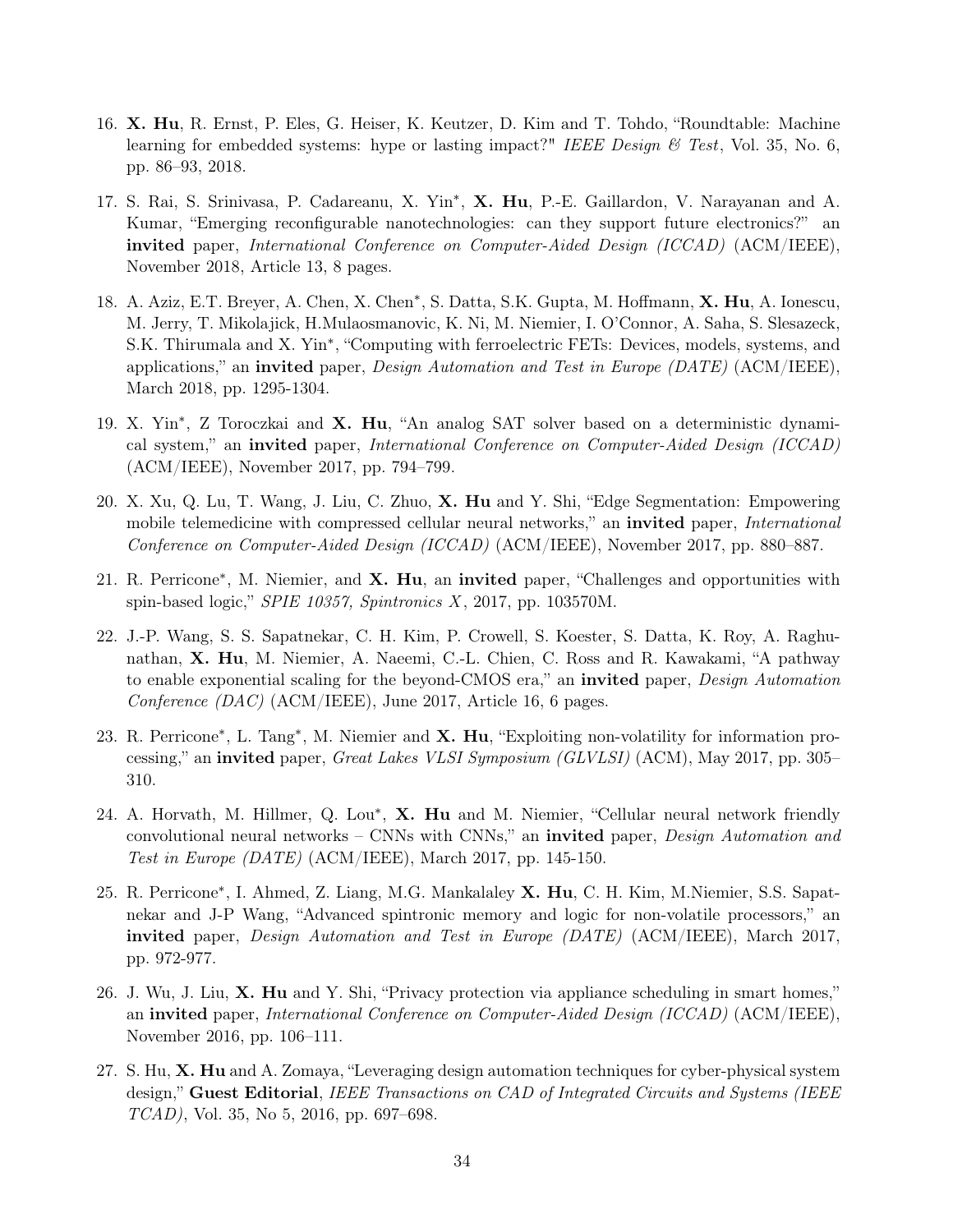16. **X. Hu**, R. Ernst, P. Eles, G. Heiser, K. Keutzer, D. Kim and T. Tohdo, "Roundtable: Machine learning for embedded systems: hype or lasting impact?" *IEEE Design & Test*, Vol. 35, No. 6, pp. 86–93, 2018.

17. S. Rai, S. Srinivasa, P. Cadareanu, X. Yin*, **X. Hu**, P.-E. Gaillardon, V. Narayanan and A. Kumar, "Emerging reconfigurable nanotechnologies: can they support future electronics?" an **invited** paper, *International Conference on Computer-Aided Design (ICCAD)* (ACM/IEEE), November 2018, Article 13, 8 pages.

18. A. Aziz, E.T. Breyer, A. Chen, X. Chen*, S. Datta, S.K. Gupta, M. Hoffmann, **X. Hu**, A. Ionescu, M. Jerry, T. Mikolajick, H.Mulaosmanovic, K. Ni, M. Niemier, I. O'Connor, A. Saha, S. Slesazeck, S.K. Thirumala and X. Yin*, "Computing with ferroelectric FETs: Devices, models, systems, and applications," an **invited** paper, *Design Automation and Test in Europe (DATE)* (ACM/IEEE), March 2018, pp. 1295-1304.

19. X. Yin*, Z Toroczkai and **X. Hu**, "An analog SAT solver based on a deterministic dynamical system," an **invited** paper, *International Conference on Computer-Aided Design (ICCAD)* (ACM/IEEE), November 2017, pp. 794–799.

20. X. Xu, Q. Lu, T. Wang, J. Liu, C. Zhuo, **X. Hu** and Y. Shi, "Edge Segmentation: Empowering mobile telemedicine with compressed cellular neural networks," an **invited** paper, *International Conference on Computer-Aided Design (ICCAD)* (ACM/IEEE), November 2017, pp. 880–887.

21. R. Perricone*, M. Niemier, and **X. Hu**, an **invited** paper, "Challenges and opportunities with spin-based logic," *SPIE 10357, Spintronics X*, 2017, pp. 103570M.

22. J.-P. Wang, S. S. Sapatnekar, C. H. Kim, P. Crowell, S. Koester, S. Datta, K. Roy, A. Raghunathan, **X. Hu**, M. Niemier, A. Naeemi, C.-L. Chien, C. Ross and R. Kawakami, "A pathway to enable exponential scaling for the beyond-CMOS era," an **invited** paper, *Design Automation Conference (DAC)* (ACM/IEEE), June 2017, Article 16, 6 pages.

23. R. Perricone*, L. Tang*, M. Niemier and **X. Hu**, "Exploiting non-volatility for information processing," an **invited** paper, *Great Lakes VLSI Symposium (GLVLSI)* (ACM), May 2017, pp. 305–310.

24. A. Horvath, M. Hillmer, Q. Lou*, **X. Hu** and M. Niemier, "Cellular neural network friendly convolutional neural networks – CNNs with CNNs," an **invited** paper, *Design Automation and Test in Europe (DATE)* (ACM/IEEE), March 2017, pp. 145-150.

25. R. Perricone*, I. Ahmed, Z. Liang, M.G. Mankalaley **X. Hu**, C. H. Kim, M.Niemier, S.S. Sapatnekar and J-P Wang, "Advanced spintronic memory and logic for non-volatile processors," an **invited** paper, *Design Automation and Test in Europe (DATE)* (ACM/IEEE), March 2017, pp. 972-977.

26. J. Wu, J. Liu, **X. Hu** and Y. Shi, "Privacy protection via appliance scheduling in smart homes," an **invited** paper, *International Conference on Computer-Aided Design (ICCAD)* (ACM/IEEE), November 2016, pp. 106–111.

27. S. Hu, **X. Hu** and A. Zomaya, "Leveraging design automation techniques for cyber-physical system design," **Guest Editorial**, *IEEE Transactions on CAD of Integrated Circuits and Systems (IEEE TCAD)*, Vol. 35, No 5, 2016, pp. 697–698.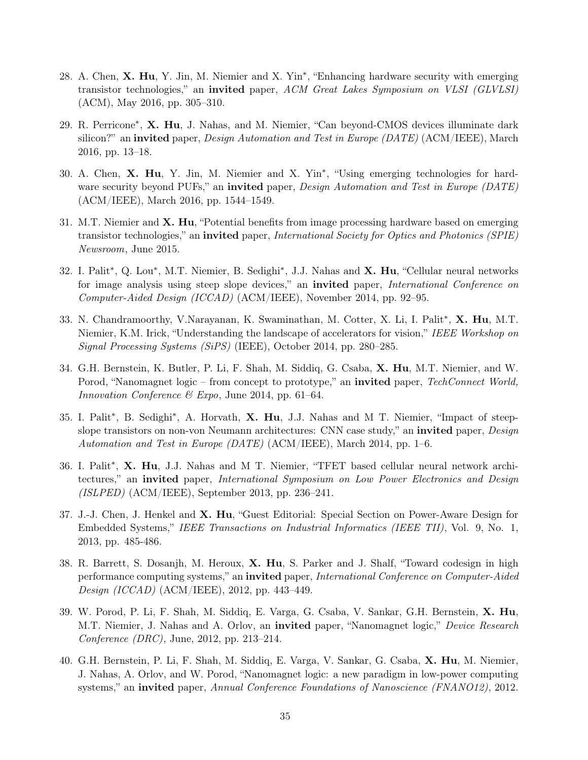28. A. Chen, **X. Hu**, Y. Jin, M. Niemier and X. Yin*, "Enhancing hardware security with emerging transistor technologies," an **invited** paper, *ACM Great Lakes Symposium on VLSI (GLVLSI)* (ACM), May 2016, pp. 305–310.

29. R. Perricone*, **X. Hu**, J. Nahas, and M. Niemier, "Can beyond-CMOS devices illuminate dark silicon?" an **invited** paper, *Design Automation and Test in Europe (DATE)* (ACM/IEEE), March 2016, pp. 13–18.

30. A. Chen, **X. Hu**, Y. Jin, M. Niemier and X. Yin*, "Using emerging technologies for hardware security beyond PUFs," an **invited** paper, *Design Automation and Test in Europe (DATE)* (ACM/IEEE), March 2016, pp. 1544–1549.

31. M.T. Niemier and **X. Hu**, "Potential benefits from image processing hardware based on emerging transistor technologies," an **invited** paper, *International Society for Optics and Photonics (SPIE) Newsroom*, June 2015.

32. I. Palit*, Q. Lou*, M.T. Niemier, B. Sedighi*, J.J. Nahas and **X. Hu**, "Cellular neural networks for image analysis using steep slope devices," an **invited** paper, *International Conference on Computer-Aided Design (ICCAD)* (ACM/IEEE), November 2014, pp. 92–95.

33. N. Chandramoorthy, V.Narayanan, K. Swaminathan, M. Cotter, X. Li, I. Palit*, **X. Hu**, M.T. Niemier, K.M. Irick, "Understanding the landscape of accelerators for vision," *IEEE Workshop on Signal Processing Systems (SiPS)* (IEEE), October 2014, pp. 280–285.

34. G.H. Bernstein, K. Butler, P. Li, F. Shah, M. Siddiq, G. Csaba, **X. Hu**, M.T. Niemier, and W. Porod, "Nanomagnet logic – from concept to prototype," an **invited** paper, *TechConnect World, Innovation Conference & Expo*, June 2014, pp. 61–64.

35. I. Palit*, B. Sedighi*, A. Horvath, **X. Hu**, J.J. Nahas and M T. Niemier, "Impact of steep-slope transistors on non-von Neumann architectures: CNN case study," an **invited** paper, *Design Automation and Test in Europe (DATE)* (ACM/IEEE), March 2014, pp. 1–6.

36. I. Palit*, **X. Hu**, J.J. Nahas and M T. Niemier, "TFET based cellular neural network architectures," an **invited** paper, *International Symposium on Low Power Electronics and Design (ISLPED)* (ACM/IEEE), September 2013, pp. 236–241.

37. J.-J. Chen, J. Henkel and **X. Hu**, "Guest Editorial: Special Section on Power-Aware Design for Embedded Systems," *IEEE Transactions on Industrial Informatics (IEEE TII)*, Vol. 9, No. 1, 2013, pp. 485-486.

38. R. Barrett, S. Dosanjh, M. Heroux, **X. Hu**, S. Parker and J. Shalf, "Toward codesign in high performance computing systems," an **invited** paper, *International Conference on Computer-Aided Design (ICCAD)* (ACM/IEEE), 2012, pp. 443–449.

39. W. Porod, P. Li, F. Shah, M. Siddiq, E. Varga, G. Csaba, V. Sankar, G.H. Bernstein, **X. Hu**, M.T. Niemier, J. Nahas and A. Orlov, an **invited** paper, "Nanomagnet logic," *Device Research Conference (DRC)*, June, 2012, pp. 213–214.

40. G.H. Bernstein, P. Li, F. Shah, M. Siddiq, E. Varga, V. Sankar, G. Csaba, **X. Hu**, M. Niemier, J. Nahas, A. Orlov, and W. Porod, "Nanomagnet logic: a new paradigm in low-power computing systems," an **invited** paper, *Annual Conference Foundations of Nanoscience (FNANO12)*, 2012.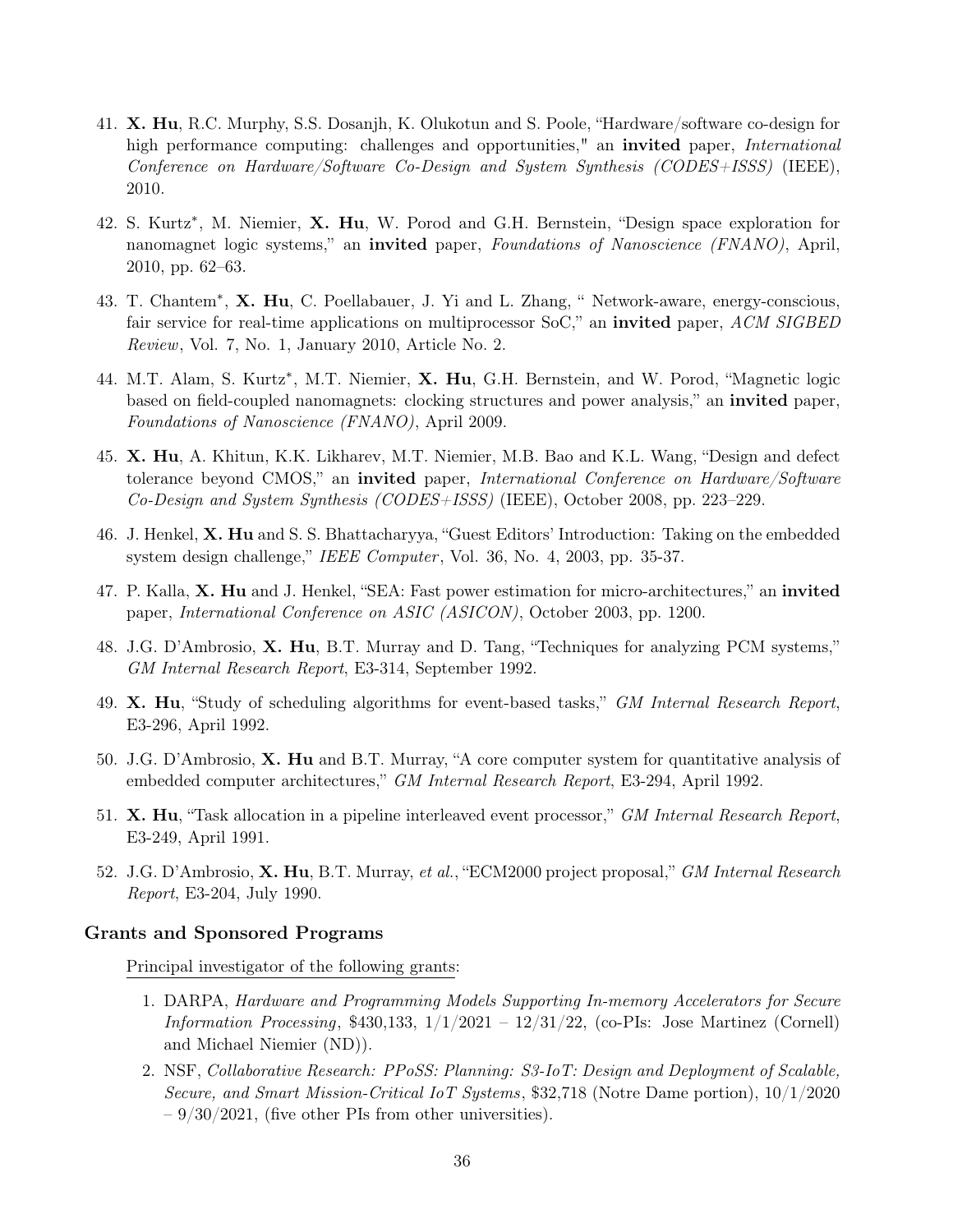41. **X. Hu**, R.C. Murphy, S.S. Dosanjh, K. Olukotun and S. Poole, "Hardware/software co-design for high performance computing: challenges and opportunities," an **invited** paper, *International Conference on Hardware/Software Co-Design and System Synthesis (CODES+ISSS)* (IEEE), 2010.

42. S. Kurtz*, M. Niemier, **X. Hu**, W. Porod and G.H. Bernstein, "Design space exploration for nanomagnet logic systems," an **invited** paper, *Foundations of Nanoscience (FNANO)*, April, 2010, pp. 62–63.

43. T. Chantem*, **X. Hu**, C. Poellabauer, J. Yi and L. Zhang, " Network-aware, energy-conscious, fair service for real-time applications on multiprocessor SoC," an **invited** paper, *ACM SIGBED Review*, Vol. 7, No. 1, January 2010, Article No. 2.

44. M.T. Alam, S. Kurtz*, M.T. Niemier, **X. Hu**, G.H. Bernstein, and W. Porod, "Magnetic logic based on field-coupled nanomagnets: clocking structures and power analysis," an **invited** paper, *Foundations of Nanoscience (FNANO)*, April 2009.

45. **X. Hu**, A. Khitun, K.K. Likharev, M.T. Niemier, M.B. Bao and K.L. Wang, "Design and defect tolerance beyond CMOS," an **invited** paper, *International Conference on Hardware/Software Co-Design and System Synthesis (CODES+ISSS)* (IEEE), October 2008, pp. 223–229.

46. J. Henkel, **X. Hu** and S. S. Bhattacharyya, "Guest Editors' Introduction: Taking on the embedded system design challenge," *IEEE Computer*, Vol. 36, No. 4, 2003, pp. 35-37.

47. P. Kalla, **X. Hu** and J. Henkel, "SEA: Fast power estimation for micro-architectures," an **invited** paper, *International Conference on ASIC (ASICON)*, October 2003, pp. 1200.

48. J.G. D'Ambrosio, **X. Hu**, B.T. Murray and D. Tang, "Techniques for analyzing PCM systems," *GM Internal Research Report*, E3-314, September 1992.

49. **X. Hu**, "Study of scheduling algorithms for event-based tasks," *GM Internal Research Report*, E3-296, April 1992.

50. J.G. D'Ambrosio, **X. Hu** and B.T. Murray, "A core computer system for quantitative analysis of embedded computer architectures," *GM Internal Research Report*, E3-294, April 1992.

51. **X. Hu**, "Task allocation in a pipeline interleaved event processor," *GM Internal Research Report*, E3-249, April 1991.

52. J.G. D'Ambrosio, **X. Hu**, B.T. Murray, *et al.*, "ECM2000 project proposal," *GM Internal Research Report*, E3-204, July 1990.

### Grants and Sponsored Programs

Principal investigator of the following grants:

1. DARPA, *Hardware and Programming Models Supporting In-memory Accelerators for Secure Information Processing*, \$430,133, 1/1/2021 – 12/31/22, (co-PIs: Jose Martinez (Cornell) and Michael Niemier (ND)).

2. NSF, *Collaborative Research: PPoSS: Planning: S3-IoT: Design and Deployment of Scalable, Secure, and Smart Mission-Critical IoT Systems*, \$32,718 (Notre Dame portion), 10/1/2020 – 9/30/2021, (five other PIs from other universities).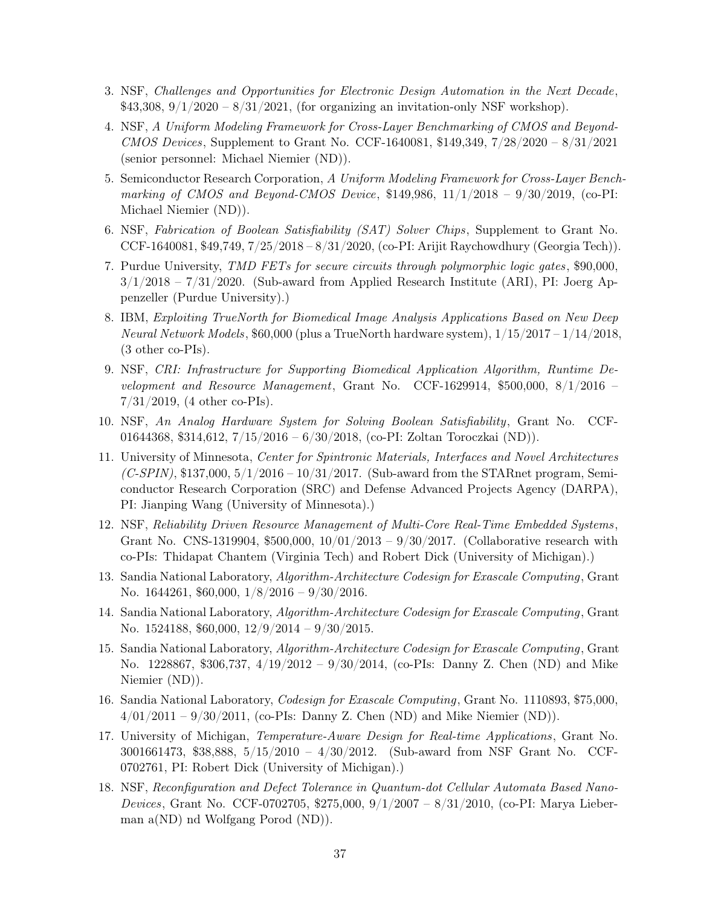3. NSF, *Challenges and Opportunities for Electronic Design Automation in the Next Decade*, \$43,308, 9/1/2020 – 8/31/2021, (for organizing an invitation-only NSF workshop).

4. NSF, *A Uniform Modeling Framework for Cross-Layer Benchmarking of CMOS and Beyond-CMOS Devices*, Supplement to Grant No. CCF-1640081, \$149,349, 7/28/2020 – 8/31/2021 (senior personnel: Michael Niemier (ND)).

5. Semiconductor Research Corporation, *A Uniform Modeling Framework for Cross-Layer Benchmarking of CMOS and Beyond-CMOS Device*, \$149,986, 11/1/2018 – 9/30/2019, (co-PI: Michael Niemier (ND)).

6. NSF, *Fabrication of Boolean Satisfiability (SAT) Solver Chips*, Supplement to Grant No. CCF-1640081, \$49,749, 7/25/2018 – 8/31/2020, (co-PI: Arijit Raychowdhury (Georgia Tech)).

7. Purdue University, *TMD FETs for secure circuits through polymorphic logic gates*, \$90,000, 3/1/2018 – 7/31/2020. (Sub-award from Applied Research Institute (ARI), PI: Joerg Appenzeller (Purdue University).)

8. IBM, *Exploiting TrueNorth for Biomedical Image Analysis Applications Based on New Deep Neural Network Models*, \$60,000 (plus a TrueNorth hardware system), 1/15/2017 – 1/14/2018, (3 other co-PIs).

9. NSF, *CRI: Infrastructure for Supporting Biomedical Application Algorithm, Runtime Development and Resource Management*, Grant No. CCF-1629914, \$500,000, 8/1/2016 – 7/31/2019, (4 other co-PIs).

10. NSF, *An Analog Hardware System for Solving Boolean Satisfiability*, Grant No. CCF-01644368, \$314,612, 7/15/2016 – 6/30/2018, (co-PI: Zoltan Toroczkai (ND)).

11. University of Minnesota, *Center for Spintronic Materials, Interfaces and Novel Architectures (C-SPIN)*, \$137,000, 5/1/2016 – 10/31/2017. (Sub-award from the STARnet program, Semiconductor Research Corporation (SRC) and Defense Advanced Projects Agency (DARPA), PI: Jianping Wang (University of Minnesota).)

12. NSF, *Reliability Driven Resource Management of Multi-Core Real-Time Embedded Systems*, Grant No. CNS-1319904, \$500,000, 10/01/2013 – 9/30/2017. (Collaborative research with co-PIs: Thidapat Chantem (Virginia Tech) and Robert Dick (University of Michigan).)

13. Sandia National Laboratory, *Algorithm-Architecture Codesign for Exascale Computing*, Grant No. 1644261, \$60,000, 1/8/2016 – 9/30/2016.

14. Sandia National Laboratory, *Algorithm-Architecture Codesign for Exascale Computing*, Grant No. 1524188, \$60,000, 12/9/2014 – 9/30/2015.

15. Sandia National Laboratory, *Algorithm-Architecture Codesign for Exascale Computing*, Grant No. 1228867, \$306,737, 4/19/2012 – 9/30/2014, (co-PIs: Danny Z. Chen (ND) and Mike Niemier (ND)).

16. Sandia National Laboratory, *Codesign for Exascale Computing*, Grant No. 1110893, \$75,000, 4/01/2011 – 9/30/2011, (co-PIs: Danny Z. Chen (ND) and Mike Niemier (ND)).

17. University of Michigan, *Temperature-Aware Design for Real-time Applications*, Grant No. 3001661473, \$38,888, 5/15/2010 – 4/30/2012. (Sub-award from NSF Grant No. CCF-0702761, PI: Robert Dick (University of Michigan).)

18. NSF, *Reconfiguration and Defect Tolerance in Quantum-dot Cellular Automata Based Nano-Devices*, Grant No. CCF-0702705, \$275,000, 9/1/2007 – 8/31/2010, (co-PI: Marya Lieberman a(ND) nd Wolfgang Porod (ND)).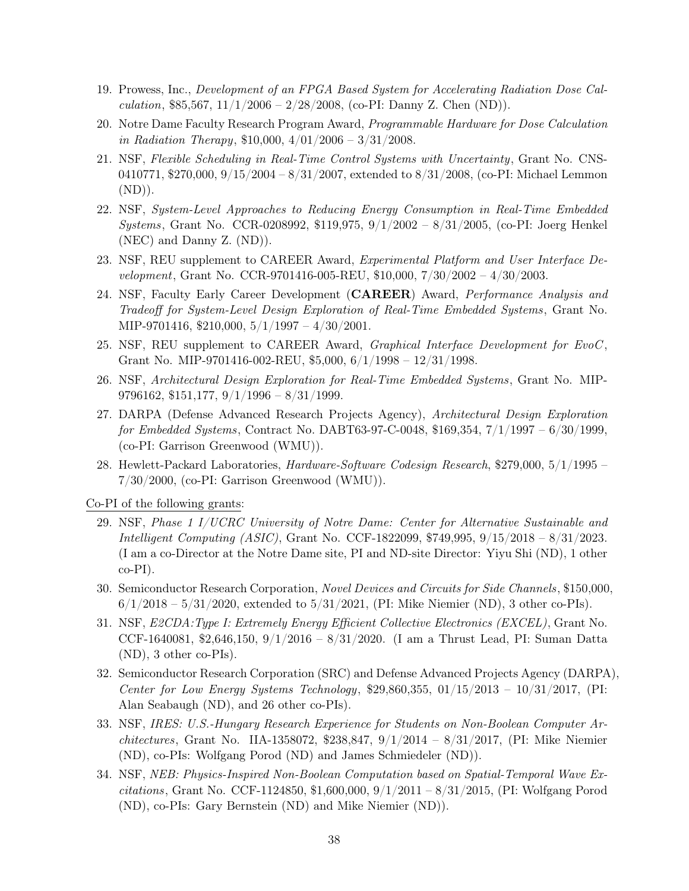19. Prowess, Inc., *Development of an FPGA Based System for Accelerating Radiation Dose Calculation*, $85,567, 11/1/2006 – 2/28/2008, (co-PI: Danny Z. Chen (ND)).
20. Notre Dame Faculty Research Program Award, *Programmable Hardware for Dose Calculation in Radiation Therapy*, $10,000, 4/01/2006 – 3/31/2008.
21. NSF, *Flexible Scheduling in Real-Time Control Systems with Uncertainty*, Grant No. CNS-0410771, $270,000, 9/15/2004 – 8/31/2007, extended to 8/31/2008, (co-PI: Michael Lemmon (ND)).
22. NSF, *System-Level Approaches to Reducing Energy Consumption in Real-Time Embedded Systems*, Grant No. CCR-0208992, $119,975, 9/1/2002 – 8/31/2005, (co-PI: Joerg Henkel (NEC) and Danny Z. (ND)).
23. NSF, REU supplement to CAREER Award, *Experimental Platform and User Interface Development*, Grant No. CCR-9701416-005-REU, $10,000, 7/30/2002 – 4/30/2003.
24. NSF, Faculty Early Career Development (**CAREER**) Award, *Performance Analysis and Tradeoff for System-Level Design Exploration of Real-Time Embedded Systems*, Grant No. MIP-9701416, $210,000, 5/1/1997 – 4/30/2001.
25. NSF, REU supplement to CAREER Award, *Graphical Interface Development for EvoC*, Grant No. MIP-9701416-002-REU, $5,000, 6/1/1998 – 12/31/1998.
26. NSF, *Architectural Design Exploration for Real-Time Embedded Systems*, Grant No. MIP-9796162, $151,177, 9/1/1996 – 8/31/1999.
27. DARPA (Defense Advanced Research Projects Agency), *Architectural Design Exploration for Embedded Systems*, Contract No. DABT63-97-C-0048, $169,354, 7/1/1997 – 6/30/1999, (co-PI: Garrison Greenwood (WMU)).
28. Hewlett-Packard Laboratories, *Hardware-Software Codesign Research*, $279,000, 5/1/1995 – 7/30/2000, (co-PI: Garrison Greenwood (WMU)).

Co-PI of the following grants:

29. NSF, *Phase 1 I/UCRC University of Notre Dame: Center for Alternative Sustainable and Intelligent Computing (ASIC)*, Grant No. CCF-1822099, $749,995, 9/15/2018 – 8/31/2023. (I am a co-Director at the Notre Dame site, PI and ND-site Director: Yiyu Shi (ND), 1 other co-PI).
30. Semiconductor Research Corporation, *Novel Devices and Circuits for Side Channels*, $150,000, 6/1/2018 – 5/31/2020, extended to 5/31/2021, (PI: Mike Niemier (ND), 3 other co-PIs).
31. NSF, *E2CDA:Type I: Extremely Energy Efficient Collective Electronics (EXCEL)*, Grant No. CCF-1640081, $2,646,150, 9/1/2016 – 8/31/2020. (I am a Thrust Lead, PI: Suman Datta (ND), 3 other co-PIs).
32. Semiconductor Research Corporation (SRC) and Defense Advanced Projects Agency (DARPA), *Center for Low Energy Systems Technology*, $29,860,355, 01/15/2013 – 10/31/2017, (PI: Alan Seabaugh (ND), and 26 other co-PIs).
33. NSF, *IRES: U.S.-Hungary Research Experience for Students on Non-Boolean Computer Architectures*, Grant No. IIA-1358072, $238,847, 9/1/2014 – 8/31/2017, (PI: Mike Niemier (ND), co-PIs: Wolfgang Porod (ND) and James Schmiedeler (ND)).
34. NSF, *NEB: Physics-Inspired Non-Boolean Computation based on Spatial-Temporal Wave Excitations*, Grant No. CCF-1124850, $1,600,000, 9/1/2011 – 8/31/2015, (PI: Wolfgang Porod (ND), co-PIs: Gary Bernstein (ND) and Mike Niemier (ND)).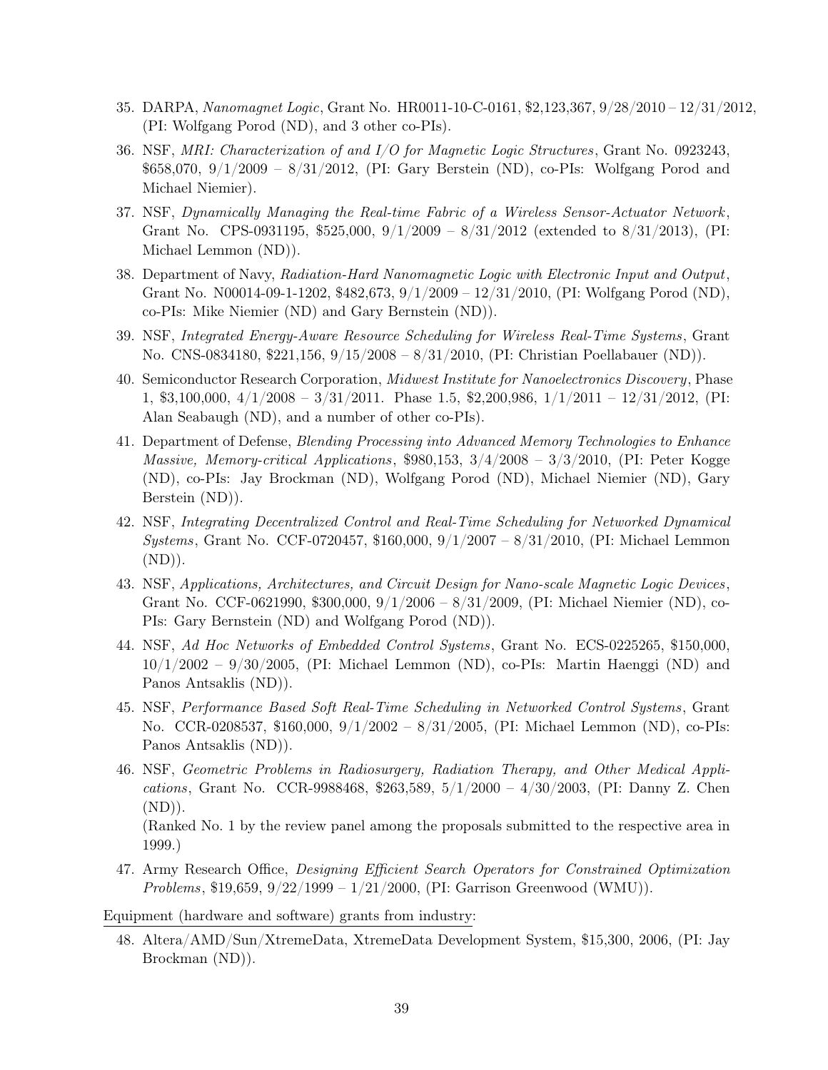35. DARPA, *Nanomagnet Logic*, Grant No. HR0011-10-C-0161, $2,123,367, 9/28/2010 – 12/31/2012, (PI: Wolfgang Porod (ND), and 3 other co-PIs).

36. NSF, *MRI: Characterization of and I/O for Magnetic Logic Structures*, Grant No. 0923243, $658,070, 9/1/2009 – 8/31/2012, (PI: Gary Berstein (ND), co-PIs: Wolfgang Porod and Michael Niemier).

37. NSF, *Dynamically Managing the Real-time Fabric of a Wireless Sensor-Actuator Network*, Grant No. CPS-0931195, $525,000, 9/1/2009 – 8/31/2012 (extended to 8/31/2013), (PI: Michael Lemmon (ND)).

38. Department of Navy, *Radiation-Hard Nanomagnetic Logic with Electronic Input and Output*, Grant No. N00014-09-1-1202, $482,673, 9/1/2009 – 12/31/2010, (PI: Wolfgang Porod (ND), co-PIs: Mike Niemier (ND) and Gary Bernstein (ND)).

39. NSF, *Integrated Energy-Aware Resource Scheduling for Wireless Real-Time Systems*, Grant No. CNS-0834180, $221,156, 9/15/2008 – 8/31/2010, (PI: Christian Poellabauer (ND)).

40. Semiconductor Research Corporation, *Midwest Institute for Nanoelectronics Discovery*, Phase 1, $3,100,000, 4/1/2008 – 3/31/2011. Phase 1.5, $2,200,986, 1/1/2011 – 12/31/2012, (PI: Alan Seabaugh (ND), and a number of other co-PIs).

41. Department of Defense, *Blending Processing into Advanced Memory Technologies to Enhance Massive, Memory-critical Applications*, $980,153, 3/4/2008 – 3/3/2010, (PI: Peter Kogge (ND), co-PIs: Jay Brockman (ND), Wolfgang Porod (ND), Michael Niemier (ND), Gary Berstein (ND)).

42. NSF, *Integrating Decentralized Control and Real-Time Scheduling for Networked Dynamical Systems*, Grant No. CCF-0720457, $160,000, 9/1/2007 – 8/31/2010, (PI: Michael Lemmon (ND)).

43. NSF, *Applications, Architectures, and Circuit Design for Nano-scale Magnetic Logic Devices*, Grant No. CCF-0621990, $300,000, 9/1/2006 – 8/31/2009, (PI: Michael Niemier (ND), co-PIs: Gary Bernstein (ND) and Wolfgang Porod (ND)).

44. NSF, *Ad Hoc Networks of Embedded Control Systems*, Grant No. ECS-0225265, $150,000, 10/1/2002 – 9/30/2005, (PI: Michael Lemmon (ND), co-PIs: Martin Haenggi (ND) and Panos Antsaklis (ND)).

45. NSF, *Performance Based Soft Real-Time Scheduling in Networked Control Systems*, Grant No. CCR-0208537, $160,000, 9/1/2002 – 8/31/2005, (PI: Michael Lemmon (ND), co-PIs: Panos Antsaklis (ND)).

46. NSF, *Geometric Problems in Radiosurgery, Radiation Therapy, and Other Medical Applications*, Grant No. CCR-9988468, $263,589, 5/1/2000 – 4/30/2003, (PI: Danny Z. Chen (ND)).
(Ranked No. 1 by the review panel among the proposals submitted to the respective area in 1999.)

47. Army Research Office, *Designing Efficient Search Operators for Constrained Optimization Problems*, $19,659, 9/22/1999 – 1/21/2000, (PI: Garrison Greenwood (WMU)).

Equipment (hardware and software) grants from industry:

48. Altera/AMD/Sun/XtremeData, XtremeData Development System, $15,300, 2006, (PI: Jay Brockman (ND)).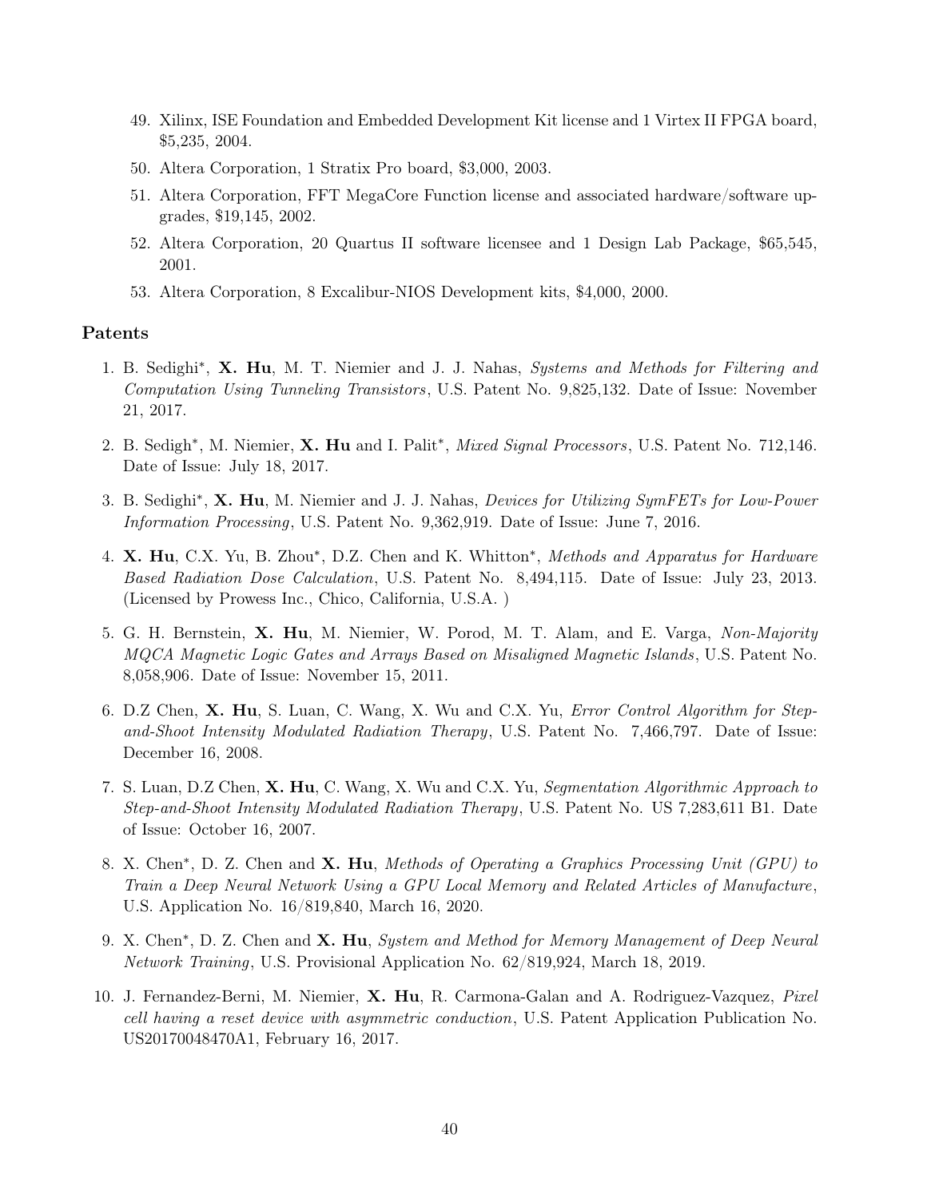49. Xilinx, ISE Foundation and Embedded Development Kit license and 1 Virtex II FPGA board, $5,235, 2004.
50. Altera Corporation, 1 Stratix Pro board, $3,000, 2003.
51. Altera Corporation, FFT MegaCore Function license and associated hardware/software upgrades, $19,145, 2002.
52. Altera Corporation, 20 Quartus II software licensee and 1 Design Lab Package, $65,545, 2001.
53. Altera Corporation, 8 Excalibur-NIOS Development kits, $4,000, 2000.

### Patents

1. B. Sedighi*, **X. Hu**, M. T. Niemier and J. J. Nahas, *Systems and Methods for Filtering and Computation Using Tunneling Transistors*, U.S. Patent No. 9,825,132. Date of Issue: November 21, 2017.
2. B. Sedigh*, M. Niemier, **X. Hu** and I. Palit*, *Mixed Signal Processors*, U.S. Patent No. 712,146. Date of Issue: July 18, 2017.
3. B. Sedighi*, **X. Hu**, M. Niemier and J. J. Nahas, *Devices for Utilizing SymFETs for Low-Power Information Processing*, U.S. Patent No. 9,362,919. Date of Issue: June 7, 2016.
4. **X. Hu**, C.X. Yu, B. Zhou*, D.Z. Chen and K. Whitton*, *Methods and Apparatus for Hardware Based Radiation Dose Calculation*, U.S. Patent No. 8,494,115. Date of Issue: July 23, 2013. (Licensed by Prowess Inc., Chico, California, U.S.A. )
5. G. H. Bernstein, **X. Hu**, M. Niemier, W. Porod, M. T. Alam, and E. Varga, *Non-Majority MQCA Magnetic Logic Gates and Arrays Based on Misaligned Magnetic Islands*, U.S. Patent No. 8,058,906. Date of Issue: November 15, 2011.
6. D.Z Chen, **X. Hu**, S. Luan, C. Wang, X. Wu and C.X. Yu, *Error Control Algorithm for Step-and-Shoot Intensity Modulated Radiation Therapy*, U.S. Patent No. 7,466,797. Date of Issue: December 16, 2008.
7. S. Luan, D.Z Chen, **X. Hu**, C. Wang, X. Wu and C.X. Yu, *Segmentation Algorithmic Approach to Step-and-Shoot Intensity Modulated Radiation Therapy*, U.S. Patent No. US 7,283,611 B1. Date of Issue: October 16, 2007.
8. X. Chen*, D. Z. Chen and **X. Hu**, *Methods of Operating a Graphics Processing Unit (GPU) to Train a Deep Neural Network Using a GPU Local Memory and Related Articles of Manufacture*, U.S. Application No. 16/819,840, March 16, 2020.
9. X. Chen*, D. Z. Chen and **X. Hu**, *System and Method for Memory Management of Deep Neural Network Training*, U.S. Provisional Application No. 62/819,924, March 18, 2019.
10. J. Fernandez-Berni, M. Niemier, **X. Hu**, R. Carmona-Galan and A. Rodriguez-Vazquez, *Pixel cell having a reset device with asymmetric conduction*, U.S. Patent Application Publication No. US20170048470A1, February 16, 2017.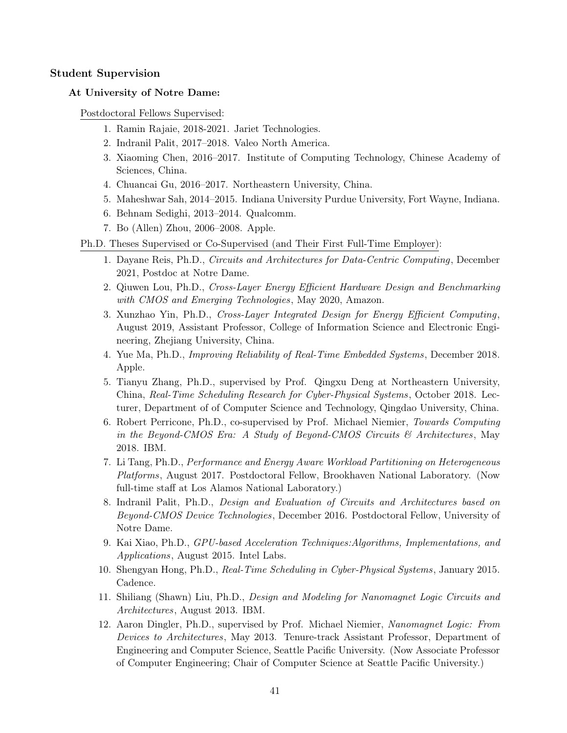## Student Supervision

### At University of Notre Dame:

Postdoctoral Fellows Supervised:

1. Ramin Rajaie, 2018-2021. Jariet Technologies.
2. Indranil Palit, 2017–2018. Valeo North America.
3. Xiaoming Chen, 2016–2017. Institute of Computing Technology, Chinese Academy of Sciences, China.
4. Chuancai Gu, 2016–2017. Northeastern University, China.
5. Maheshwar Sah, 2014–2015. Indiana University Purdue University, Fort Wayne, Indiana.
6. Behnam Sedighi, 2013–2014. Qualcomm.
7. Bo (Allen) Zhou, 2006–2008. Apple.

Ph.D. Theses Supervised or Co-Supervised (and Their First Full-Time Employer):

1. Dayane Reis, Ph.D., *Circuits and Architectures for Data-Centric Computing*, December 2021, Postdoc at Notre Dame.
2. Qiuwen Lou, Ph.D., *Cross-Layer Energy Efficient Hardware Design and Benchmarking with CMOS and Emerging Technologies*, May 2020, Amazon.
3. Xunzhao Yin, Ph.D., *Cross-Layer Integrated Design for Energy Efficient Computing*, August 2019, Assistant Professor, College of Information Science and Electronic Engineering, Zhejiang University, China.
4. Yue Ma, Ph.D., *Improving Reliability of Real-Time Embedded Systems*, December 2018. Apple.
5. Tianyu Zhang, Ph.D., supervised by Prof. Qingxu Deng at Northeastern University, China, *Real-Time Scheduling Research for Cyber-Physical Systems*, October 2018. Lecturer, Department of of Computer Science and Technology, Qingdao University, China.
6. Robert Perricone, Ph.D., co-supervised by Prof. Michael Niemier, *Towards Computing in the Beyond-CMOS Era: A Study of Beyond-CMOS Circuits & Architectures*, May 2018. IBM.
7. Li Tang, Ph.D., *Performance and Energy Aware Workload Partitioning on Heterogeneous Platforms*, August 2017. Postdoctoral Fellow, Brookhaven National Laboratory. (Now full-time staff at Los Alamos National Laboratory.)
8. Indranil Palit, Ph.D., *Design and Evaluation of Circuits and Architectures based on Beyond-CMOS Device Technologies*, December 2016. Postdoctoral Fellow, University of Notre Dame.
9. Kai Xiao, Ph.D., *GPU-based Acceleration Techniques:Algorithms, Implementations, and Applications*, August 2015. Intel Labs.
10. Shengyan Hong, Ph.D., *Real-Time Scheduling in Cyber-Physical Systems*, January 2015. Cadence.
11. Shiliang (Shawn) Liu, Ph.D., *Design and Modeling for Nanomagnet Logic Circuits and Architectures*, August 2013. IBM.
12. Aaron Dingler, Ph.D., supervised by Prof. Michael Niemier, *Nanomagnet Logic: From Devices to Architectures*, May 2013. Tenure-track Assistant Professor, Department of Engineering and Computer Science, Seattle Pacific University. (Now Associate Professor of Computer Engineering; Chair of Computer Science at Seattle Pacific University.)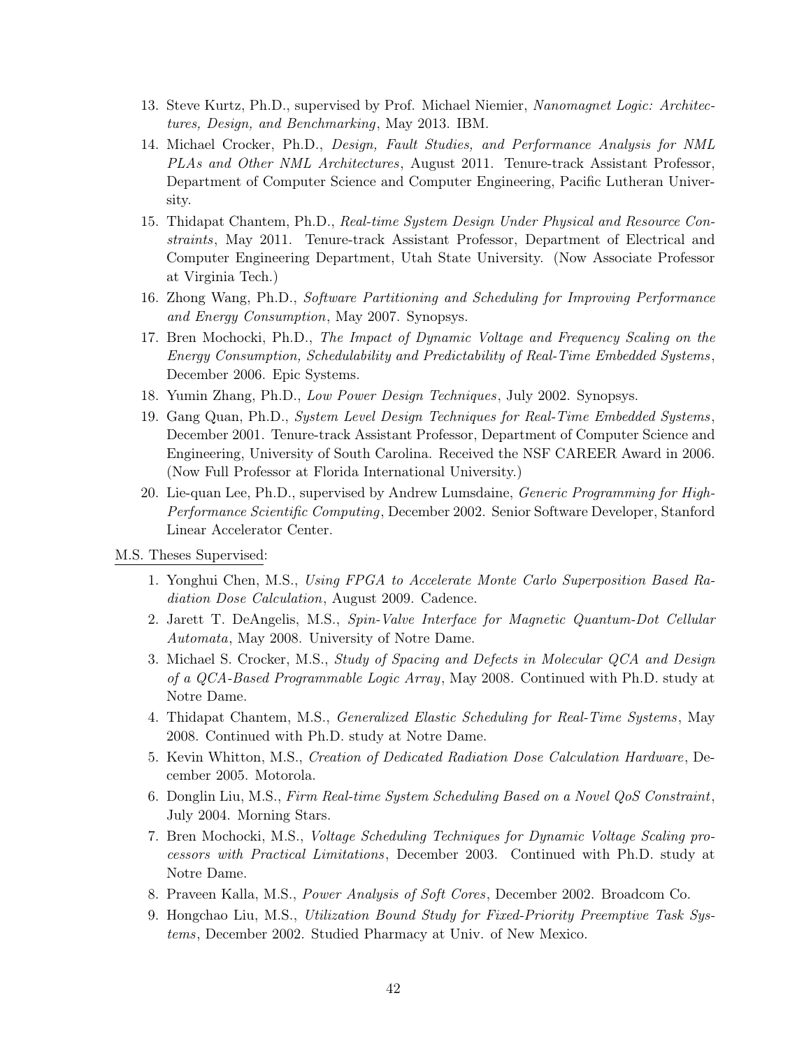13. Steve Kurtz, Ph.D., supervised by Prof. Michael Niemier, *Nanomagnet Logic: Architectures, Design, and Benchmarking*, May 2013. IBM.
14. Michael Crocker, Ph.D., *Design, Fault Studies, and Performance Analysis for NML PLAs and Other NML Architectures*, August 2011. Tenure-track Assistant Professor, Department of Computer Science and Computer Engineering, Pacific Lutheran University.
15. Thidapat Chantem, Ph.D., *Real-time System Design Under Physical and Resource Constraints*, May 2011. Tenure-track Assistant Professor, Department of Electrical and Computer Engineering Department, Utah State University. (Now Associate Professor at Virginia Tech.)
16. Zhong Wang, Ph.D., *Software Partitioning and Scheduling for Improving Performance and Energy Consumption*, May 2007. Synopsys.
17. Bren Mochocki, Ph.D., *The Impact of Dynamic Voltage and Frequency Scaling on the Energy Consumption, Schedulability and Predictability of Real-Time Embedded Systems*, December 2006. Epic Systems.
18. Yumin Zhang, Ph.D., *Low Power Design Techniques*, July 2002. Synopsys.
19. Gang Quan, Ph.D., *System Level Design Techniques for Real-Time Embedded Systems*, December 2001. Tenure-track Assistant Professor, Department of Computer Science and Engineering, University of South Carolina. Received the NSF CAREER Award in 2006. (Now Full Professor at Florida International University.)
20. Lie-quan Lee, Ph.D., supervised by Andrew Lumsdaine, *Generic Programming for High-Performance Scientific Computing*, December 2002. Senior Software Developer, Stanford Linear Accelerator Center.

M.S. Theses Supervised:

1. Yonghui Chen, M.S., *Using FPGA to Accelerate Monte Carlo Superposition Based Radiation Dose Calculation*, August 2009. Cadence.
2. Jarett T. DeAngelis, M.S., *Spin-Valve Interface for Magnetic Quantum-Dot Cellular Automata*, May 2008. University of Notre Dame.
3. Michael S. Crocker, M.S., *Study of Spacing and Defects in Molecular QCA and Design of a QCA-Based Programmable Logic Array*, May 2008. Continued with Ph.D. study at Notre Dame.
4. Thidapat Chantem, M.S., *Generalized Elastic Scheduling for Real-Time Systems*, May 2008. Continued with Ph.D. study at Notre Dame.
5. Kevin Whitton, M.S., *Creation of Dedicated Radiation Dose Calculation Hardware*, December 2005. Motorola.
6. Donglin Liu, M.S., *Firm Real-time System Scheduling Based on a Novel QoS Constraint*, July 2004. Morning Stars.
7. Bren Mochocki, M.S., *Voltage Scheduling Techniques for Dynamic Voltage Scaling processors with Practical Limitations*, December 2003. Continued with Ph.D. study at Notre Dame.
8. Praveen Kalla, M.S., *Power Analysis of Soft Cores*, December 2002. Broadcom Co.
9. Hongchao Liu, M.S., *Utilization Bound Study for Fixed-Priority Preemptive Task Systems*, December 2002. Studied Pharmacy at Univ. of New Mexico.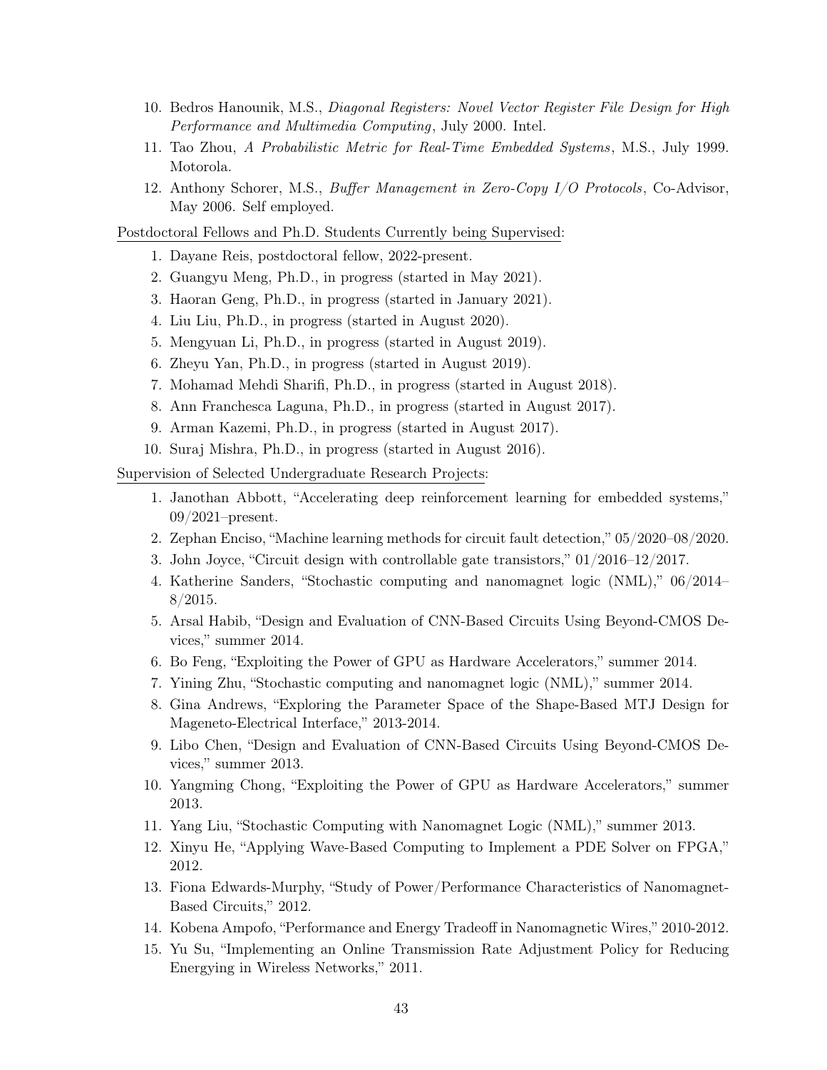10. Bedros Hanounik, M.S., *Diagonal Registers: Novel Vector Register File Design for High Performance and Multimedia Computing*, July 2000. Intel.
11. Tao Zhou, *A Probabilistic Metric for Real-Time Embedded Systems*, M.S., July 1999. Motorola.
12. Anthony Schorer, M.S., *Buffer Management in Zero-Copy I/O Protocols*, Co-Advisor, May 2006. Self employed.

Postdoctoral Fellows and Ph.D. Students Currently being Supervised:

1. Dayane Reis, postdoctoral fellow, 2022-present.
2. Guangyu Meng, Ph.D., in progress (started in May 2021).
3. Haoran Geng, Ph.D., in progress (started in January 2021).
4. Liu Liu, Ph.D., in progress (started in August 2020).
5. Mengyuan Li, Ph.D., in progress (started in August 2019).
6. Zheyu Yan, Ph.D., in progress (started in August 2019).
7. Mohamad Mehdi Sharifi, Ph.D., in progress (started in August 2018).
8. Ann Franchesca Laguna, Ph.D., in progress (started in August 2017).
9. Arman Kazemi, Ph.D., in progress (started in August 2017).
10. Suraj Mishra, Ph.D., in progress (started in August 2016).

Supervision of Selected Undergraduate Research Projects:

1. Janothan Abbott, "Accelerating deep reinforcement learning for embedded systems," 09/2021–present.
2. Zephan Enciso, "Machine learning methods for circuit fault detection," 05/2020–08/2020.
3. John Joyce, "Circuit design with controllable gate transistors," 01/2016–12/2017.
4. Katherine Sanders, "Stochastic computing and nanomagnet logic (NML)," 06/2014–8/2015.
5. Arsal Habib, "Design and Evaluation of CNN-Based Circuits Using Beyond-CMOS Devices," summer 2014.
6. Bo Feng, "Exploiting the Power of GPU as Hardware Accelerators," summer 2014.
7. Yining Zhu, "Stochastic computing and nanomagnet logic (NML)," summer 2014.
8. Gina Andrews, "Exploring the Parameter Space of the Shape-Based MTJ Design for Mageneto-Electrical Interface," 2013-2014.
9. Libo Chen, "Design and Evaluation of CNN-Based Circuits Using Beyond-CMOS Devices," summer 2013.
10. Yangming Chong, "Exploiting the Power of GPU as Hardware Accelerators," summer 2013.
11. Yang Liu, "Stochastic Computing with Nanomagnet Logic (NML)," summer 2013.
12. Xinyu He, "Applying Wave-Based Computing to Implement a PDE Solver on FPGA," 2012.
13. Fiona Edwards-Murphy, "Study of Power/Performance Characteristics of Nanomagnet-Based Circuits," 2012.
14. Kobena Ampofo, "Performance and Energy Tradeoff in Nanomagnetic Wires," 2010-2012.
15. Yu Su, "Implementing an Online Transmission Rate Adjustment Policy for Reducing Energying in Wireless Networks," 2011.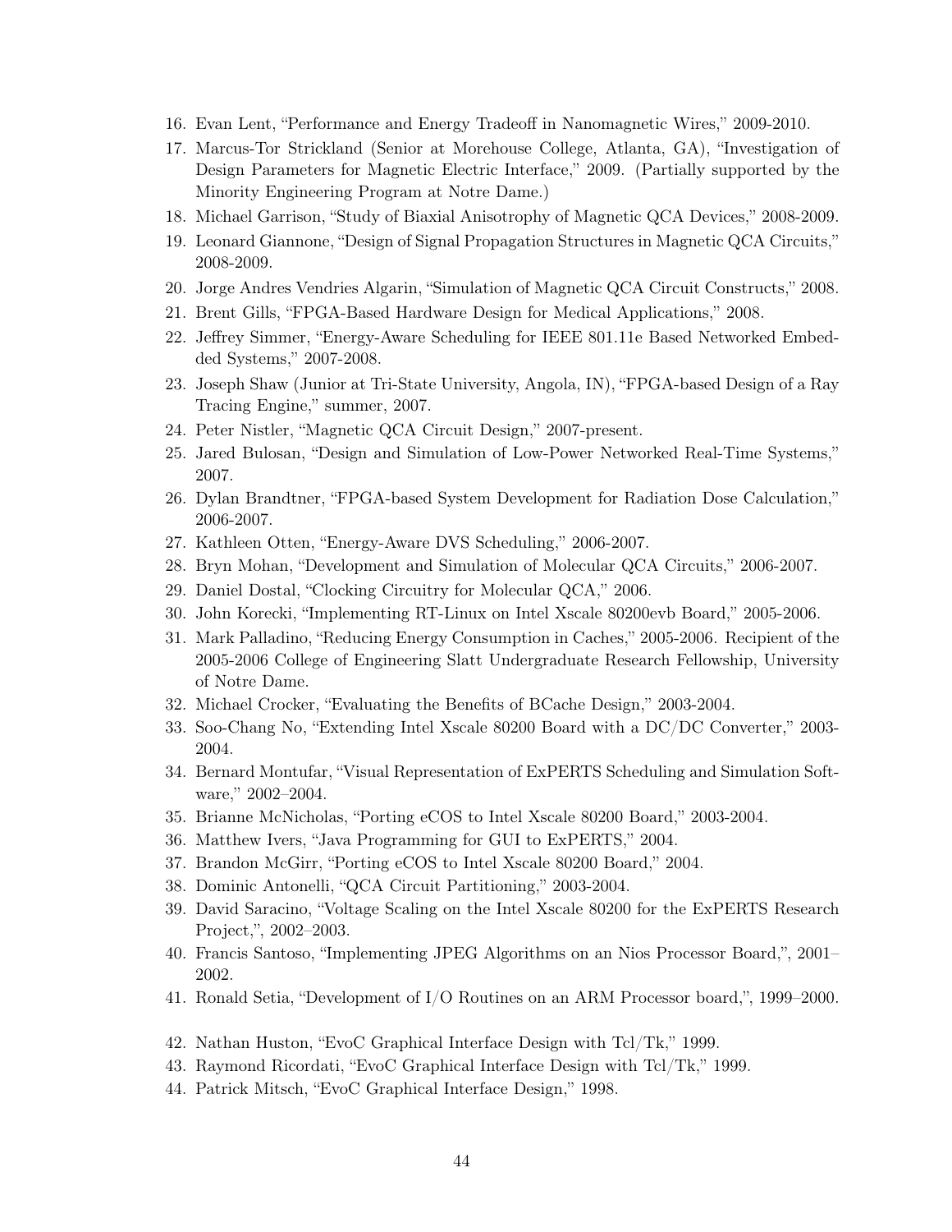16. Evan Lent, "Performance and Energy Tradeoff in Nanomagnetic Wires," 2009-2010.
17. Marcus-Tor Strickland (Senior at Morehouse College, Atlanta, GA), "Investigation of Design Parameters for Magnetic Electric Interface," 2009. (Partially supported by the Minority Engineering Program at Notre Dame.)
18. Michael Garrison, "Study of Biaxial Anisotrophy of Magnetic QCA Devices," 2008-2009.
19. Leonard Giannone, "Design of Signal Propagation Structures in Magnetic QCA Circuits," 2008-2009.
20. Jorge Andres Vendries Algarin, "Simulation of Magnetic QCA Circuit Constructs," 2008.
21. Brent Gills, "FPGA-Based Hardware Design for Medical Applications," 2008.
22. Jeffrey Simmer, "Energy-Aware Scheduling for IEEE 801.11e Based Networked Embedded Systems," 2007-2008.
23. Joseph Shaw (Junior at Tri-State University, Angola, IN), "FPGA-based Design of a Ray Tracing Engine," summer, 2007.
24. Peter Nistler, "Magnetic QCA Circuit Design," 2007-present.
25. Jared Bulosan, "Design and Simulation of Low-Power Networked Real-Time Systems," 2007.
26. Dylan Brandtner, "FPGA-based System Development for Radiation Dose Calculation," 2006-2007.
27. Kathleen Otten, "Energy-Aware DVS Scheduling," 2006-2007.
28. Bryn Mohan, "Development and Simulation of Molecular QCA Circuits," 2006-2007.
29. Daniel Dostal, "Clocking Circuitry for Molecular QCA," 2006.
30. John Korecki, "Implementing RT-Linux on Intel Xscale 80200evb Board," 2005-2006.
31. Mark Palladino, "Reducing Energy Consumption in Caches," 2005-2006. Recipient of the 2005-2006 College of Engineering Slatt Undergraduate Research Fellowship, University of Notre Dame.
32. Michael Crocker, "Evaluating the Benefits of BCache Design," 2003-2004.
33. Soo-Chang No, "Extending Intel Xscale 80200 Board with a DC/DC Converter," 2003-2004.
34. Bernard Montufar, "Visual Representation of ExPERTS Scheduling and Simulation Software," 2002–2004.
35. Brianne McNicholas, "Porting eCOS to Intel Xscale 80200 Board," 2003-2004.
36. Matthew Ivers, "Java Programming for GUI to ExPERTS," 2004.
37. Brandon McGirr, "Porting eCOS to Intel Xscale 80200 Board," 2004.
38. Dominic Antonelli, "QCA Circuit Partitioning," 2003-2004.
39. David Saracino, "Voltage Scaling on the Intel Xscale 80200 for the ExPERTS Research Project,", 2002–2003.
40. Francis Santoso, "Implementing JPEG Algorithms on an Nios Processor Board,", 2001–2002.
41. Ronald Setia, "Development of I/O Routines on an ARM Processor board,", 1999–2000.
42. Nathan Huston, "EvoC Graphical Interface Design with Tcl/Tk," 1999.
43. Raymond Ricordati, "EvoC Graphical Interface Design with Tcl/Tk," 1999.
44. Patrick Mitsch, "EvoC Graphical Interface Design," 1998.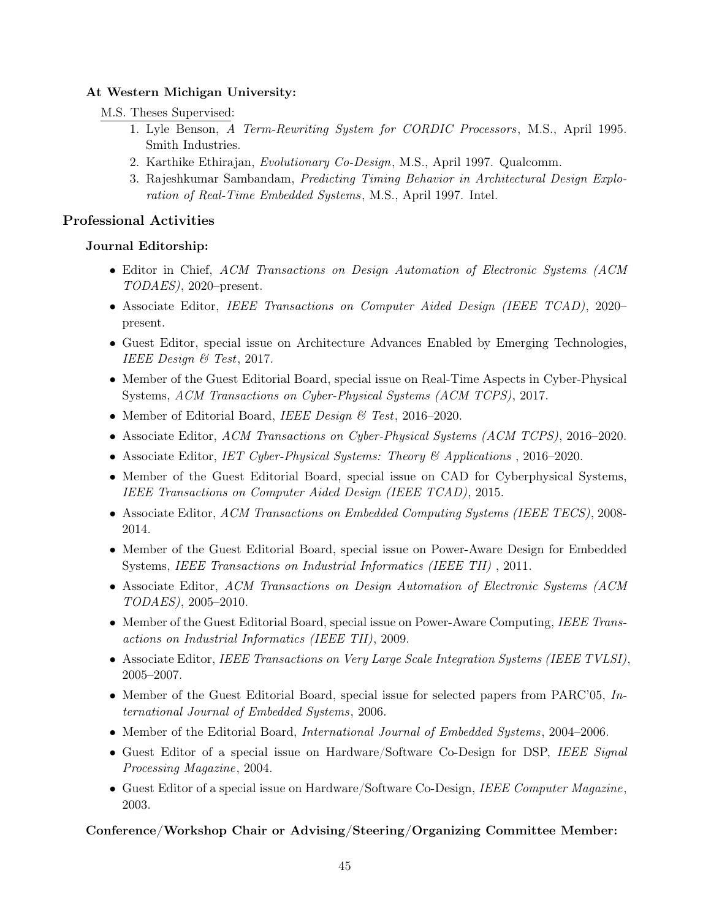**At Western Michigan University:**

M.S. Theses Supervised:

1. Lyle Benson, *A Term-Rewriting System for CORDIC Processors*, M.S., April 1995. Smith Industries.
2. Karthike Ethirajan, *Evolutionary Co-Design*, M.S., April 1997. Qualcomm.
3. Rajeshkumar Sambandam, *Predicting Timing Behavior in Architectural Design Exploration of Real-Time Embedded Systems*, M.S., April 1997. Intel.

## Professional Activities

**Journal Editorship:**

- Editor in Chief, *ACM Transactions on Design Automation of Electronic Systems (ACM TODAES)*, 2020–present.
- Associate Editor, *IEEE Transactions on Computer Aided Design (IEEE TCAD)*, 2020–present.
- Guest Editor, special issue on Architecture Advances Enabled by Emerging Technologies, *IEEE Design & Test*, 2017.
- Member of the Guest Editorial Board, special issue on Real-Time Aspects in Cyber-Physical Systems, *ACM Transactions on Cyber-Physical Systems (ACM TCPS)*, 2017.
- Member of Editorial Board, *IEEE Design & Test*, 2016–2020.
- Associate Editor, *ACM Transactions on Cyber-Physical Systems (ACM TCPS)*, 2016–2020.
- Associate Editor, *IET Cyber-Physical Systems: Theory & Applications* , 2016–2020.
- Member of the Guest Editorial Board, special issue on CAD for Cyberphysical Systems, *IEEE Transactions on Computer Aided Design (IEEE TCAD)*, 2015.
- Associate Editor, *ACM Transactions on Embedded Computing Systems (IEEE TECS)*, 2008-2014.
- Member of the Guest Editorial Board, special issue on Power-Aware Design for Embedded Systems, *IEEE Transactions on Industrial Informatics (IEEE TII)* , 2011.
- Associate Editor, *ACM Transactions on Design Automation of Electronic Systems (ACM TODAES)*, 2005–2010.
- Member of the Guest Editorial Board, special issue on Power-Aware Computing, *IEEE Transactions on Industrial Informatics (IEEE TII)*, 2009.
- Associate Editor, *IEEE Transactions on Very Large Scale Integration Systems (IEEE TVLSI)*, 2005–2007.
- Member of the Guest Editorial Board, special issue for selected papers from PARC'05, *International Journal of Embedded Systems*, 2006.
- Member of the Editorial Board, *International Journal of Embedded Systems*, 2004–2006.
- Guest Editor of a special issue on Hardware/Software Co-Design for DSP, *IEEE Signal Processing Magazine*, 2004.
- Guest Editor of a special issue on Hardware/Software Co-Design, *IEEE Computer Magazine*, 2003.

**Conference/Workshop Chair or Advising/Steering/Organizing Committee Member:**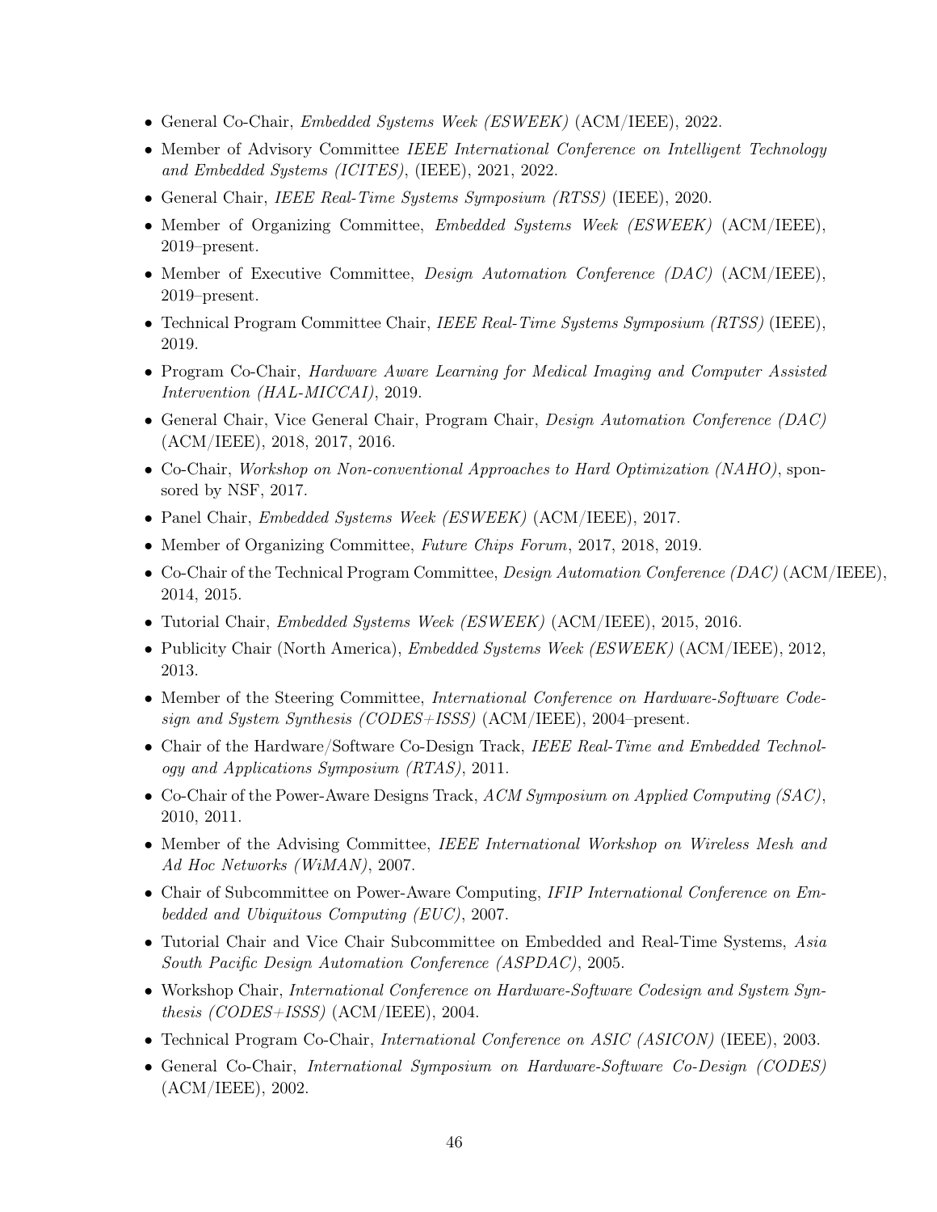- General Co-Chair, *Embedded Systems Week (ESWEEK)* (ACM/IEEE), 2022.
- Member of Advisory Committee *IEEE International Conference on Intelligent Technology and Embedded Systems (ICITES)*, (IEEE), 2021, 2022.
- General Chair, *IEEE Real-Time Systems Symposium (RTSS)* (IEEE), 2020.
- Member of Organizing Committee, *Embedded Systems Week (ESWEEK)* (ACM/IEEE), 2019–present.
- Member of Executive Committee, *Design Automation Conference (DAC)* (ACM/IEEE), 2019–present.
- Technical Program Committee Chair, *IEEE Real-Time Systems Symposium (RTSS)* (IEEE), 2019.
- Program Co-Chair, *Hardware Aware Learning for Medical Imaging and Computer Assisted Intervention (HAL-MICCAI)*, 2019.
- General Chair, Vice General Chair, Program Chair, *Design Automation Conference (DAC)* (ACM/IEEE), 2018, 2017, 2016.
- Co-Chair, *Workshop on Non-conventional Approaches to Hard Optimization (NAHO)*, sponsored by NSF, 2017.
- Panel Chair, *Embedded Systems Week (ESWEEK)* (ACM/IEEE), 2017.
- Member of Organizing Committee, *Future Chips Forum*, 2017, 2018, 2019.
- Co-Chair of the Technical Program Committee, *Design Automation Conference (DAC)* (ACM/IEEE), 2014, 2015.
- Tutorial Chair, *Embedded Systems Week (ESWEEK)* (ACM/IEEE), 2015, 2016.
- Publicity Chair (North America), *Embedded Systems Week (ESWEEK)* (ACM/IEEE), 2012, 2013.
- Member of the Steering Committee, *International Conference on Hardware-Software Codesign and System Synthesis (CODES+ISSS)* (ACM/IEEE), 2004–present.
- Chair of the Hardware/Software Co-Design Track, *IEEE Real-Time and Embedded Technology and Applications Symposium (RTAS)*, 2011.
- Co-Chair of the Power-Aware Designs Track, *ACM Symposium on Applied Computing (SAC)*, 2010, 2011.
- Member of the Advising Committee, *IEEE International Workshop on Wireless Mesh and Ad Hoc Networks (WiMAN)*, 2007.
- Chair of Subcommittee on Power-Aware Computing, *IFIP International Conference on Embedded and Ubiquitous Computing (EUC)*, 2007.
- Tutorial Chair and Vice Chair Subcommittee on Embedded and Real-Time Systems, *Asia South Pacific Design Automation Conference (ASPDAC)*, 2005.
- Workshop Chair, *International Conference on Hardware-Software Codesign and System Synthesis (CODES+ISSS)* (ACM/IEEE), 2004.
- Technical Program Co-Chair, *International Conference on ASIC (ASICON)* (IEEE), 2003.
- General Co-Chair, *International Symposium on Hardware-Software Co-Design (CODES)* (ACM/IEEE), 2002.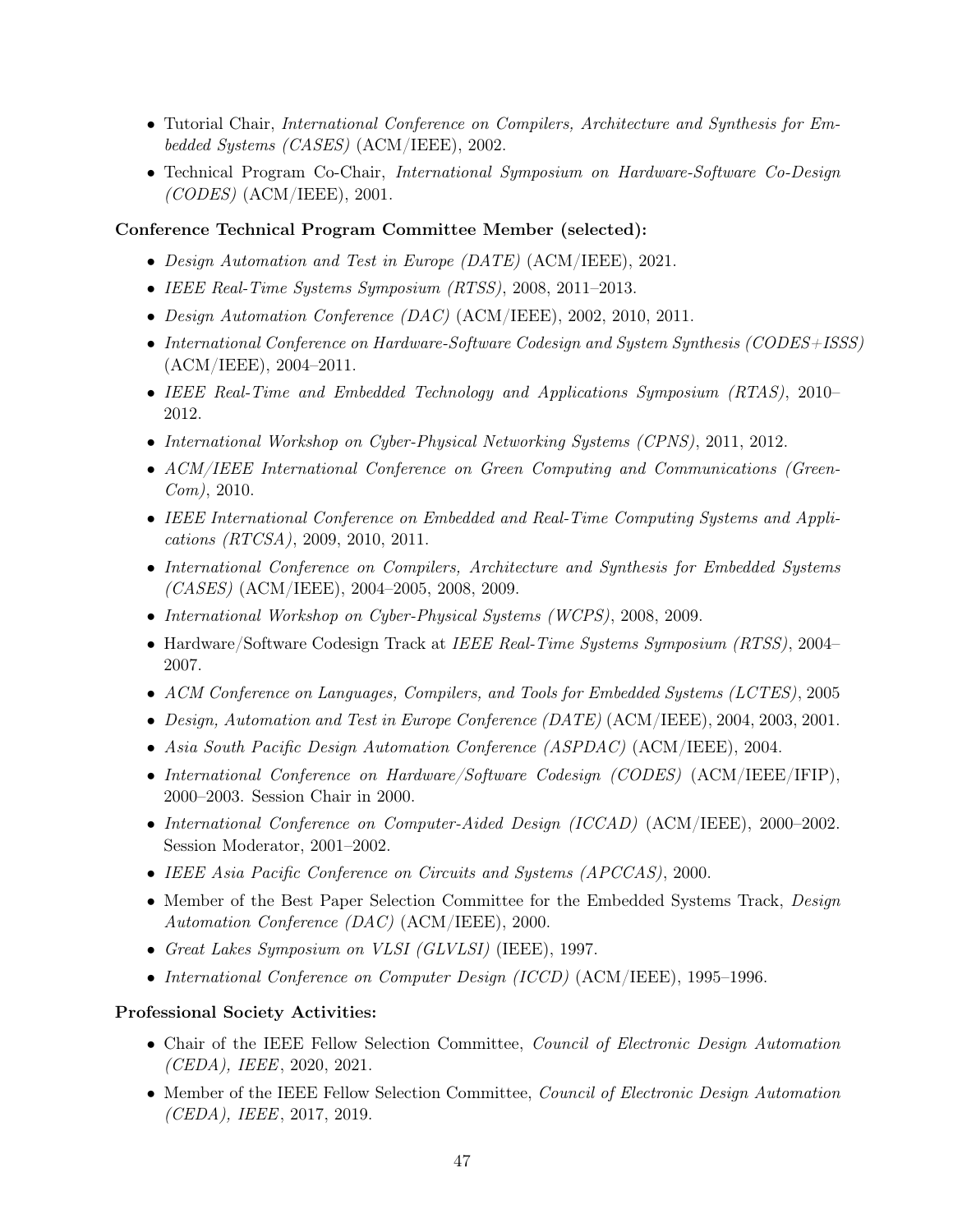- Tutorial Chair, *International Conference on Compilers, Architecture and Synthesis for Embedded Systems (CASES)* (ACM/IEEE), 2002.
- Technical Program Co-Chair, *International Symposium on Hardware-Software Co-Design (CODES)* (ACM/IEEE), 2001.

**Conference Technical Program Committee Member (selected):**

- *Design Automation and Test in Europe (DATE)* (ACM/IEEE), 2021.
- *IEEE Real-Time Systems Symposium (RTSS)*, 2008, 2011–2013.
- *Design Automation Conference (DAC)* (ACM/IEEE), 2002, 2010, 2011.
- *International Conference on Hardware-Software Codesign and System Synthesis (CODES+ISSS)* (ACM/IEEE), 2004–2011.
- *IEEE Real-Time and Embedded Technology and Applications Symposium (RTAS)*, 2010–2012.
- *International Workshop on Cyber-Physical Networking Systems (CPNS)*, 2011, 2012.
- *ACM/IEEE International Conference on Green Computing and Communications (GreenCom)*, 2010.
- *IEEE International Conference on Embedded and Real-Time Computing Systems and Applications (RTCSA)*, 2009, 2010, 2011.
- *International Conference on Compilers, Architecture and Synthesis for Embedded Systems (CASES)* (ACM/IEEE), 2004–2005, 2008, 2009.
- *International Workshop on Cyber-Physical Systems (WCPS)*, 2008, 2009.
- Hardware/Software Codesign Track at *IEEE Real-Time Systems Symposium (RTSS)*, 2004–2007.
- *ACM Conference on Languages, Compilers, and Tools for Embedded Systems (LCTES)*, 2005
- *Design, Automation and Test in Europe Conference (DATE)* (ACM/IEEE), 2004, 2003, 2001.
- *Asia South Pacific Design Automation Conference (ASPDAC)* (ACM/IEEE), 2004.
- *International Conference on Hardware/Software Codesign (CODES)* (ACM/IEEE/IFIP), 2000–2003. Session Chair in 2000.
- *International Conference on Computer-Aided Design (ICCAD)* (ACM/IEEE), 2000–2002. Session Moderator, 2001–2002.
- *IEEE Asia Pacific Conference on Circuits and Systems (APCCAS)*, 2000.
- Member of the Best Paper Selection Committee for the Embedded Systems Track, *Design Automation Conference (DAC)* (ACM/IEEE), 2000.
- *Great Lakes Symposium on VLSI (GLVLSI)* (IEEE), 1997.
- *International Conference on Computer Design (ICCD)* (ACM/IEEE), 1995–1996.

**Professional Society Activities:**

- Chair of the IEEE Fellow Selection Committee, *Council of Electronic Design Automation (CEDA), IEEE*, 2020, 2021.
- Member of the IEEE Fellow Selection Committee, *Council of Electronic Design Automation (CEDA), IEEE*, 2017, 2019.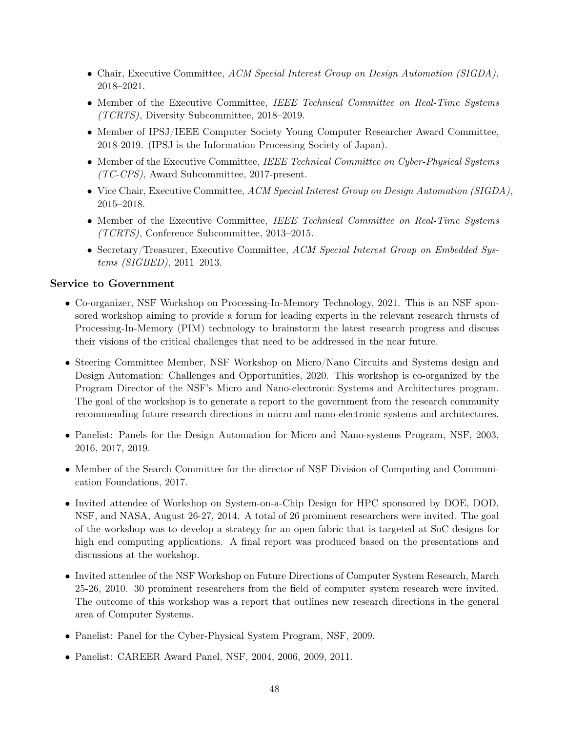- Chair, Executive Committee, *ACM Special Interest Group on Design Automation (SIGDA)*, 2018–2021.
- Member of the Executive Committee, *IEEE Technical Committee on Real-Time Systems (TCRTS)*, Diversity Subcommittee, 2018–2019.
- Member of IPSJ/IEEE Computer Society Young Computer Researcher Award Committee, 2018-2019. (IPSJ is the Information Processing Society of Japan).
- Member of the Executive Committee, *IEEE Technical Committee on Cyber-Physical Systems (TC-CPS)*, Award Subcommittee, 2017-present.
- Vice Chair, Executive Committee, *ACM Special Interest Group on Design Automation (SIGDA)*, 2015–2018.
- Member of the Executive Committee, *IEEE Technical Committee on Real-Time Systems (TCRTS)*, Conference Subcommittee, 2013–2015.
- Secretary/Treasurer, Executive Committee, *ACM Special Interest Group on Embedded Systems (SIGBED)*, 2011–2013.

### Service to Government

- Co-organizer, NSF Workshop on Processing-In-Memory Technology, 2021. This is an NSF sponsored workshop aiming to provide a forum for leading experts in the relevant research thrusts of Processing-In-Memory (PIM) technology to brainstorm the latest research progress and discuss their visions of the critical challenges that need to be addressed in the near future.
- Steering Committee Member, NSF Workshop on Micro/Nano Circuits and Systems design and Design Automation: Challenges and Opportunities, 2020. This workshop is co-organized by the Program Director of the NSF's Micro and Nano-electronic Systems and Architectures program. The goal of the workshop is to generate a report to the government from the research community recommending future research directions in micro and nano-electronic systems and architectures.
- Panelist: Panels for the Design Automation for Micro and Nano-systems Program, NSF, 2003, 2016, 2017, 2019.
- Member of the Search Committee for the director of NSF Division of Computing and Communication Foundations, 2017.
- Invited attendee of Workshop on System-on-a-Chip Design for HPC sponsored by DOE, DOD, NSF, and NASA, August 26-27, 2014. A total of 26 prominent researchers were invited. The goal of the workshop was to develop a strategy for an open fabric that is targeted at SoC designs for high end computing applications. A final report was produced based on the presentations and discussions at the workshop.
- Invited attendee of the NSF Workshop on Future Directions of Computer System Research, March 25-26, 2010. 30 prominent researchers from the field of computer system research were invited. The outcome of this workshop was a report that outlines new research directions in the general area of Computer Systems.
- Panelist: Panel for the Cyber-Physical System Program, NSF, 2009.
- Panelist: CAREER Award Panel, NSF, 2004, 2006, 2009, 2011.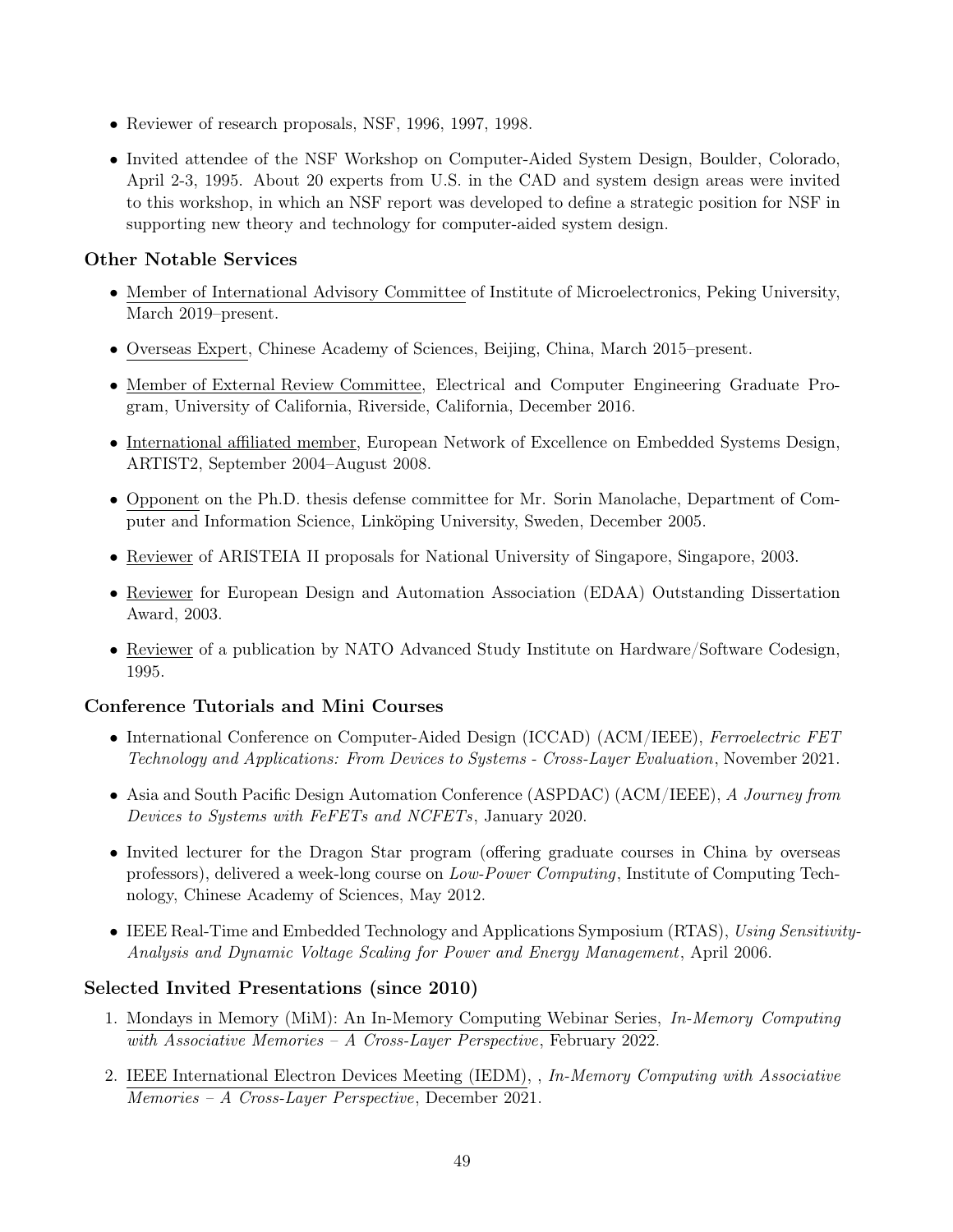- Reviewer of research proposals, NSF, 1996, 1997, 1998.
- Invited attendee of the NSF Workshop on Computer-Aided System Design, Boulder, Colorado, April 2-3, 1995. About 20 experts from U.S. in the CAD and system design areas were invited to this workshop, in which an NSF report was developed to define a strategic position for NSF in supporting new theory and technology for computer-aided system design.

### Other Notable Services

- Member of International Advisory Committee of Institute of Microelectronics, Peking University, March 2019–present.
- Overseas Expert, Chinese Academy of Sciences, Beijing, China, March 2015–present.
- Member of External Review Committee, Electrical and Computer Engineering Graduate Program, University of California, Riverside, California, December 2016.
- International affiliated member, European Network of Excellence on Embedded Systems Design, ARTIST2, September 2004–August 2008.
- Opponent on the Ph.D. thesis defense committee for Mr. Sorin Manolache, Department of Computer and Information Science, Linköping University, Sweden, December 2005.
- Reviewer of ARISTEIA II proposals for National University of Singapore, Singapore, 2003.
- Reviewer for European Design and Automation Association (EDAA) Outstanding Dissertation Award, 2003.
- Reviewer of a publication by NATO Advanced Study Institute on Hardware/Software Codesign, 1995.

### Conference Tutorials and Mini Courses

- International Conference on Computer-Aided Design (ICCAD) (ACM/IEEE), *Ferroelectric FET Technology and Applications: From Devices to Systems - Cross-Layer Evaluation*, November 2021.
- Asia and South Pacific Design Automation Conference (ASPDAC) (ACM/IEEE), *A Journey from Devices to Systems with FeFETs and NCFETs*, January 2020.
- Invited lecturer for the Dragon Star program (offering graduate courses in China by overseas professors), delivered a week-long course on *Low-Power Computing*, Institute of Computing Technology, Chinese Academy of Sciences, May 2012.
- IEEE Real-Time and Embedded Technology and Applications Symposium (RTAS), *Using Sensitivity-Analysis and Dynamic Voltage Scaling for Power and Energy Management*, April 2006.

### Selected Invited Presentations (since 2010)

1. Mondays in Memory (MiM): An In-Memory Computing Webinar Series, *In-Memory Computing with Associative Memories – A Cross-Layer Perspective*, February 2022.
2. IEEE International Electron Devices Meeting (IEDM), , *In-Memory Computing with Associative Memories – A Cross-Layer Perspective*, December 2021.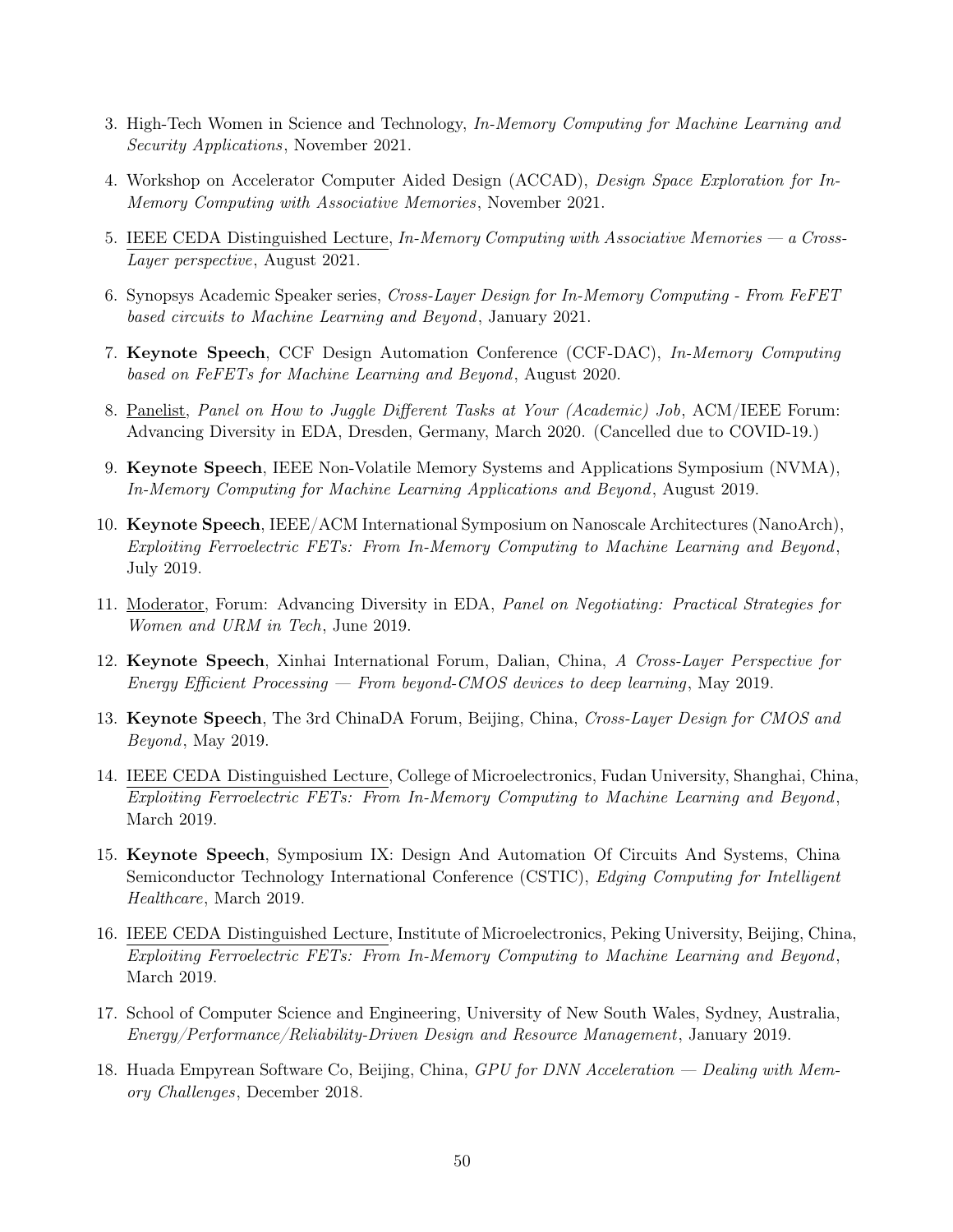3. High-Tech Women in Science and Technology, *In-Memory Computing for Machine Learning and Security Applications*, November 2021.

4. Workshop on Accelerator Computer Aided Design (ACCAD), *Design Space Exploration for In-Memory Computing with Associative Memories*, November 2021.

5. <u>IEEE CEDA Distinguished Lecture</u>, *In-Memory Computing with Associative Memories — a Cross-Layer perspective*, August 2021.

6. Synopsys Academic Speaker series, *Cross-Layer Design for In-Memory Computing - From FeFET based circuits to Machine Learning and Beyond*, January 2021.

7. **Keynote Speech**, CCF Design Automation Conference (CCF-DAC), *In-Memory Computing based on FeFETs for Machine Learning and Beyond*, August 2020.

8. <u>Panelist</u>, *Panel on How to Juggle Different Tasks at Your (Academic) Job*, ACM/IEEE Forum: Advancing Diversity in EDA, Dresden, Germany, March 2020. (Cancelled due to COVID-19.)

9. **Keynote Speech**, IEEE Non-Volatile Memory Systems and Applications Symposium (NVMA), *In-Memory Computing for Machine Learning Applications and Beyond*, August 2019.

10. **Keynote Speech**, IEEE/ACM International Symposium on Nanoscale Architectures (NanoArch), *Exploiting Ferroelectric FETs: From In-Memory Computing to Machine Learning and Beyond*, July 2019.

11. <u>Moderator</u>, Forum: Advancing Diversity in EDA, *Panel on Negotiating: Practical Strategies for Women and URM in Tech*, June 2019.

12. **Keynote Speech**, Xinhai International Forum, Dalian, China, *A Cross-Layer Perspective for Energy Efficient Processing — From beyond-CMOS devices to deep learning*, May 2019.

13. **Keynote Speech**, The 3rd ChinaDA Forum, Beijing, China, *Cross-Layer Design for CMOS and Beyond*, May 2019.

14. <u>IEEE CEDA Distinguished Lecture</u>, College of Microelectronics, Fudan University, Shanghai, China, *Exploiting Ferroelectric FETs: From In-Memory Computing to Machine Learning and Beyond*, March 2019.

15. **Keynote Speech**, Symposium IX: Design And Automation Of Circuits And Systems, China Semiconductor Technology International Conference (CSTIC), *Edging Computing for Intelligent Healthcare*, March 2019.

16. <u>IEEE CEDA Distinguished Lecture</u>, Institute of Microelectronics, Peking University, Beijing, China, *Exploiting Ferroelectric FETs: From In-Memory Computing to Machine Learning and Beyond*, March 2019.

17. School of Computer Science and Engineering, University of New South Wales, Sydney, Australia, *Energy/Performance/Reliability-Driven Design and Resource Management*, January 2019.

18. Huada Empyrean Software Co, Beijing, China, *GPU for DNN Acceleration — Dealing with Memory Challenges*, December 2018.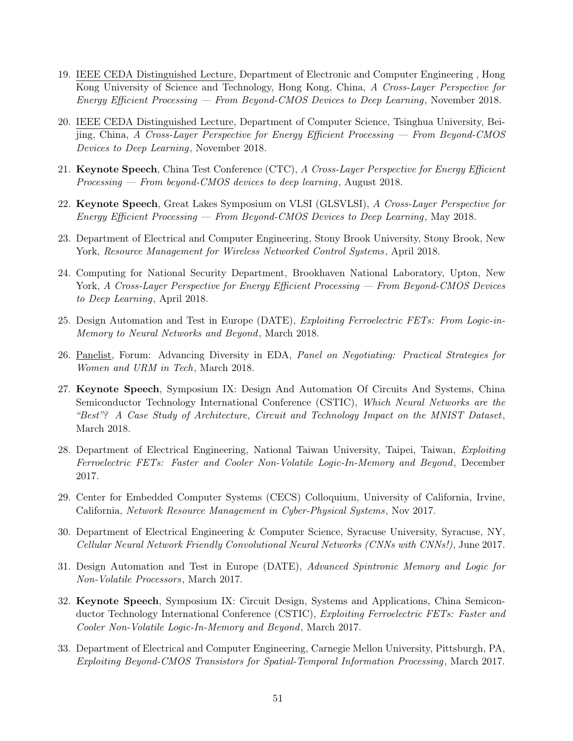19. <u>IEEE CEDA Distinguished Lecture</u>, Department of Electronic and Computer Engineering , Hong Kong University of Science and Technology, Hong Kong, China, *A Cross-Layer Perspective for Energy Efficient Processing — From Beyond-CMOS Devices to Deep Learning*, November 2018.

20. <u>IEEE CEDA Distinguished Lecture</u>, Department of Computer Science, Tsinghua University, Beijing, China, *A Cross-Layer Perspective for Energy Efficient Processing — From Beyond-CMOS Devices to Deep Learning*, November 2018.

21. **Keynote Speech**, China Test Conference (CTC), *A Cross-Layer Perspective for Energy Efficient Processing — From beyond-CMOS devices to deep learning*, August 2018.

22. **Keynote Speech**, Great Lakes Symposium on VLSI (GLSVLSI), *A Cross-Layer Perspective for Energy Efficient Processing — From Beyond-CMOS Devices to Deep Learning*, May 2018.

23. Department of Electrical and Computer Engineering, Stony Brook University, Stony Brook, New York, *Resource Management for Wireless Networked Control Systems*, April 2018.

24. Computing for National Security Department, Brookhaven National Laboratory, Upton, New York, *A Cross-Layer Perspective for Energy Efficient Processing — From Beyond-CMOS Devices to Deep Learning*, April 2018.

25. Design Automation and Test in Europe (DATE), *Exploiting Ferroelectric FETs: From Logic-in-Memory to Neural Networks and Beyond*, March 2018.

26. <u>Panelist</u>, Forum: Advancing Diversity in EDA, *Panel on Negotiating: Practical Strategies for Women and URM in Tech*, March 2018.

27. **Keynote Speech**, Symposium IX: Design And Automation Of Circuits And Systems, China Semiconductor Technology International Conference (CSTIC), *Which Neural Networks are the "Best"? A Case Study of Architecture, Circuit and Technology Impact on the MNIST Dataset*, March 2018.

28. Department of Electrical Engineering, National Taiwan University, Taipei, Taiwan, *Exploiting Ferroelectric FETs: Faster and Cooler Non-Volatile Logic-In-Memory and Beyond*, December 2017.

29. Center for Embedded Computer Systems (CECS) Colloquium, University of California, Irvine, California, *Network Resource Management in Cyber-Physical Systems*, Nov 2017.

30. Department of Electrical Engineering & Computer Science, Syracuse University, Syracuse, NY, *Cellular Neural Network Friendly Convolutional Neural Networks (CNNs with CNNs!)*, June 2017.

31. Design Automation and Test in Europe (DATE), *Advanced Spintronic Memory and Logic for Non-Volatile Processors*, March 2017.

32. **Keynote Speech**, Symposium IX: Circuit Design, Systems and Applications, China Semiconductor Technology International Conference (CSTIC), *Exploiting Ferroelectric FETs: Faster and Cooler Non-Volatile Logic-In-Memory and Beyond*, March 2017.

33. Department of Electrical and Computer Engineering, Carnegie Mellon University, Pittsburgh, PA, *Exploiting Beyond-CMOS Transistors for Spatial-Temporal Information Processing*, March 2017.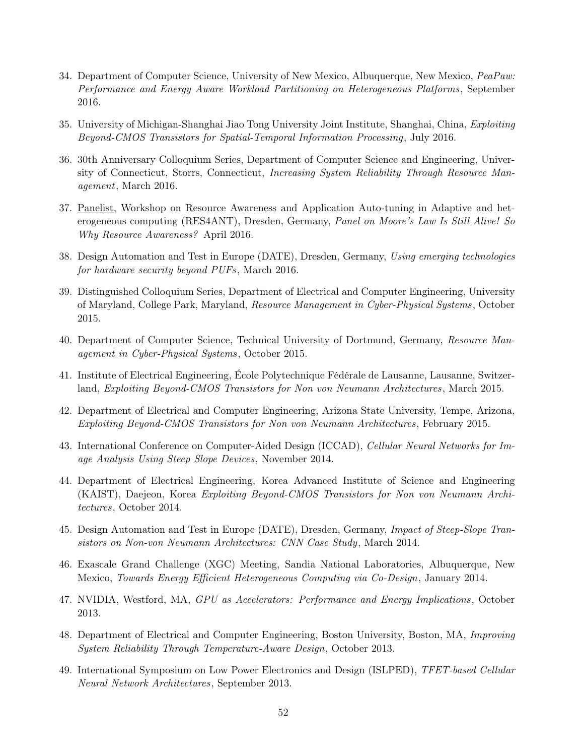34. Department of Computer Science, University of New Mexico, Albuquerque, New Mexico, *PeaPaw: Performance and Energy Aware Workload Partitioning on Heterogeneous Platforms*, September 2016.

35. University of Michigan-Shanghai Jiao Tong University Joint Institute, Shanghai, China, *Exploiting Beyond-CMOS Transistors for Spatial-Temporal Information Processing*, July 2016.

36. 30th Anniversary Colloquium Series, Department of Computer Science and Engineering, University of Connecticut, Storrs, Connecticut, *Increasing System Reliability Through Resource Management*, March 2016.

37. <u>Panelist</u>, Workshop on Resource Awareness and Application Auto-tuning in Adaptive and heterogeneous computing (RES4ANT), Dresden, Germany, *Panel on Moore's Law Is Still Alive! So Why Resource Awareness?* April 2016.

38. Design Automation and Test in Europe (DATE), Dresden, Germany, *Using emerging technologies for hardware security beyond PUFs*, March 2016.

39. Distinguished Colloquium Series, Department of Electrical and Computer Engineering, University of Maryland, College Park, Maryland, *Resource Management in Cyber-Physical Systems*, October 2015.

40. Department of Computer Science, Technical University of Dortmund, Germany, *Resource Management in Cyber-Physical Systems*, October 2015.

41. Institute of Electrical Engineering, École Polytechnique Fédérale de Lausanne, Lausanne, Switzerland, *Exploiting Beyond-CMOS Transistors for Non von Neumann Architectures*, March 2015.

42. Department of Electrical and Computer Engineering, Arizona State University, Tempe, Arizona, *Exploiting Beyond-CMOS Transistors for Non von Neumann Architectures*, February 2015.

43. International Conference on Computer-Aided Design (ICCAD), *Cellular Neural Networks for Image Analysis Using Steep Slope Devices*, November 2014.

44. Department of Electrical Engineering, Korea Advanced Institute of Science and Engineering (KAIST), Daejeon, Korea *Exploiting Beyond-CMOS Transistors for Non von Neumann Architectures*, October 2014.

45. Design Automation and Test in Europe (DATE), Dresden, Germany, *Impact of Steep-Slope Transistors on Non-von Neumann Architectures: CNN Case Study*, March 2014.

46. Exascale Grand Challenge (XGC) Meeting, Sandia National Laboratories, Albuquerque, New Mexico, *Towards Energy Efficient Heterogeneous Computing via Co-Design*, January 2014.

47. NVIDIA, Westford, MA, *GPU as Accelerators: Performance and Energy Implications*, October 2013.

48. Department of Electrical and Computer Engineering, Boston University, Boston, MA, *Improving System Reliability Through Temperature-Aware Design*, October 2013.

49. International Symposium on Low Power Electronics and Design (ISLPED), *TFET-based Cellular Neural Network Architectures*, September 2013.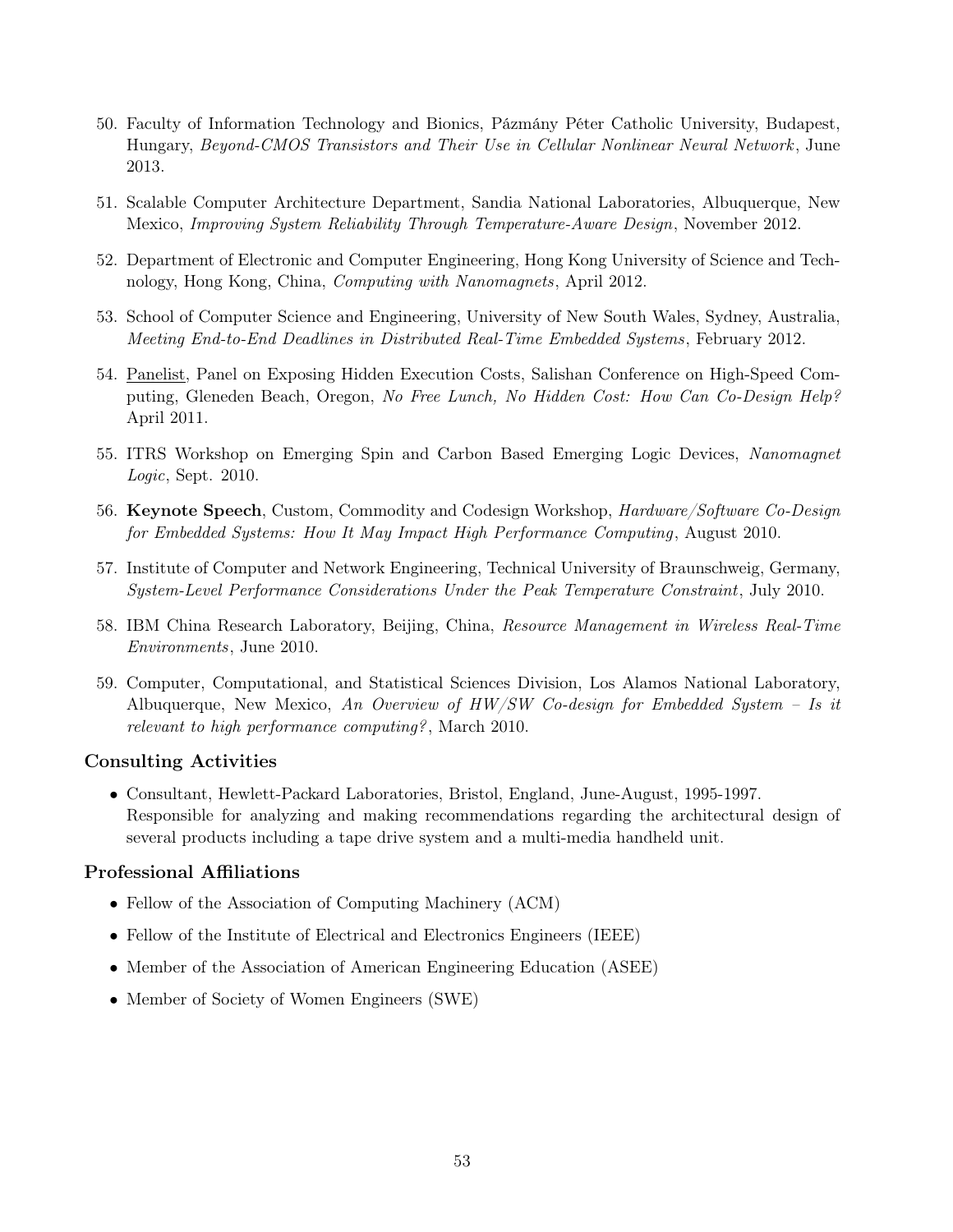50. Faculty of Information Technology and Bionics, Pázmány Péter Catholic University, Budapest, Hungary, *Beyond-CMOS Transistors and Their Use in Cellular Nonlinear Neural Network*, June 2013.

51. Scalable Computer Architecture Department, Sandia National Laboratories, Albuquerque, New Mexico, *Improving System Reliability Through Temperature-Aware Design*, November 2012.

52. Department of Electronic and Computer Engineering, Hong Kong University of Science and Technology, Hong Kong, China, *Computing with Nanomagnets*, April 2012.

53. School of Computer Science and Engineering, University of New South Wales, Sydney, Australia, *Meeting End-to-End Deadlines in Distributed Real-Time Embedded Systems*, February 2012.

54. Panelist, Panel on Exposing Hidden Execution Costs, Salishan Conference on High-Speed Computing, Gleneden Beach, Oregon, *No Free Lunch, No Hidden Cost: How Can Co-Design Help?* April 2011.

55. ITRS Workshop on Emerging Spin and Carbon Based Emerging Logic Devices, *Nanomagnet Logic*, Sept. 2010.

56. **Keynote Speech**, Custom, Commodity and Codesign Workshop, *Hardware/Software Co-Design for Embedded Systems: How It May Impact High Performance Computing*, August 2010.

57. Institute of Computer and Network Engineering, Technical University of Braunschweig, Germany, *System-Level Performance Considerations Under the Peak Temperature Constraint*, July 2010.

58. IBM China Research Laboratory, Beijing, China, *Resource Management in Wireless Real-Time Environments*, June 2010.

59. Computer, Computational, and Statistical Sciences Division, Los Alamos National Laboratory, Albuquerque, New Mexico, *An Overview of HW/SW Co-design for Embedded System – Is it relevant to high performance computing?*, March 2010.

### Consulting Activities

- Consultant, Hewlett-Packard Laboratories, Bristol, England, June-August, 1995-1997.
  Responsible for analyzing and making recommendations regarding the architectural design of several products including a tape drive system and a multi-media handheld unit.

### Professional Affiliations

- Fellow of the Association of Computing Machinery (ACM)
- Fellow of the Institute of Electrical and Electronics Engineers (IEEE)
- Member of the Association of American Engineering Education (ASEE)
- Member of Society of Women Engineers (SWE)